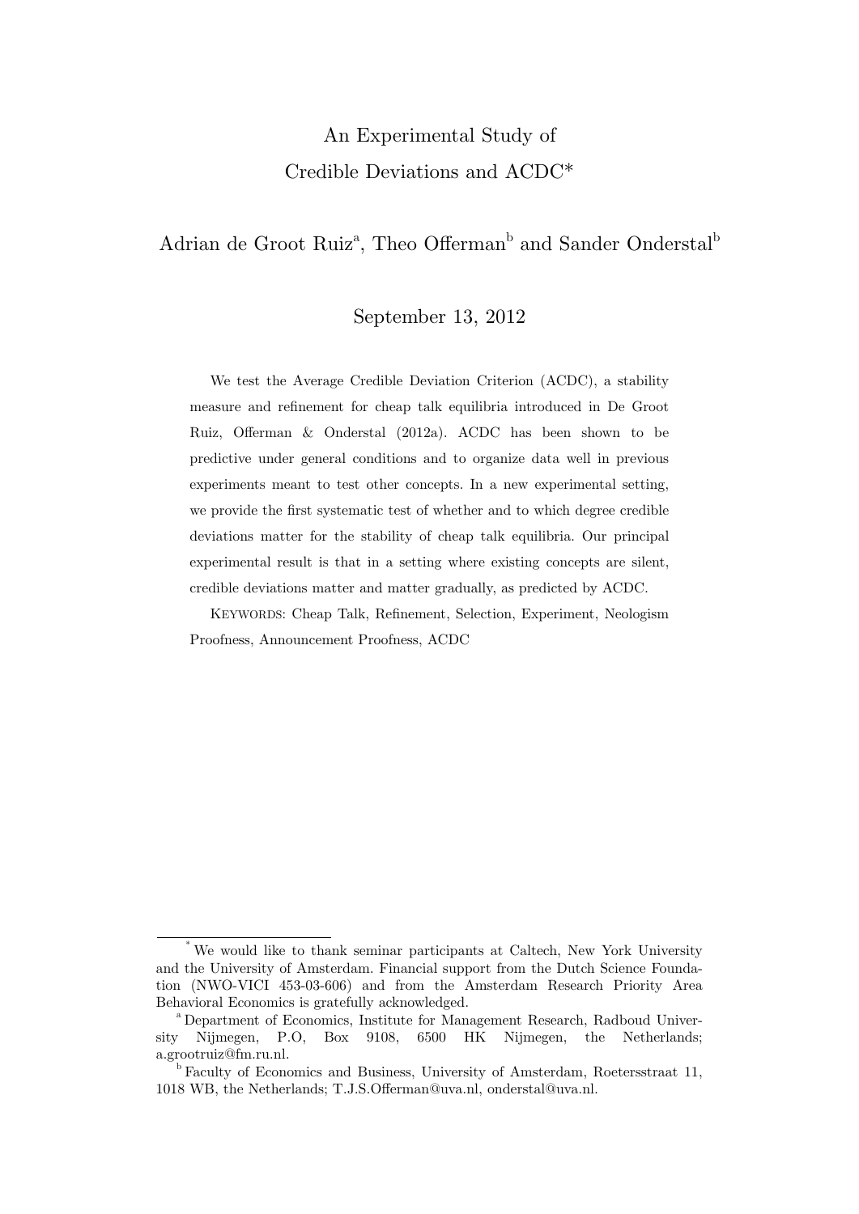# An Experimental Study of Credible Deviations and ACDC*

Adrian de Groot Ruiz[a], Theo Offerman[b] and Sander Onderstal[b]

September 13, 2012

We test the Average Credible Deviation Criterion (ACDC), a stability measure and refinement for cheap talk equilibria introduced in De Groot Ruiz, Offerman & Onderstal (2012a). ACDC has been shown to be predictive under general conditions and to organize data well in previous experiments meant to test other concepts. In a new experimental setting, we provide the first systematic test of whether and to which degree credible deviations matter for the stability of cheap talk equilibria. Our principal experimental result is that in a setting where existing concepts are silent, credible deviations matter and matter gradually, as predicted by ACDC.

KEYWORDS: Cheap Talk, Refinement, Selection, Experiment, Neologism Proofness, Announcement Proofness, ACDC

---

[*] We would like to thank seminar participants at Caltech, New York University and the University of Amsterdam. Financial support from the Dutch Science Foundation (NWO-VICI 453-03-606) and from the Amsterdam Research Priority Area Behavioral Economics is gratefully acknowledged.

[a] Department of Economics, Institute for Management Research, Radboud University Nijmegen, P.O, Box 9108, 6500 HK Nijmegen, the Netherlands; a.grootruiz@fm.ru.nl.

[b] Faculty of Economics and Business, University of Amsterdam, Roetersstraat 11, 1018 WB, the Netherlands; T.J.S.Offerman@uva.nl, onderstal@uva.nl.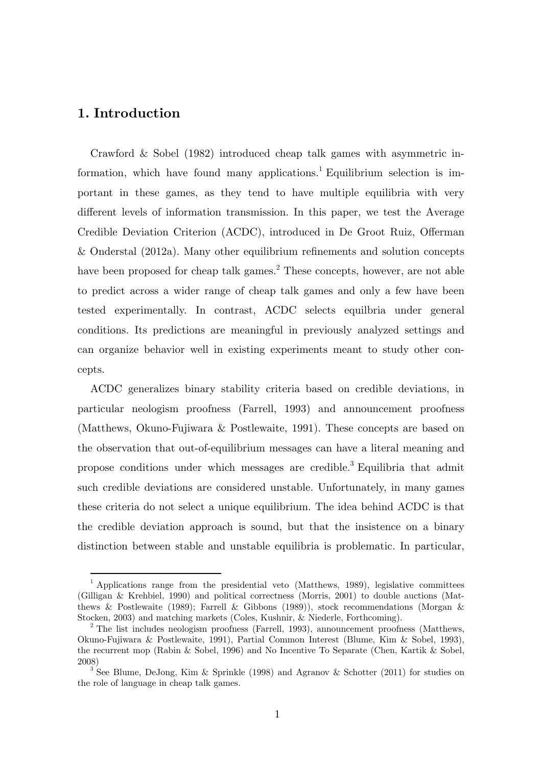# 1. Introduction

Crawford & Sobel (1982) introduced cheap talk games with asymmetric information, which have found many applications.[1] Equilibrium selection is important in these games, as they tend to have multiple equilibria with very different levels of information transmission. In this paper, we test the Average Credible Deviation Criterion (ACDC), introduced in De Groot Ruiz, Offerman & Onderstal (2012a). Many other equilibrium refinements and solution concepts have been proposed for cheap talk games.[2] These concepts, however, are not able to predict across a wider range of cheap talk games and only a few have been tested experimentally. In contrast, ACDC selects equilbria under general conditions. Its predictions are meaningful in previously analyzed settings and can organize behavior well in existing experiments meant to study other concepts.

ACDC generalizes binary stability criteria based on credible deviations, in particular neologism proofness (Farrell, 1993) and announcement proofness (Matthews, Okuno-Fujiwara & Postlewaite, 1991). These concepts are based on the observation that out-of-equilibrium messages can have a literal meaning and propose conditions under which messages are credible.[3] Equilibria that admit such credible deviations are considered unstable. Unfortunately, in many games these criteria do not select a unique equilibrium. The idea behind ACDC is that the credible deviation approach is sound, but that the insistence on a binary distinction between stable and unstable equilibria is problematic. In particular,

---

[1] Applications range from the presidential veto (Matthews, 1989), legislative committees (Gilligan & Krehbiel, 1990) and political correctness (Morris, 2001) to double auctions (Matthews & Postlewaite (1989); Farrell & Gibbons (1989)), stock recommendations (Morgan & Stocken, 2003) and matching markets (Coles, Kushnir, & Niederle, Forthcoming).

[2] The list includes neologism proofness (Farrell, 1993), announcement proofness (Matthews, Okuno-Fujiwara & Postlewaite, 1991), Partial Common Interest (Blume, Kim & Sobel, 1993), the recurrent mop (Rabin & Sobel, 1996) and No Incentive To Separate (Chen, Kartik & Sobel, 2008)

[3] See Blume, DeJong, Kim & Sprinkle (1998) and Agranov & Schotter (2011) for studies on the role of language in cheap talk games.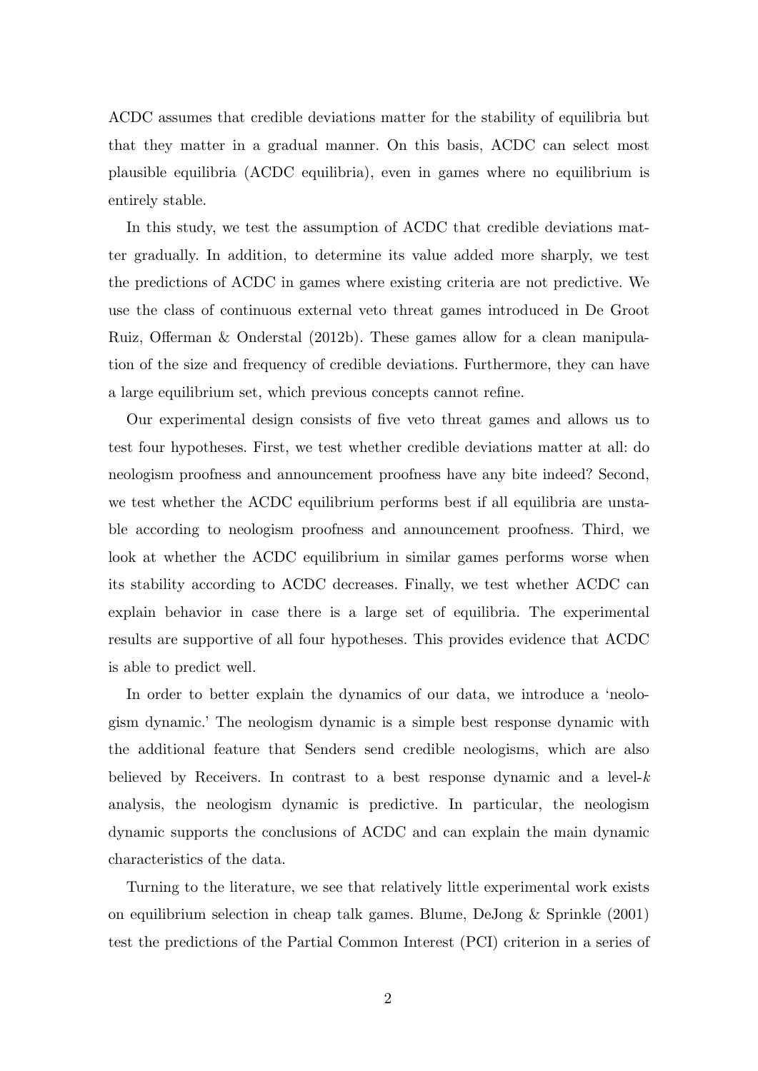ACDC assumes that credible deviations matter for the stability of equilibria but that they matter in a gradual manner. On this basis, ACDC can select most plausible equilibria (ACDC equilibria), even in games where no equilibrium is entirely stable.

In this study, we test the assumption of ACDC that credible deviations matter gradually. In addition, to determine its value added more sharply, we test the predictions of ACDC in games where existing criteria are not predictive. We use the class of continuous external veto threat games introduced in De Groot Ruiz, Offerman & Onderstal (2012b). These games allow for a clean manipulation of the size and frequency of credible deviations. Furthermore, they can have a large equilibrium set, which previous concepts cannot refine.

Our experimental design consists of five veto threat games and allows us to test four hypotheses. First, we test whether credible deviations matter at all: do neologism proofness and announcement proofness have any bite indeed? Second, we test whether the ACDC equilibrium performs best if all equilibria are unstable according to neologism proofness and announcement proofness. Third, we look at whether the ACDC equilibrium in similar games performs worse when its stability according to ACDC decreases. Finally, we test whether ACDC can explain behavior in case there is a large set of equilibria. The experimental results are supportive of all four hypotheses. This provides evidence that ACDC is able to predict well.

In order to better explain the dynamics of our data, we introduce a 'neologism dynamic.' The neologism dynamic is a simple best response dynamic with the additional feature that Senders send credible neologisms, which are also believed by Receivers. In contrast to a best response dynamic and a level-$k$ analysis, the neologism dynamic is predictive. In particular, the neologism dynamic supports the conclusions of ACDC and can explain the main dynamic characteristics of the data.

Turning to the literature, we see that relatively little experimental work exists on equilibrium selection in cheap talk games. Blume, DeJong & Sprinkle (2001) test the predictions of the Partial Common Interest (PCI) criterion in a series of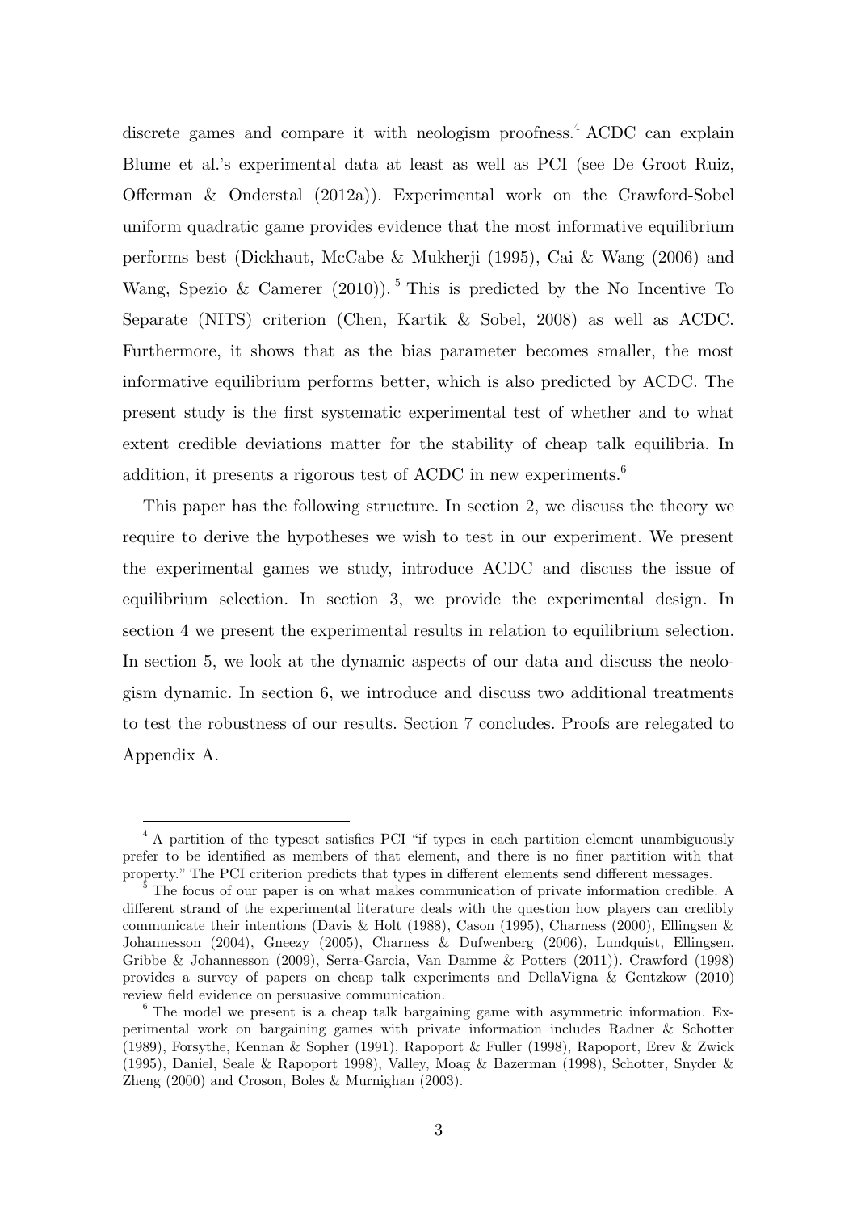discrete games and compare it with neologism proofness.[4] ACDC can explain Blume et al.'s experimental data at least as well as PCI (see De Groot Ruiz, Offerman & Onderstal (2012a)). Experimental work on the Crawford-Sobel uniform quadratic game provides evidence that the most informative equilibrium performs best (Dickhaut, McCabe & Mukherji (1995), Cai & Wang (2006) and Wang, Spezio & Camerer (2010)).[5] This is predicted by the No Incentive To Separate (NITS) criterion (Chen, Kartik & Sobel, 2008) as well as ACDC. Furthermore, it shows that as the bias parameter becomes smaller, the most informative equilibrium performs better, which is also predicted by ACDC. The present study is the first systematic experimental test of whether and to what extent credible deviations matter for the stability of cheap talk equilibria. In addition, it presents a rigorous test of ACDC in new experiments.[6]

This paper has the following structure. In section 2, we discuss the theory we require to derive the hypotheses we wish to test in our experiment. We present the experimental games we study, introduce ACDC and discuss the issue of equilibrium selection. In section 3, we provide the experimental design. In section 4 we present the experimental results in relation to equilibrium selection. In section 5, we look at the dynamic aspects of our data and discuss the neologism dynamic. In section 6, we introduce and discuss two additional treatments to test the robustness of our results. Section 7 concludes. Proofs are relegated to Appendix A.

---

[4] A partition of the typeset satisfies PCI "if types in each partition element unambiguously prefer to be identified as members of that element, and there is no finer partition with that property." The PCI criterion predicts that types in different elements send different messages.

[5] The focus of our paper is on what makes communication of private information credible. A different strand of the experimental literature deals with the question how players can credibly communicate their intentions (Davis & Holt (1988), Cason (1995), Charness (2000), Ellingsen & Johannesson (2004), Gneezy (2005), Charness & Dufwenberg (2006), Lundquist, Ellingsen, Gribbe & Johannesson (2009), Serra-Garcia, Van Damme & Potters (2011)). Crawford (1998) provides a survey of papers on cheap talk experiments and DellaVigna & Gentzkow (2010) review field evidence on persuasive communication.

[6] The model we present is a cheap talk bargaining game with asymmetric information. Experimental work on bargaining games with private information includes Radner & Schotter (1989), Forsythe, Kennan & Sopher (1991), Rapoport & Fuller (1998), Rapoport, Erev & Zwick (1995), Daniel, Seale & Rapoport 1998), Valley, Moag & Bazerman (1998), Schotter, Snyder & Zheng (2000) and Croson, Boles & Murnighan (2003).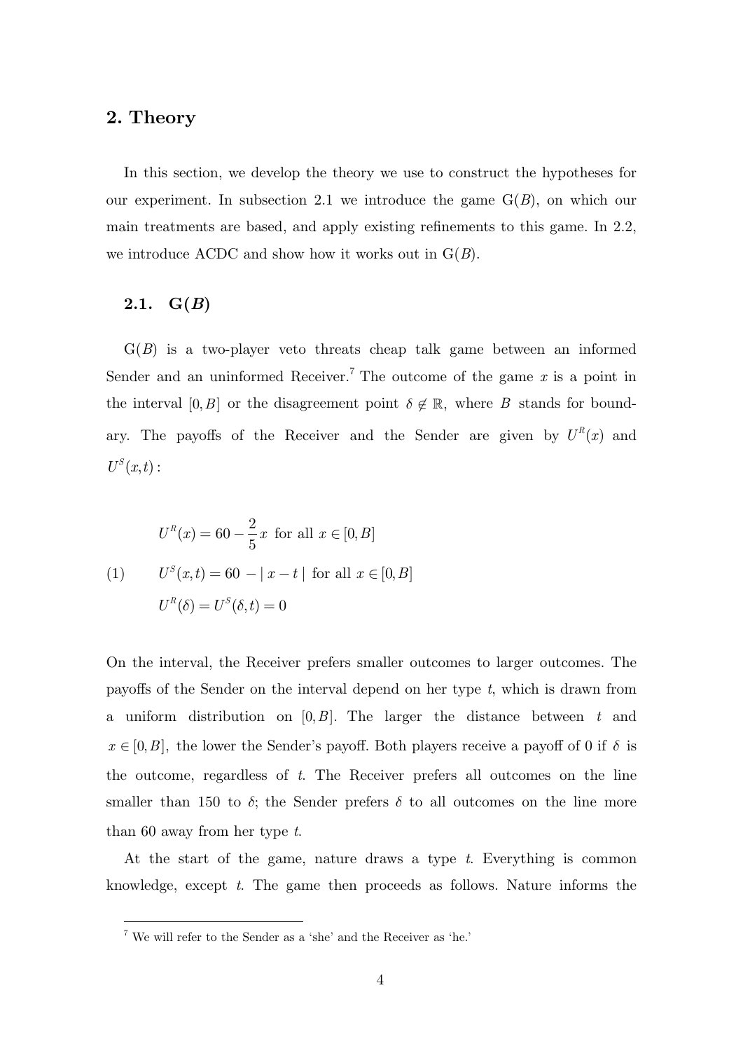## 2. Theory

In this section, we develop the theory we use to construct the hypotheses for our experiment. In subsection 2.1 we introduce the game G($B$), on which our main treatments are based, and apply existing refinements to this game. In 2.2, we introduce ACDC and show how it works out in G($B$).

### 2.1. G($B$)

G($B$) is a two-player veto threats cheap talk game between an informed Sender and an uninformed Receiver.[7] The outcome of the game $x$ is a point in the interval $[0, B]$ or the disagreement point $\delta \notin \mathbb{R}$, where $B$ stands for boundary. The payoffs of the Receiver and the Sender are given by $U^R(x)$ and $U^S(x,t)$:

$$
\begin{aligned}
&U^R(x) = 60 - \frac{2}{5}x \text{ for all } x \in [0, B] \\
(1) \qquad &U^S(x,t) = 60 - \mid x - t \mid \text{ for all } x \in [0, B] \\
&U^R(\delta) = U^S(\delta, t) = 0
\end{aligned}
$$

On the interval, the Receiver prefers smaller outcomes to larger outcomes. The payoffs of the Sender on the interval depend on her type $t$, which is drawn from a uniform distribution on $[0, B]$. The larger the distance between $t$ and $x \in [0, B]$, the lower the Sender's payoff. Both players receive a payoff of 0 if $\delta$ is the outcome, regardless of $t$. The Receiver prefers all outcomes on the line smaller than 150 to $\delta$; the Sender prefers $\delta$ to all outcomes on the line more than 60 away from her type $t$.

At the start of the game, nature draws a type $t$. Everything is common knowledge, except $t$. The game then proceeds as follows. Nature informs the

[7] We will refer to the Sender as a 'she' and the Receiver as 'he.'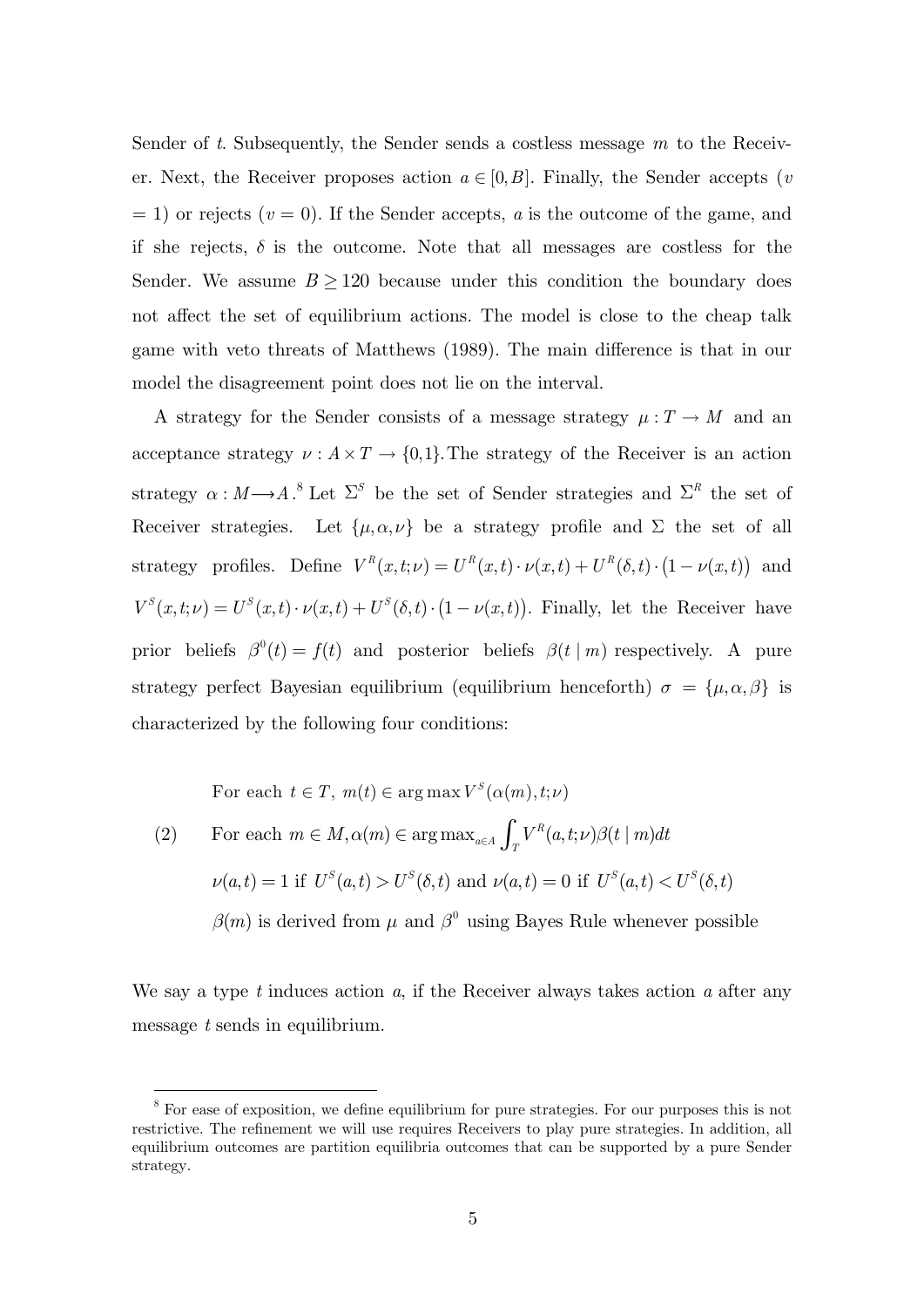Sender of $t$. Subsequently, the Sender sends a costless message $m$ to the Receiver. Next, the Receiver proposes action $a \in [0, B]$. Finally, the Sender accepts ($v = 1$) or rejects ($v = 0$). If the Sender accepts, $a$ is the outcome of the game, and if she rejects, $\delta$ is the outcome. Note that all messages are costless for the Sender. We assume $B \geq 120$ because under this condition the boundary does not affect the set of equilibrium actions. The model is close to the cheap talk game with veto threats of Matthews (1989). The main difference is that in our model the disagreement point does not lie on the interval.

A strategy for the Sender consists of a message strategy $\mu : T \to M$ and an acceptance strategy $\nu : A \times T \to \{0,1\}$. The strategy of the Receiver is an action strategy $\alpha : M \longrightarrow A$.[8] Let $\Sigma^S$ be the set of Sender strategies and $\Sigma^R$ the set of Receiver strategies. Let $\{\mu, \alpha, \nu\}$ be a strategy profile and $\Sigma$ the set of all strategy profiles. Define $V^R(x,t;\nu) = U^R(x,t) \cdot \nu(x,t) + U^R(\delta,t) \cdot (1 - \nu(x,t))$ and $V^S(x,t;\nu) = U^S(x,t) \cdot \nu(x,t) + U^S(\delta,t) \cdot (1 - \nu(x,t))$. Finally, let the Receiver have prior beliefs $\beta^0(t) = f(t)$ and posterior beliefs $\beta(t \mid m)$ respectively. A pure strategy perfect Bayesian equilibrium (equilibrium henceforth) $\sigma = \{\mu, \alpha, \beta\}$ is characterized by the following four conditions:

$$
\begin{aligned}
&\text{For each } t \in T,\ m(t) \in \arg\max V^S(\alpha(m), t; \nu) \\
(2) \qquad &\text{For each } m \in M, \alpha(m) \in \arg\max\nolimits_{a \in A} \int_T V^R(a,t;\nu)\beta(t \mid m)dt \\
&\nu(a,t) = 1 \text{ if } U^S(a,t) > U^S(\delta,t) \text{ and } \nu(a,t) = 0 \text{ if } U^S(a,t) < U^S(\delta,t) \\
&\beta(m) \text{ is derived from } \mu \text{ and } \beta^0 \text{ using Bayes Rule whenever possible}
\end{aligned}
$$

We say a type $t$ induces action $a$, if the Receiver always takes action $a$ after any message $t$ sends in equilibrium.

[8] For ease of exposition, we define equilibrium for pure strategies. For our purposes this is not restrictive. The refinement we will use requires Receivers to play pure strategies. In addition, all equilibrium outcomes are partition equilibria outcomes that can be supported by a pure Sender strategy.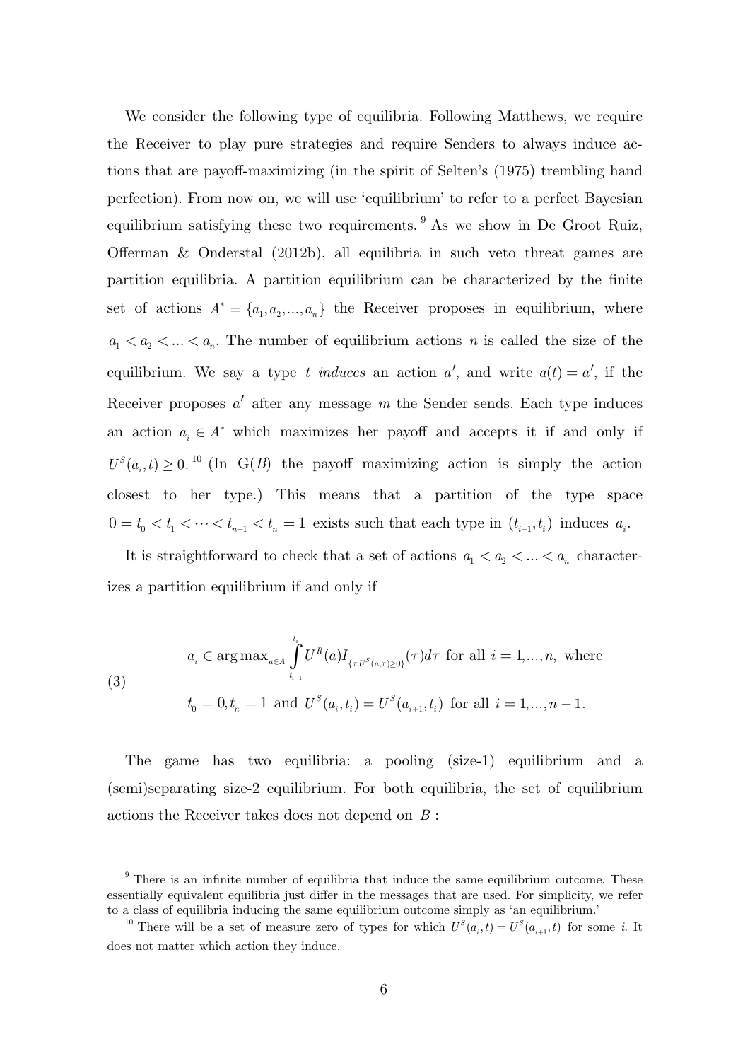We consider the following type of equilibria. Following Matthews, we require the Receiver to play pure strategies and require Senders to always induce actions that are payoff-maximizing (in the spirit of Selten's (1975) trembling hand perfection). From now on, we will use 'equilibrium' to refer to a perfect Bayesian equilibrium satisfying these two requirements.[9] As we show in De Groot Ruiz, Offerman & Onderstal (2012b), all equilibria in such veto threat games are partition equilibria. A partition equilibrium can be characterized by the finite set of actions $A^* = \{a_1, a_2, ..., a_n\}$ the Receiver proposes in equilibrium, where $a_1 < a_2 < ... < a_n$. The number of equilibrium actions $n$ is called the size of the equilibrium. We say a type $t$ *induces* an action $a'$, and write $a(t) = a'$, if the Receiver proposes $a'$ after any message $m$ the Sender sends. Each type induces an action $a_i \in A^*$ which maximizes her payoff and accepts it if and only if $U^S(a_i, t) \geq 0$.[10] (In G($B$) the payoff maximizing action is simply the action closest to her type.) This means that a partition of the type space $0 = t_0 < t_1 < \cdots < t_{n-1} < t_n = 1$ exists such that each type in $(t_{i-1}, t_i)$ induces $a_i$.

It is straightforward to check that a set of actions $a_1 < a_2 < ... < a_n$ characterizes a partition equilibrium if and only if

$$
(3) \qquad
\begin{aligned}
& a_i \in \arg\max_{a \in A} \int_{t_{i-1}}^{t_i} U^R(a) I_{\{\tau : U^S(a,\tau) \geq 0\}}(\tau) d\tau \text{ for all } i = 1, ..., n, \text{ where} \\
& t_0 = 0, t_n = 1 \text{ and } U^S(a_i, t_i) = U^S(a_{i+1}, t_i) \text{ for all } i = 1, ..., n-1.
\end{aligned}
$$

The game has two equilibria: a pooling (size-1) equilibrium and a (semi)separating size-2 equilibrium. For both equilibria, the set of equilibrium actions the Receiver takes does not depend on $B$ :

---

[9] There is an infinite number of equilibria that induce the same equilibrium outcome. These essentially equivalent equilibria just differ in the messages that are used. For simplicity, we refer to a class of equilibria inducing the same equilibrium outcome simply as 'an equilibrium.'

[10] There will be a set of measure zero of types for which $U^S(a_i, t) = U^S(a_{i+1}, t)$ for some $i$. It does not matter which action they induce.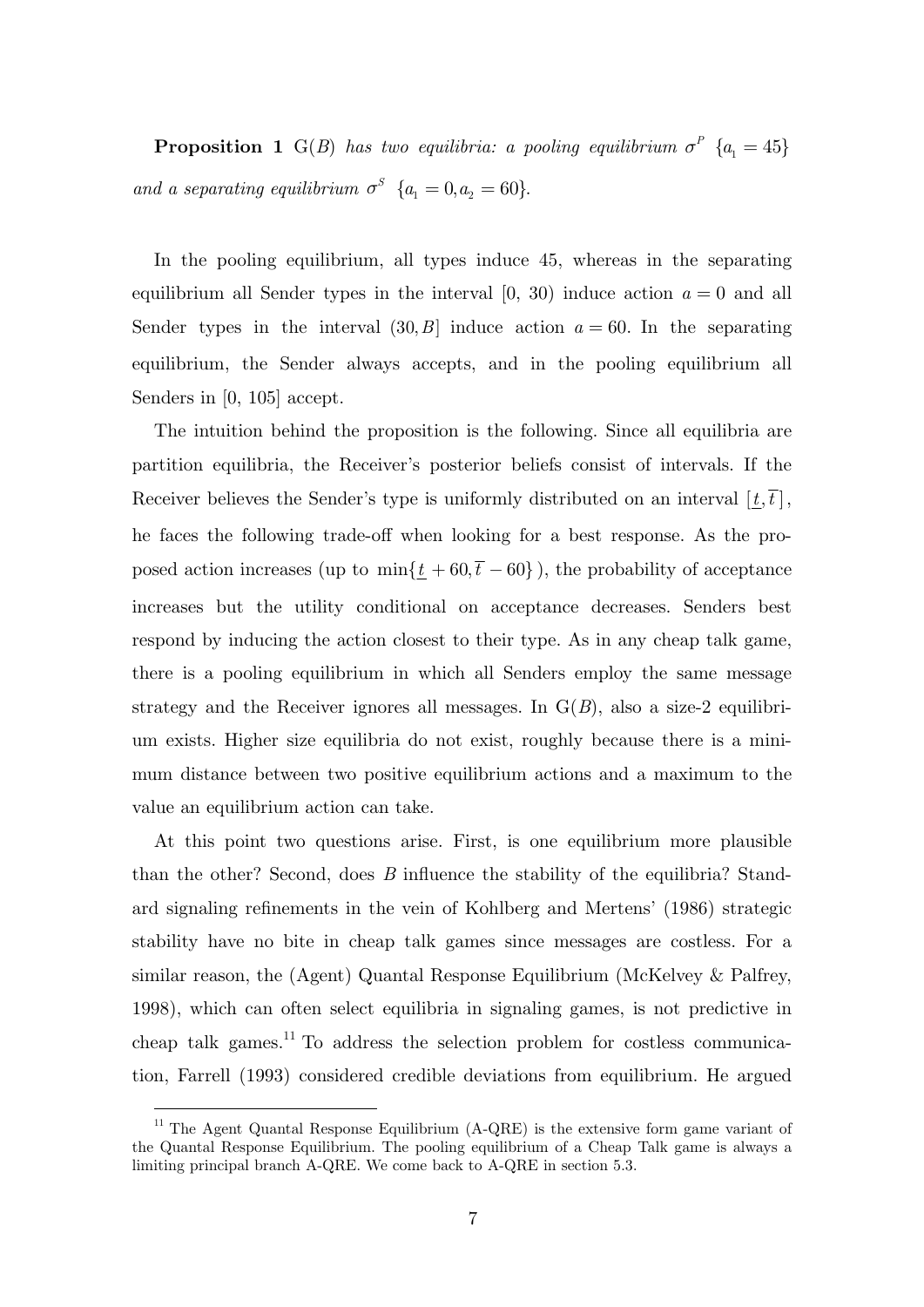**Proposition 1** G($B$) *has two equilibria: a pooling equilibrium* $\sigma^P$ $\{a_1 = 45\}$ *and a separating equilibrium* $\sigma^S$ $\{a_1 = 0, a_2 = 60\}$.

In the pooling equilibrium, all types induce 45, whereas in the separating equilibrium all Sender types in the interval [0, 30) induce action $a = 0$ and all Sender types in the interval $(30, B]$ induce action $a = 60$. In the separating equilibrium, the Sender always accepts, and in the pooling equilibrium all Senders in [0, 105] accept.

The intuition behind the proposition is the following. Since all equilibria are partition equilibria, the Receiver's posterior beliefs consist of intervals. If the Receiver believes the Sender's type is uniformly distributed on an interval $[\underline{t}, \overline{t}\,]$, he faces the following trade-off when looking for a best response. As the proposed action increases (up to $\min\{\underline{t} + 60, \overline{t} - 60\}$), the probability of acceptance increases but the utility conditional on acceptance decreases. Senders best respond by inducing the action closest to their type. As in any cheap talk game, there is a pooling equilibrium in which all Senders employ the same message strategy and the Receiver ignores all messages. In G($B$), also a size-2 equilibrium exists. Higher size equilibria do not exist, roughly because there is a minimum distance between two positive equilibrium actions and a maximum to the value an equilibrium action can take.

At this point two questions arise. First, is one equilibrium more plausible than the other? Second, does $B$ influence the stability of the equilibria? Standard signaling refinements in the vein of Kohlberg and Mertens' (1986) strategic stability have no bite in cheap talk games since messages are costless. For a similar reason, the (Agent) Quantal Response Equilibrium (McKelvey & Palfrey, 1998), which can often select equilibria in signaling games, is not predictive in cheap talk games.[11] To address the selection problem for costless communication, Farrell (1993) considered credible deviations from equilibrium. He argued

[11] The Agent Quantal Response Equilibrium (A-QRE) is the extensive form game variant of the Quantal Response Equilibrium. The pooling equilibrium of a Cheap Talk game is always a limiting principal branch A-QRE. We come back to A-QRE in section 5.3.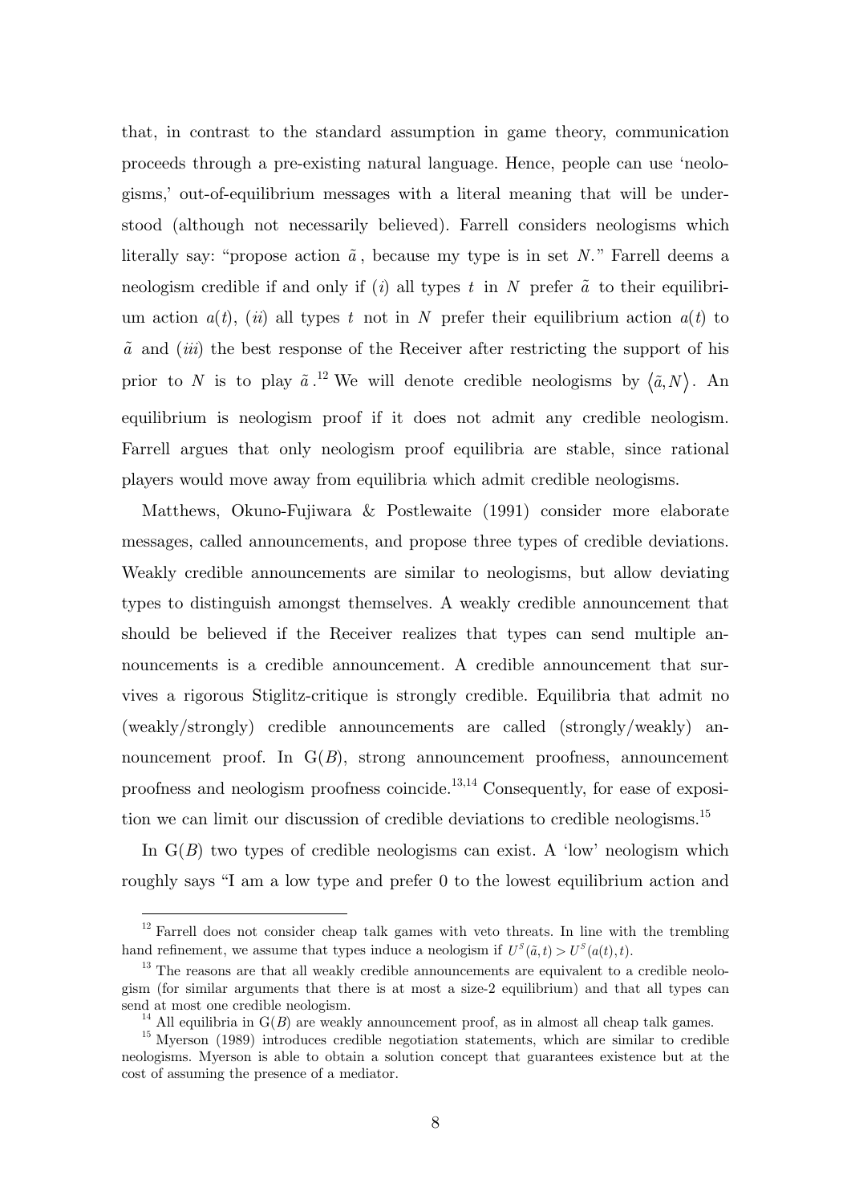that, in contrast to the standard assumption in game theory, communication proceeds through a pre-existing natural language. Hence, people can use 'neologisms,' out-of-equilibrium messages with a literal meaning that will be understood (although not necessarily believed). Farrell considers neologisms which literally say: "propose action $\tilde{a}$, because my type is in set $N$." Farrell deems a neologism credible if and only if ($i$) all types $t$ in $N$ prefer $\tilde{a}$ to their equilibrium action $a(t)$, ($ii$) all types $t$ not in $N$ prefer their equilibrium action $a(t)$ to $\tilde{a}$ and ($iii$) the best response of the Receiver after restricting the support of his prior to $N$ is to play $\tilde{a}$.[12] We will denote credible neologisms by $\langle \tilde{a}, N \rangle$. An equilibrium is neologism proof if it does not admit any credible neologism. Farrell argues that only neologism proof equilibria are stable, since rational players would move away from equilibria which admit credible neologisms.

Matthews, Okuno-Fujiwara & Postlewaite (1991) consider more elaborate messages, called announcements, and propose three types of credible deviations. Weakly credible announcements are similar to neologisms, but allow deviating types to distinguish amongst themselves. A weakly credible announcement that should be believed if the Receiver realizes that types can send multiple announcements is a credible announcement. A credible announcement that survives a rigorous Stiglitz-critique is strongly credible. Equilibria that admit no (weakly/strongly) credible announcements are called (strongly/weakly) announcement proof. In G($B$), strong announcement proofness, announcement proofness and neologism proofness coincide.[13,14] Consequently, for ease of exposition we can limit our discussion of credible deviations to credible neologisms.[15]

In G($B$) two types of credible neologisms can exist. A 'low' neologism which roughly says "I am a low type and prefer 0 to the lowest equilibrium action and

---

[12] Farrell does not consider cheap talk games with veto threats. In line with the trembling hand refinement, we assume that types induce a neologism if $U^S(\tilde{a}, t) > U^S(a(t), t)$.

[13] The reasons are that all weakly credible announcements are equivalent to a credible neologism (for similar arguments that there is at most a size-2 equilibrium) and that all types can send at most one credible neologism.

[14] All equilibria in G($B$) are weakly announcement proof, as in almost all cheap talk games.

[15] Myerson (1989) introduces credible negotiation statements, which are similar to credible neologisms. Myerson is able to obtain a solution concept that guarantees existence but at the cost of assuming the presence of a mediator.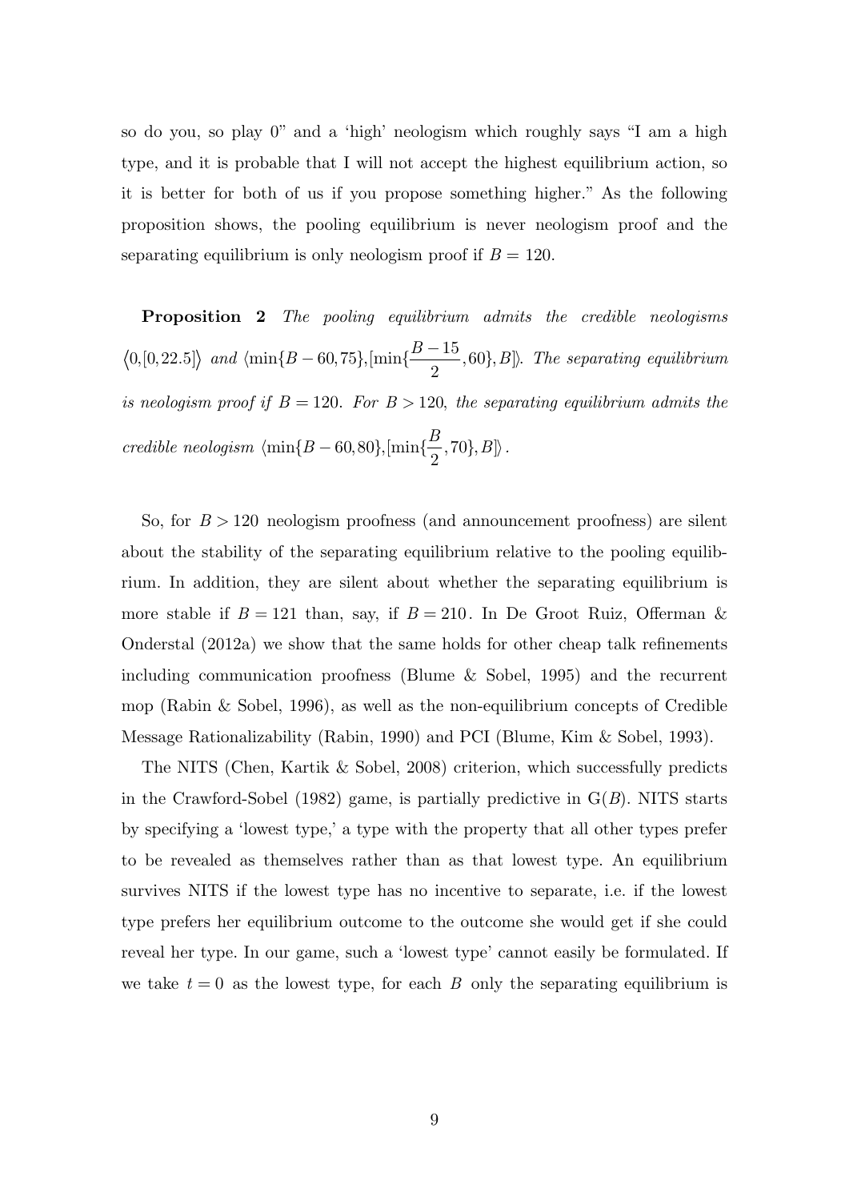so do you, so play 0" and a 'high' neologism which roughly says "I am a high type, and it is probable that I will not accept the highest equilibrium action, so it is better for both of us if you propose something higher." As the following proposition shows, the pooling equilibrium is never neologism proof and the separating equilibrium is only neologism proof if $B = 120$.

**Proposition 2** *The pooling equilibrium admits the credible neologisms* $\langle 0,[0,22.5]\rangle$ *and* $\langle \min\{B-60,75\},[\min\{\frac{B-15}{2},60\},B]\rangle$. *The separating equilibrium is neologism proof if* $B = 120$. *For* $B > 120$, *the separating equilibrium admits the credible neologism* $\langle \min\{B-60,80\},[\min\{\frac{B}{2},70\},B]\rangle$.

So, for $B > 120$ neologism proofness (and announcement proofness) are silent about the stability of the separating equilibrium relative to the pooling equilibrium. In addition, they are silent about whether the separating equilibrium is more stable if $B = 121$ than, say, if $B = 210$. In De Groot Ruiz, Offerman & Onderstal (2012a) we show that the same holds for other cheap talk refinements including communication proofness (Blume & Sobel, 1995) and the recurrent mop (Rabin & Sobel, 1996), as well as the non-equilibrium concepts of Credible Message Rationalizability (Rabin, 1990) and PCI (Blume, Kim & Sobel, 1993).

The NITS (Chen, Kartik & Sobel, 2008) criterion, which successfully predicts in the Crawford-Sobel (1982) game, is partially predictive in G($B$). NITS starts by specifying a 'lowest type,' a type with the property that all other types prefer to be revealed as themselves rather than as that lowest type. An equilibrium survives NITS if the lowest type has no incentive to separate, i.e. if the lowest type prefers her equilibrium outcome to the outcome she would get if she could reveal her type. In our game, such a 'lowest type' cannot easily be formulated. If we take $t = 0$ as the lowest type, for each $B$ only the separating equilibrium is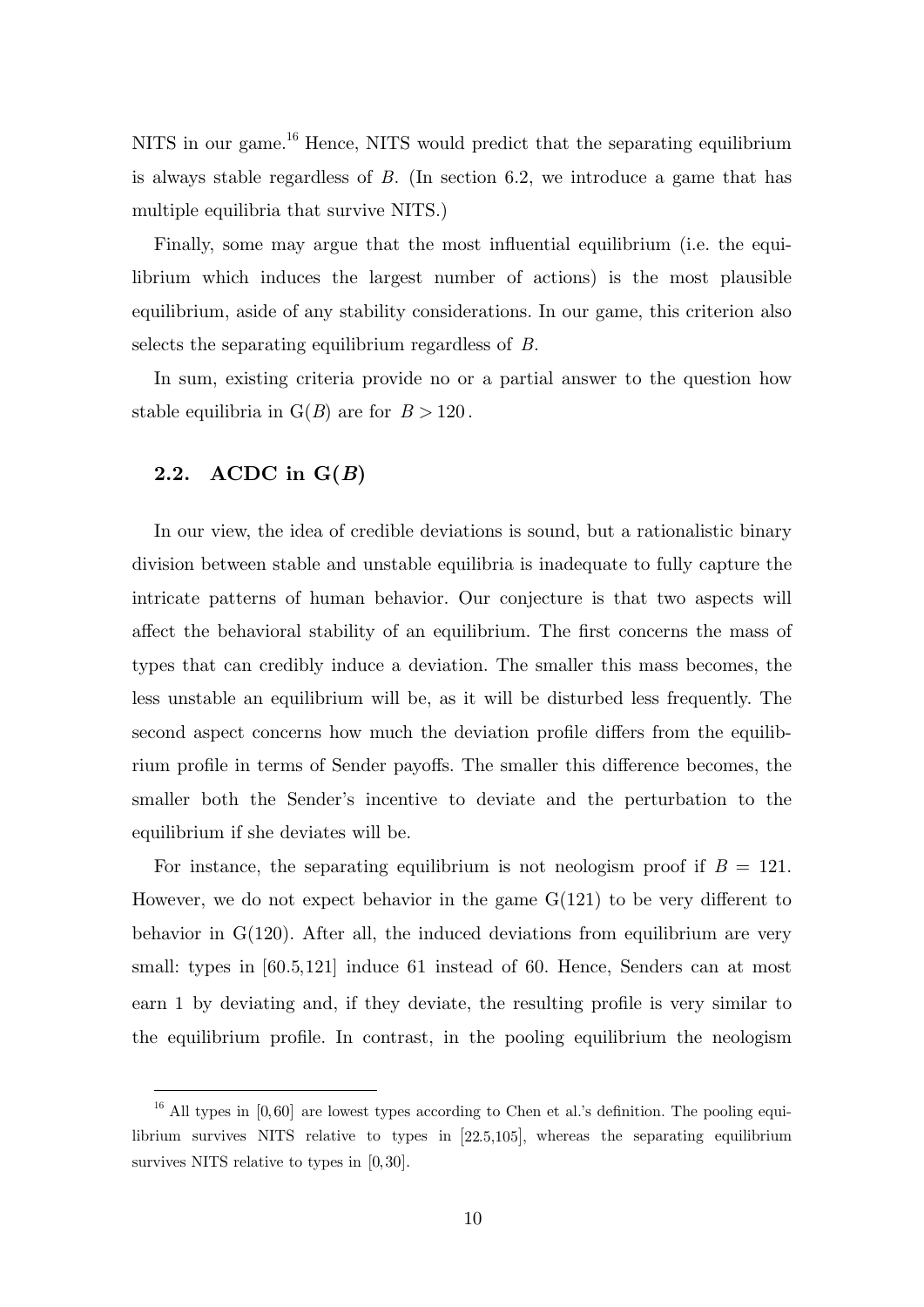NITS in our game.[16] Hence, NITS would predict that the separating equilibrium is always stable regardless of $B$. (In section 6.2, we introduce a game that has multiple equilibria that survive NITS.)

Finally, some may argue that the most influential equilibrium (i.e. the equilibrium which induces the largest number of actions) is the most plausible equilibrium, aside of any stability considerations. In our game, this criterion also selects the separating equilibrium regardless of $B$.

In sum, existing criteria provide no or a partial answer to the question how stable equilibria in $\mathrm{G}(B)$ are for $B > 120$.

## 2.2. ACDC in $\mathrm{G}(B)$

In our view, the idea of credible deviations is sound, but a rationalistic binary division between stable and unstable equilibria is inadequate to fully capture the intricate patterns of human behavior. Our conjecture is that two aspects will affect the behavioral stability of an equilibrium. The first concerns the mass of types that can credibly induce a deviation. The smaller this mass becomes, the less unstable an equilibrium will be, as it will be disturbed less frequently. The second aspect concerns how much the deviation profile differs from the equilibrium profile in terms of Sender payoffs. The smaller this difference becomes, the smaller both the Sender's incentive to deviate and the perturbation to the equilibrium if she deviates will be.

For instance, the separating equilibrium is not neologism proof if $B = 121$. However, we do not expect behavior in the game $\mathrm{G}(121)$ to be very different to behavior in $\mathrm{G}(120)$. After all, the induced deviations from equilibrium are very small: types in $[60.5, 121]$ induce 61 instead of 60. Hence, Senders can at most earn 1 by deviating and, if they deviate, the resulting profile is very similar to the equilibrium profile. In contrast, in the pooling equilibrium the neologism

[16] All types in $[0, 60]$ are lowest types according to Chen et al.'s definition. The pooling equilibrium survives NITS relative to types in $[22.5, 105]$, whereas the separating equilibrium survives NITS relative to types in $[0, 30]$.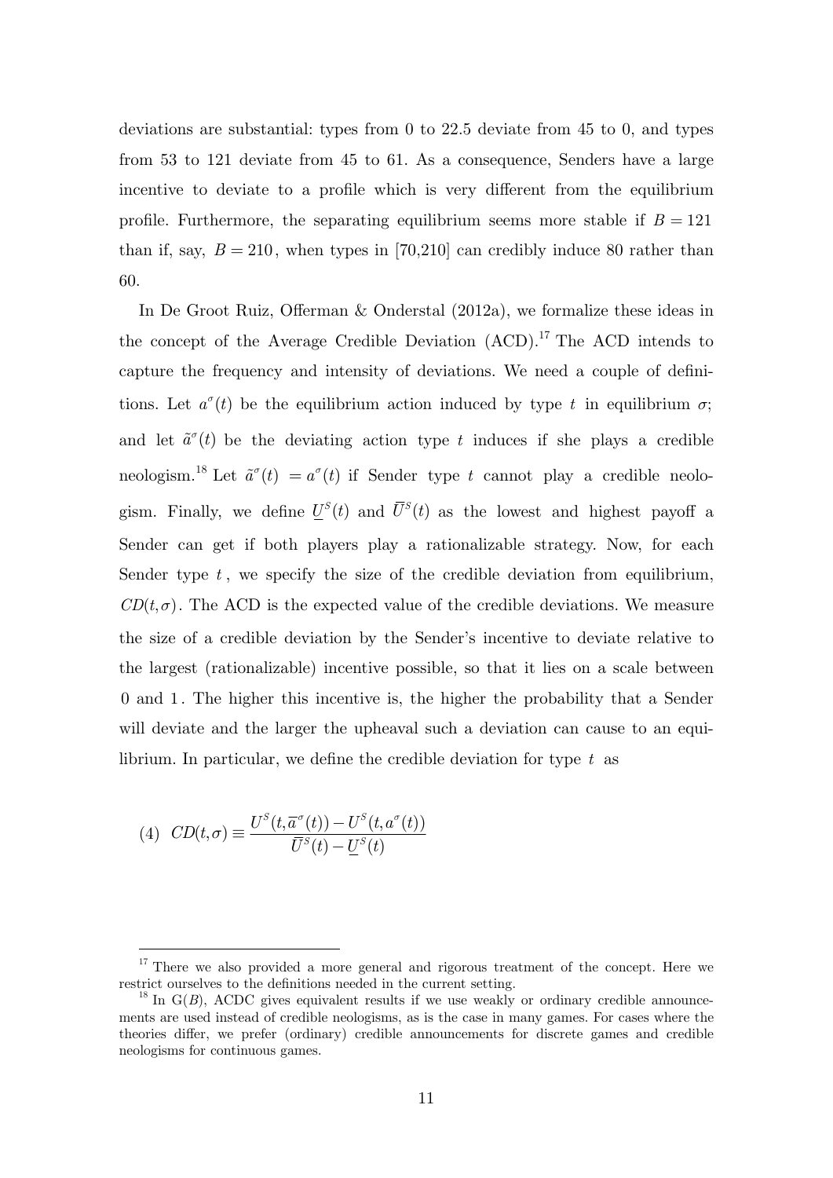deviations are substantial: types from 0 to 22.5 deviate from 45 to 0, and types from 53 to 121 deviate from 45 to 61. As a consequence, Senders have a large incentive to deviate to a profile which is very different from the equilibrium profile. Furthermore, the separating equilibrium seems more stable if $B = 121$ than if, say, $B = 210$, when types in [70,210] can credibly induce 80 rather than 60.

In De Groot Ruiz, Offerman & Onderstal (2012a), we formalize these ideas in the concept of the Average Credible Deviation (ACD).[17] The ACD intends to capture the frequency and intensity of deviations. We need a couple of definitions. Let $a^{\sigma}(t)$ be the equilibrium action induced by type $t$ in equilibrium $\sigma$; and let $\tilde{a}^{\sigma}(t)$ be the deviating action type $t$ induces if she plays a credible neologism.[18] Let $\tilde{a}^{\sigma}(t) = a^{\sigma}(t)$ if Sender type $t$ cannot play a credible neologism. Finally, we define $\underline{U}^{S}(t)$ and $\overline{U}^{S}(t)$ as the lowest and highest payoff a Sender can get if both players play a rationalizable strategy. Now, for each Sender type $t$, we specify the size of the credible deviation from equilibrium, $CD(t,\sigma)$. The ACD is the expected value of the credible deviations. We measure the size of a credible deviation by the Sender's incentive to deviate relative to the largest (rationalizable) incentive possible, so that it lies on a scale between 0 and 1. The higher this incentive is, the higher the probability that a Sender will deviate and the larger the upheaval such a deviation can cause to an equilibrium. In particular, we define the credible deviation for type $t$ as

$$(4) \quad CD(t,\sigma) \equiv \frac{U^{S}(t,\overline{a}^{\sigma}(t)) - U^{S}(t,a^{\sigma}(t))}{\overline{U}^{S}(t) - \underline{U}^{S}(t)}$$

[17] There we also provided a more general and rigorous treatment of the concept. Here we restrict ourselves to the definitions needed in the current setting.

[18] In G($B$), ACDC gives equivalent results if we use weakly or ordinary credible announcements are used instead of credible neologisms, as is the case in many games. For cases where the theories differ, we prefer (ordinary) credible announcements for discrete games and credible neologisms for continuous games.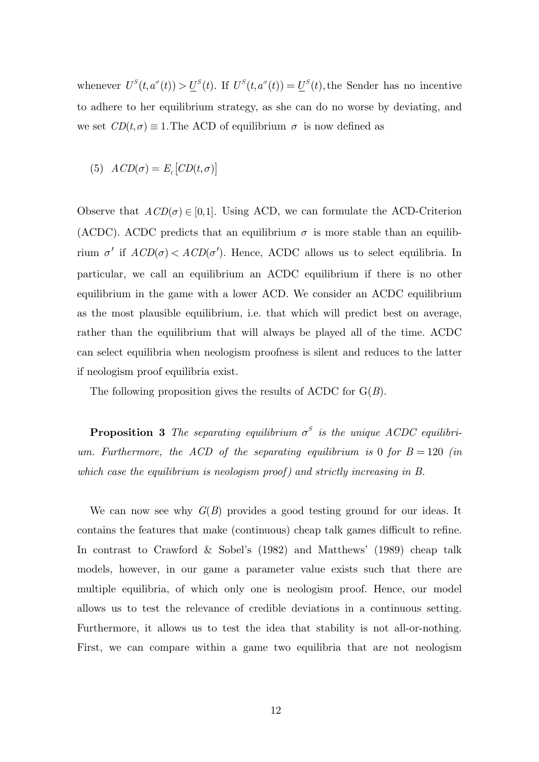whenever $U^S(t, a^\sigma(t)) > \underline{U}^S(t)$. If $U^S(t, a^\sigma(t)) = \underline{U}^S(t)$, the Sender has no incentive to adhere to her equilibrium strategy, as she can do no worse by deviating, and we set $CD(t, \sigma) \equiv 1$. The ACD of equilibrium $\sigma$ is now defined as

$$(5) \quad ACD(\sigma) = E_t\left[CD(t, \sigma)\right]$$

Observe that $ACD(\sigma) \in [0,1]$. Using ACD, we can formulate the ACD-Criterion (ACDC). ACDC predicts that an equilibrium $\sigma$ is more stable than an equilibrium $\sigma'$ if $ACD(\sigma) < ACD(\sigma')$. Hence, ACDC allows us to select equilibria. In particular, we call an equilibrium an ACDC equilibrium if there is no other equilibrium in the game with a lower ACD. We consider an ACDC equilibrium as the most plausible equilibrium, i.e. that which will predict best on average, rather than the equilibrium that will always be played all of the time. ACDC can select equilibria when neologism proofness is silent and reduces to the latter if neologism proof equilibria exist.

The following proposition gives the results of ACDC for G($B$).

**Proposition 3** *The separating equilibrium $\sigma^S$ is the unique ACDC equilibrium. Furthermore, the ACD of the separating equilibrium is* 0 *for $B = 120$ (in which case the equilibrium is neologism proof) and strictly increasing in $B$.*

We can now see why $G(B)$ provides a good testing ground for our ideas. It contains the features that make (continuous) cheap talk games difficult to refine. In contrast to Crawford & Sobel's (1982) and Matthews' (1989) cheap talk models, however, in our game a parameter value exists such that there are multiple equilibria, of which only one is neologism proof. Hence, our model allows us to test the relevance of credible deviations in a continuous setting. Furthermore, it allows us to test the idea that stability is not all-or-nothing. First, we can compare within a game two equilibria that are not neologism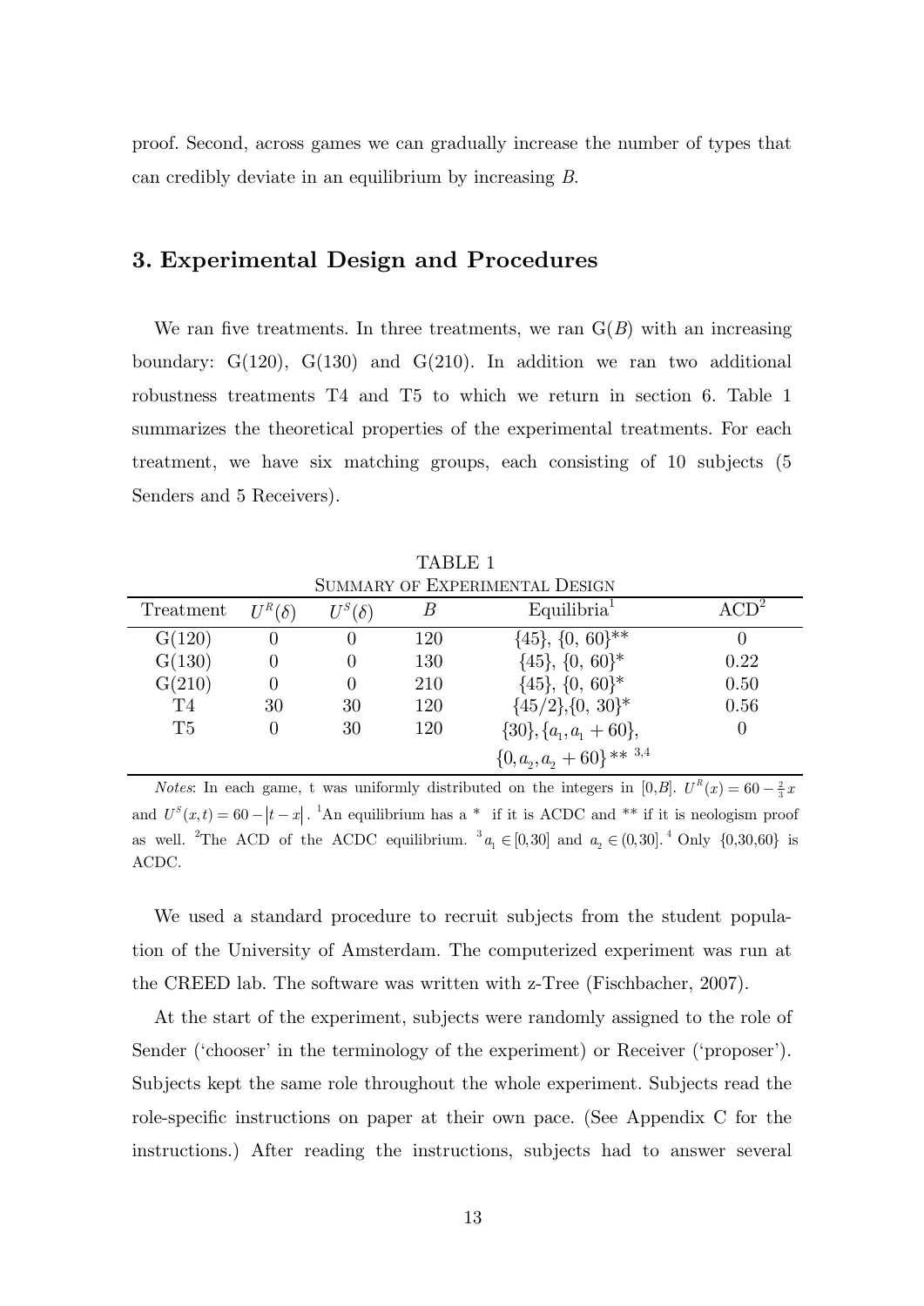proof. Second, across games we can gradually increase the number of types that can credibly deviate in an equilibrium by increasing $B$.

## 3. Experimental Design and Procedures

We ran five treatments. In three treatments, we ran G($B$) with an increasing boundary: G(120), G(130) and G(210). In addition we ran two additional robustness treatments T4 and T5 to which we return in section 6. Table 1 summarizes the theoretical properties of the experimental treatments. For each treatment, we have six matching groups, each consisting of 10 subjects (5 Senders and 5 Receivers).

TABLE 1
SUMMARY OF EXPERIMENTAL DESIGN

| Treatment | $U^R(\delta)$ | $U^S(\delta)$ | $B$ | Equilibria[1] | ACD[2] |
|---|---|---|---|---|---|
| G(120) | 0 | 0 | 120 | $\{45\}$, $\{0, 60\}$** | 0 |
| G(130) | 0 | 0 | 130 | $\{45\}$, $\{0, 60\}$* | 0.22 |
| G(210) | 0 | 0 | 210 | $\{45\}$, $\{0, 60\}$* | 0.50 |
| T4 | 30 | 30 | 120 | $\{45/2\}$,$\{0, 30\}$* | 0.56 |
| T5 | 0 | 30 | 120 | $\{30\}$, $\{a_1, a_1+60\}$, $\{0, a_2, a_2+60\}$** [3,4] | 0 |

*Notes*: In each game, t was uniformly distributed on the integers in [0,$B$]. $U^R(x) = 60 - \frac{2}{3}x$ and $U^S(x,t) = 60 - |t - x|$. [1]An equilibrium has a * if it is ACDC and ** if it is neologism proof as well. [2]The ACD of the ACDC equilibrium. [3]$a_1 \in [0,30]$ and $a_2 \in (0,30]$. [4] Only {0,30,60} is ACDC.

We used a standard procedure to recruit subjects from the student population of the University of Amsterdam. The computerized experiment was run at the CREED lab. The software was written with z-Tree (Fischbacher, 2007).

At the start of the experiment, subjects were randomly assigned to the role of Sender ('chooser' in the terminology of the experiment) or Receiver ('proposer'). Subjects kept the same role throughout the whole experiment. Subjects read the role-specific instructions on paper at their own pace. (See Appendix C for the instructions.) After reading the instructions, subjects had to answer several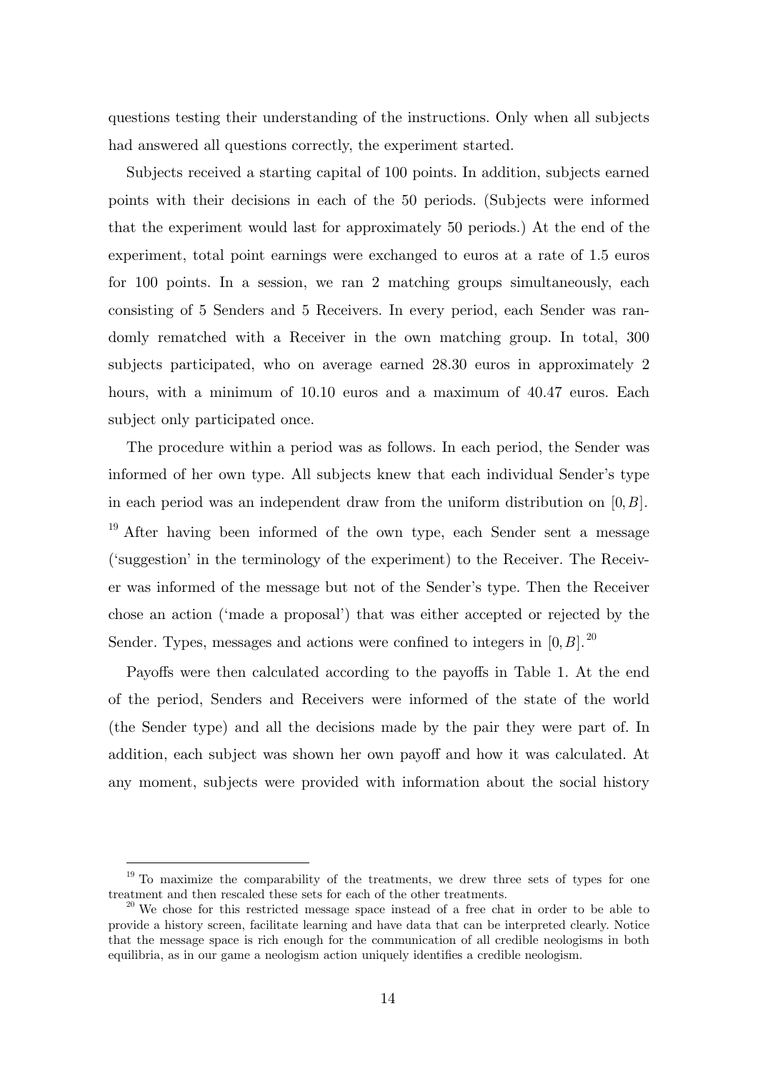questions testing their understanding of the instructions. Only when all subjects had answered all questions correctly, the experiment started.

Subjects received a starting capital of 100 points. In addition, subjects earned points with their decisions in each of the 50 periods. (Subjects were informed that the experiment would last for approximately 50 periods.) At the end of the experiment, total point earnings were exchanged to euros at a rate of 1.5 euros for 100 points. In a session, we ran 2 matching groups simultaneously, each consisting of 5 Senders and 5 Receivers. In every period, each Sender was randomly rematched with a Receiver in the own matching group. In total, 300 subjects participated, who on average earned 28.30 euros in approximately 2 hours, with a minimum of 10.10 euros and a maximum of 40.47 euros. Each subject only participated once.

The procedure within a period was as follows. In each period, the Sender was informed of her own type. All subjects knew that each individual Sender's type in each period was an independent draw from the uniform distribution on $[0, B]$.[19] After having been informed of the own type, each Sender sent a message ('suggestion' in the terminology of the experiment) to the Receiver. The Receiver was informed of the message but not of the Sender's type. Then the Receiver chose an action ('made a proposal') that was either accepted or rejected by the Sender. Types, messages and actions were confined to integers in $[0, B]$.[20]

Payoffs were then calculated according to the payoffs in Table 1. At the end of the period, Senders and Receivers were informed of the state of the world (the Sender type) and all the decisions made by the pair they were part of. In addition, each subject was shown her own payoff and how it was calculated. At any moment, subjects were provided with information about the social history

[19] To maximize the comparability of the treatments, we drew three sets of types for one treatment and then rescaled these sets for each of the other treatments.

[20] We chose for this restricted message space instead of a free chat in order to be able to provide a history screen, facilitate learning and have data that can be interpreted clearly. Notice that the message space is rich enough for the communication of all credible neologisms in both equilibria, as in our game a neologism action uniquely identifies a credible neologism.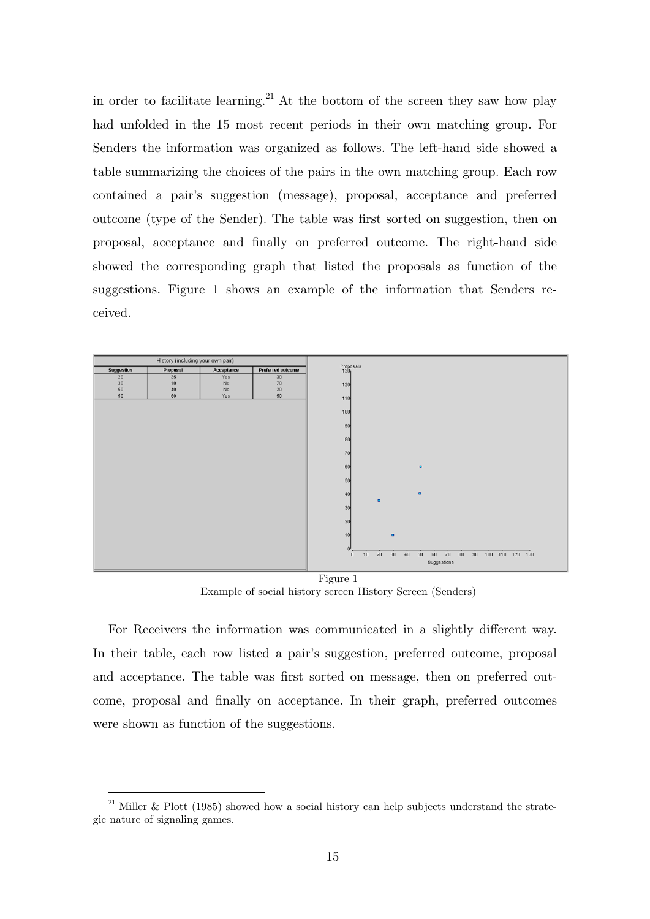in order to facilitate learning.[21] At the bottom of the screen they saw how play had unfolded in the 15 most recent periods in their own matching group. For Senders the information was organized as follows. The left-hand side showed a table summarizing the choices of the pairs in the own matching group. Each row contained a pair's suggestion (message), proposal, acceptance and preferred outcome (type of the Sender). The table was first sorted on suggestion, then on proposal, acceptance and finally on preferred outcome. The right-hand side showed the corresponding graph that listed the proposals as function of the suggestions. Figure 1 shows an example of the information that Senders received.

| History (including your own pair) | | | |
|---|---|---|---|
| Suggestion | Proposal | Acceptance | Preferred outcome |
| 20 | 35 | Yes | 30 |
| 30 | 10 | No | 20 |
| 50 | 40 | No | 20 |
| 50 | 60 | Yes | 50 |

Figure 1
Example of social history screen History Screen (Senders)

For Receivers the information was communicated in a slightly different way. In their table, each row listed a pair's suggestion, preferred outcome, proposal and acceptance. The table was first sorted on message, then on preferred outcome, proposal and finally on acceptance. In their graph, preferred outcomes were shown as function of the suggestions.

[21] Miller & Plott (1985) showed how a social history can help subjects understand the strategic nature of signaling games.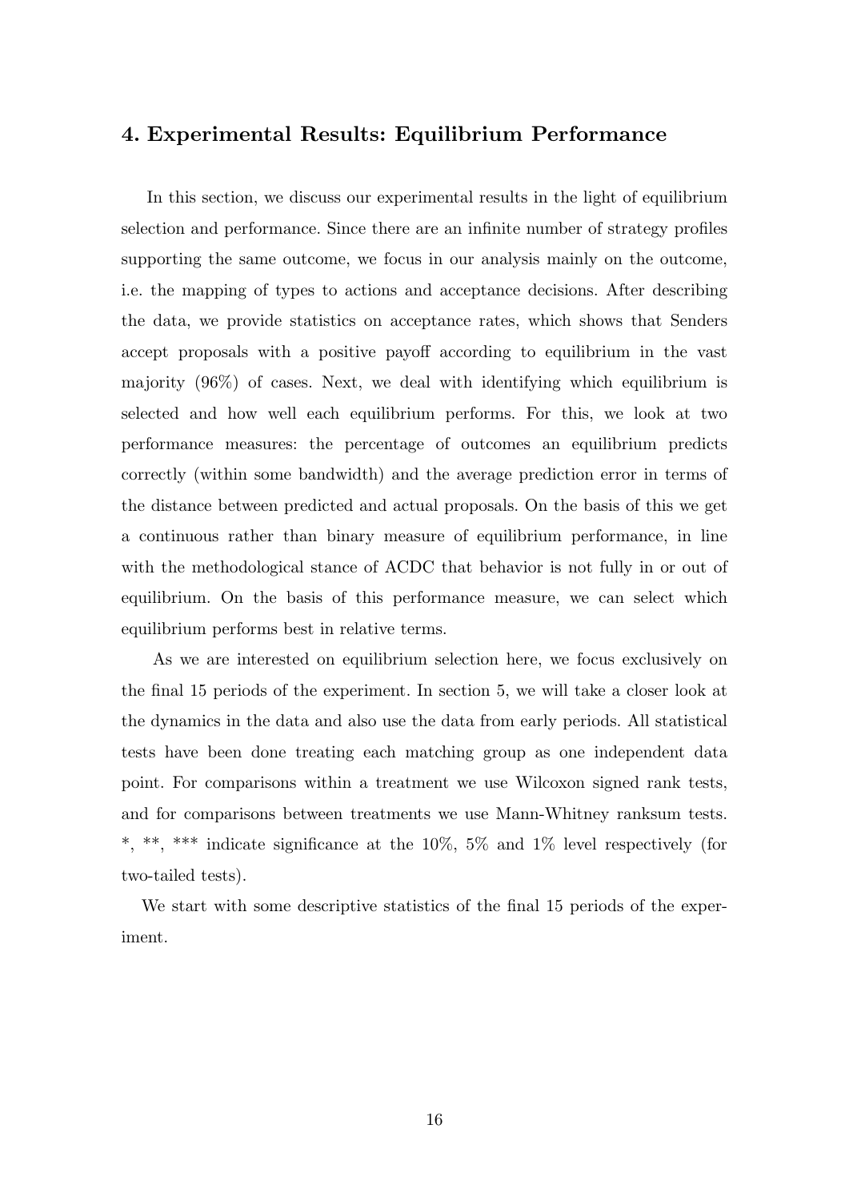## 4. Experimental Results: Equilibrium Performance

In this section, we discuss our experimental results in the light of equilibrium selection and performance. Since there are an infinite number of strategy profiles supporting the same outcome, we focus in our analysis mainly on the outcome, i.e. the mapping of types to actions and acceptance decisions. After describing the data, we provide statistics on acceptance rates, which shows that Senders accept proposals with a positive payoff according to equilibrium in the vast majority (96%) of cases. Next, we deal with identifying which equilibrium is selected and how well each equilibrium performs. For this, we look at two performance measures: the percentage of outcomes an equilibrium predicts correctly (within some bandwidth) and the average prediction error in terms of the distance between predicted and actual proposals. On the basis of this we get a continuous rather than binary measure of equilibrium performance, in line with the methodological stance of ACDC that behavior is not fully in or out of equilibrium. On the basis of this performance measure, we can select which equilibrium performs best in relative terms.

As we are interested on equilibrium selection here, we focus exclusively on the final 15 periods of the experiment. In section 5, we will take a closer look at the dynamics in the data and also use the data from early periods. All statistical tests have been done treating each matching group as one independent data point. For comparisons within a treatment we use Wilcoxon signed rank tests, and for comparisons between treatments we use Mann-Whitney ranksum tests. *, **, *** indicate significance at the 10%, 5% and 1% level respectively (for two-tailed tests).

We start with some descriptive statistics of the final 15 periods of the experiment.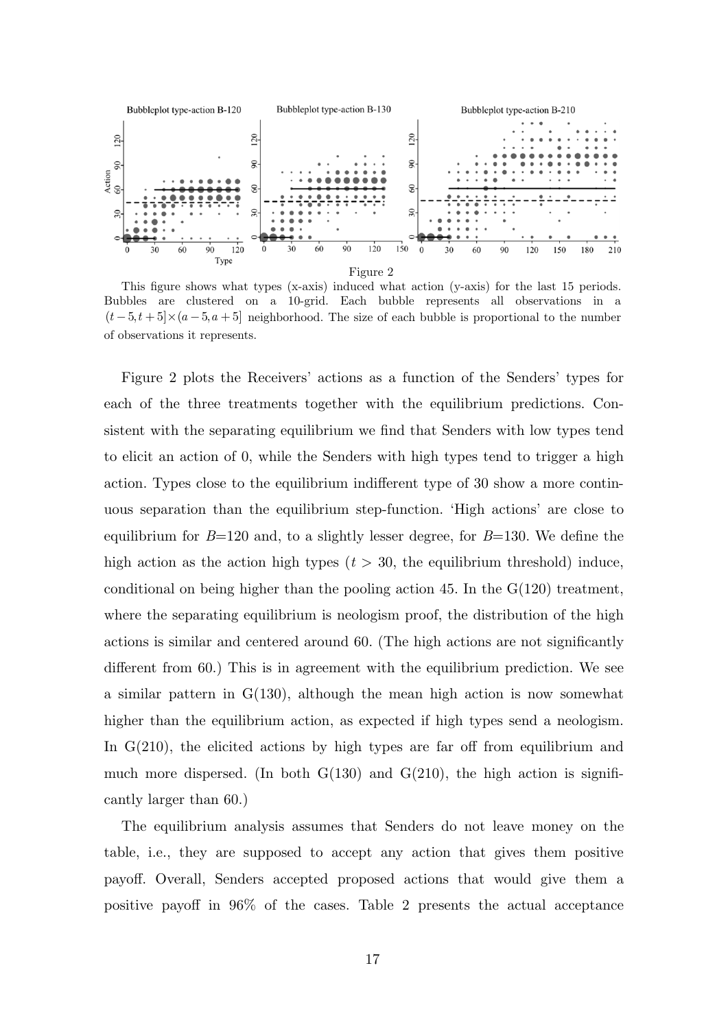Figure 2

This figure shows what types (x-axis) induced what action (y-axis) for the last 15 periods. Bubbles are clustered on a 10-grid. Each bubble represents all observations in a $(t-5, t+5] \times (a-5, a+5]$ neighborhood. The size of each bubble is proportional to the number of observations it represents.

Figure 2 plots the Receivers' actions as a function of the Senders' types for each of the three treatments together with the equilibrium predictions. Consistent with the separating equilibrium we find that Senders with low types tend to elicit an action of 0, while the Senders with high types tend to trigger a high action. Types close to the equilibrium indifferent type of 30 show a more continuous separation than the equilibrium step-function. 'High actions' are close to equilibrium for $B$=120 and, to a slightly lesser degree, for $B$=130. We define the high action as the action high types ($t > 30$, the equilibrium threshold) induce, conditional on being higher than the pooling action 45. In the G(120) treatment, where the separating equilibrium is neologism proof, the distribution of the high actions is similar and centered around 60. (The high actions are not significantly different from 60.) This is in agreement with the equilibrium prediction. We see a similar pattern in G(130), although the mean high action is now somewhat higher than the equilibrium action, as expected if high types send a neologism. In G(210), the elicited actions by high types are far off from equilibrium and much more dispersed. (In both G(130) and G(210), the high action is significantly larger than 60.)

The equilibrium analysis assumes that Senders do not leave money on the table, i.e., they are supposed to accept any action that gives them positive payoff. Overall, Senders accepted proposed actions that would give them a positive payoff in 96% of the cases. Table 2 presents the actual acceptance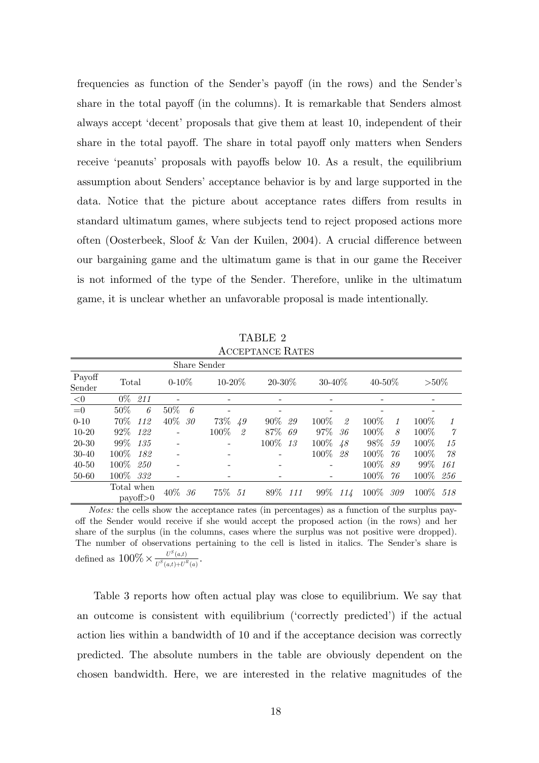frequencies as function of the Sender's payoff (in the rows) and the Sender's share in the total payoff (in the columns). It is remarkable that Senders almost always accept 'decent' proposals that give them at least 10, independent of their share in the total payoff. The share in total payoff only matters when Senders receive 'peanuts' proposals with payoffs below 10. As a result, the equilibrium assumption about Senders' acceptance behavior is by and large supported in the data. Notice that the picture about acceptance rates differs from results in standard ultimatum games, where subjects tend to reject proposed actions more often (Oosterbeek, Sloof & Van der Kuilen, 2004). A crucial difference between our bargaining game and the ultimatum game is that in our game the Receiver is not informed of the type of the Sender. Therefore, unlike in the ultimatum game, it is unclear whether an unfavorable proposal is made intentionally.

TABLE 2
ACCEPTANCE RATES

| | Share Sender | | | | | | | | | | | | | |
|---|---|---|---|---|---|---|---|---|---|---|---|---|---|---|
| Payoff Sender | Total | | 0-10% | | 10-20% | | 20-30% | | 30-40% | | 40-50% | | >50% | |
| <0 | 0% | *211* | - | | - | | - | | - | | - | | - | |
| =0 | 50% | *6* | 50% | *6* | - | | - | | - | | - | | - | |
| 0-10 | 70% | *112* | 40% | *30* | 73% | *49* | 90% | *29* | 100% | *2* | 100% | *1* | 100% | *1* |
| 10-20 | 92% | *122* | - | | 100% | *2* | 87% | *69* | 97% | *36* | 100% | *8* | 100% | *7* |
| 20-30 | 99% | *135* | - | | - | | 100% | *13* | 100% | *48* | 98% | *59* | 100% | *15* |
| 30-40 | 100% | *182* | - | | - | | - | | 100% | *28* | 100% | *76* | 100% | *78* |
| 40-50 | 100% | *250* | - | | - | | - | | - | | 100% | *89* | 99% | *161* |
| 50-60 | 100% | *332* | - | | - | | - | | - | | 100% | *76* | 100% | *256* |
| | Total when payoff>0 | | 40% | *36* | 75% | *51* | 89% | *111* | 99% | *114* | 100% | *309* | 100% | *518* |

*Notes:* the cells show the acceptance rates (in percentages) as a function of the surplus payoff the Sender would receive if she would accept the proposed action (in the rows) and her share of the surplus (in the columns, cases where the surplus was not positive were dropped). The number of observations pertaining to the cell is listed in italics. The Sender's share is defined as $100\% \times \frac{U^S(a,t)}{U^S(a,t)+U^R(a)}$.

Table 3 reports how often actual play was close to equilibrium. We say that an outcome is consistent with equilibrium ('correctly predicted') if the actual action lies within a bandwidth of 10 and if the acceptance decision was correctly predicted. The absolute numbers in the table are obviously dependent on the chosen bandwidth. Here, we are interested in the relative magnitudes of the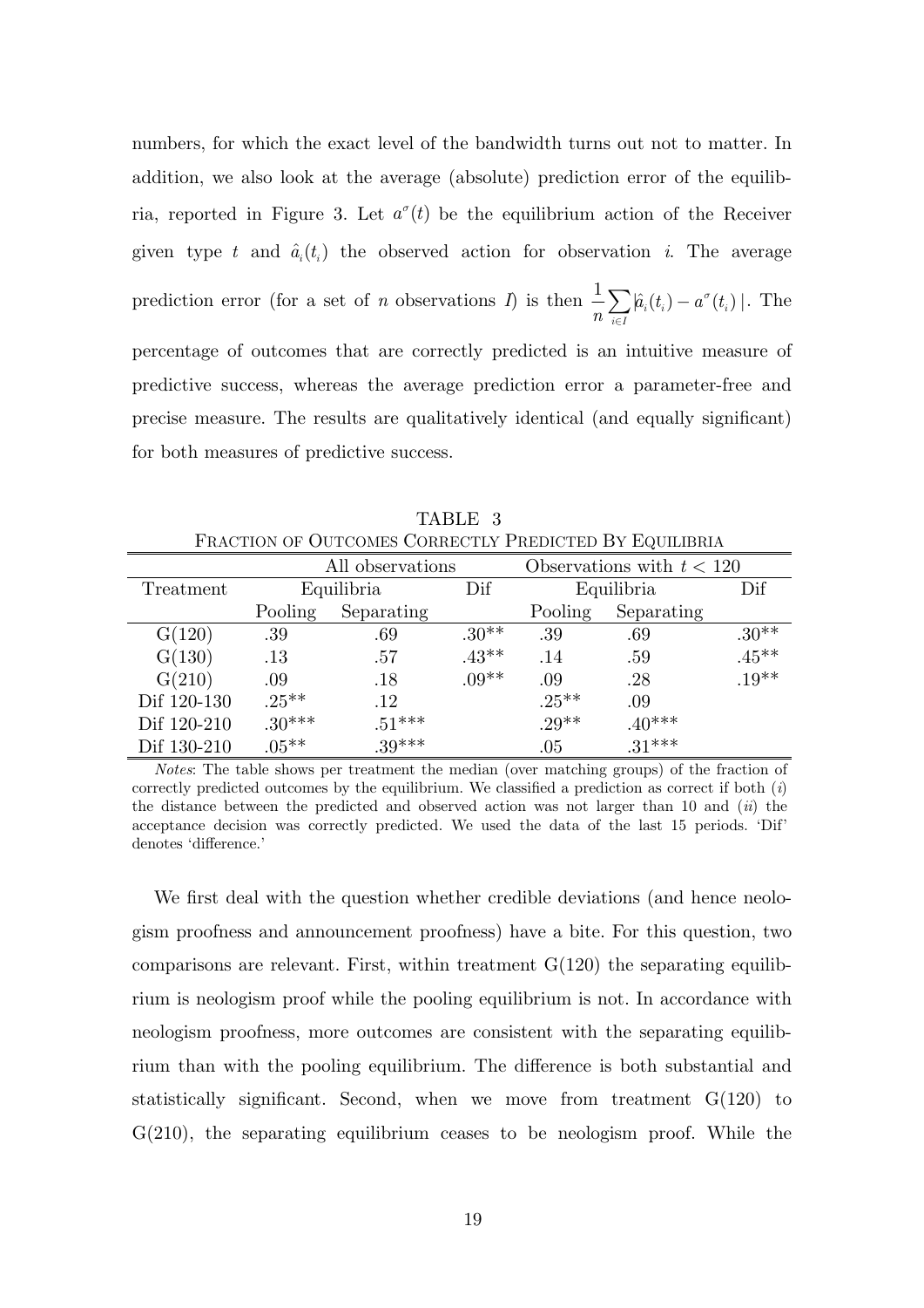numbers, for which the exact level of the bandwidth turns out not to matter. In addition, we also look at the average (absolute) prediction error of the equilibria, reported in Figure 3. Let $a^{\sigma}(t)$ be the equilibrium action of the Receiver given type $t$ and $\hat{a}_i(t_i)$ the observed action for observation $i$. The average prediction error (for a set of $n$ observations $I$) is then $\frac{1}{n}\sum_{i \in I} |\hat{a}_i(t_i) - a^{\sigma}(t_i)|$. The percentage of outcomes that are correctly predicted is an intuitive measure of predictive success, whereas the average prediction error a parameter-free and precise measure. The results are qualitatively identical (and equally significant) for both measures of predictive success.

TABLE 3
FRACTION OF OUTCOMES CORRECTLY PREDICTED BY EQUILIBRIA

| | All observations | | | Observations with $t < 120$ | | |
|---|---|---|---|---|---|---|
| Treatment | Equilibria | | Dif | Equilibria | | Dif |
| | Pooling | Separating | | Pooling | Separating | |
| G(120) | .39 | .69 | .30** | .39 | .69 | .30** |
| G(130) | .13 | .57 | .43** | .14 | .59 | .45** |
| G(210) | .09 | .18 | .09** | .09 | .28 | .19** |
| Dif 120-130 | .25** | .12 | | .25** | .09 | |
| Dif 120-210 | .30*** | .51*** | | .29** | .40*** | |
| Dif 130-210 | .05** | .39*** | | .05 | .31*** | |

*Notes*: The table shows per treatment the median (over matching groups) of the fraction of correctly predicted outcomes by the equilibrium. We classified a prediction as correct if both (*i*) the distance between the predicted and observed action was not larger than 10 and (*ii*) the acceptance decision was correctly predicted. We used the data of the last 15 periods. 'Dif' denotes 'difference.'

We first deal with the question whether credible deviations (and hence neologism proofness and announcement proofness) have a bite. For this question, two comparisons are relevant. First, within treatment G(120) the separating equilibrium is neologism proof while the pooling equilibrium is not. In accordance with neologism proofness, more outcomes are consistent with the separating equilibrium than with the pooling equilibrium. The difference is both substantial and statistically significant. Second, when we move from treatment G(120) to G(210), the separating equilibrium ceases to be neologism proof. While the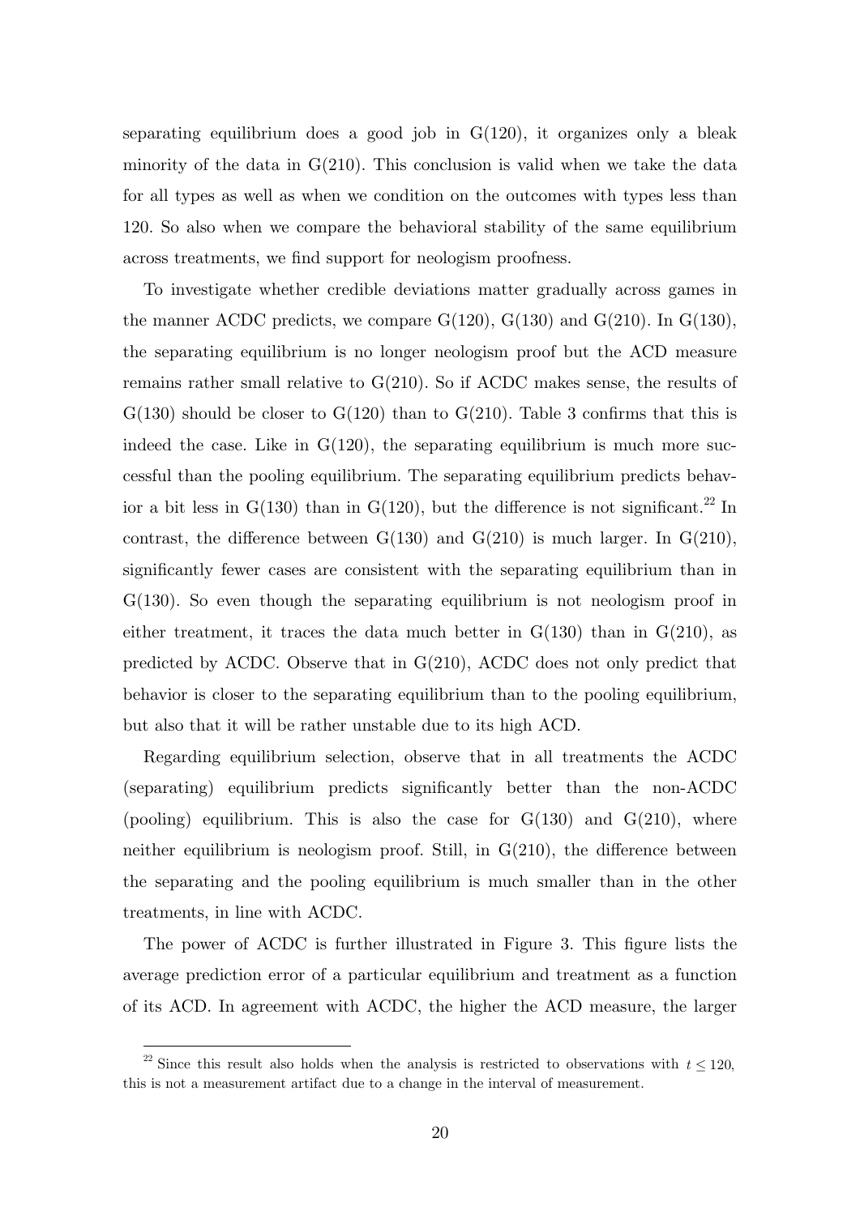separating equilibrium does a good job in G(120), it organizes only a bleak minority of the data in G(210). This conclusion is valid when we take the data for all types as well as when we condition on the outcomes with types less than 120. So also when we compare the behavioral stability of the same equilibrium across treatments, we find support for neologism proofness.

To investigate whether credible deviations matter gradually across games in the manner ACDC predicts, we compare G(120), G(130) and G(210). In G(130), the separating equilibrium is no longer neologism proof but the ACD measure remains rather small relative to G(210). So if ACDC makes sense, the results of G(130) should be closer to G(120) than to G(210). Table 3 confirms that this is indeed the case. Like in G(120), the separating equilibrium is much more successful than the pooling equilibrium. The separating equilibrium predicts behavior a bit less in G(130) than in G(120), but the difference is not significant.[22] In contrast, the difference between G(130) and G(210) is much larger. In G(210), significantly fewer cases are consistent with the separating equilibrium than in G(130). So even though the separating equilibrium is not neologism proof in either treatment, it traces the data much better in G(130) than in G(210), as predicted by ACDC. Observe that in G(210), ACDC does not only predict that behavior is closer to the separating equilibrium than to the pooling equilibrium, but also that it will be rather unstable due to its high ACD.

Regarding equilibrium selection, observe that in all treatments the ACDC (separating) equilibrium predicts significantly better than the non-ACDC (pooling) equilibrium. This is also the case for G(130) and G(210), where neither equilibrium is neologism proof. Still, in G(210), the difference between the separating and the pooling equilibrium is much smaller than in the other treatments, in line with ACDC.

The power of ACDC is further illustrated in Figure 3. This figure lists the average prediction error of a particular equilibrium and treatment as a function of its ACD. In agreement with ACDC, the higher the ACD measure, the larger

---

[22] Since this result also holds when the analysis is restricted to observations with $t \leq 120$, this is not a measurement artifact due to a change in the interval of measurement.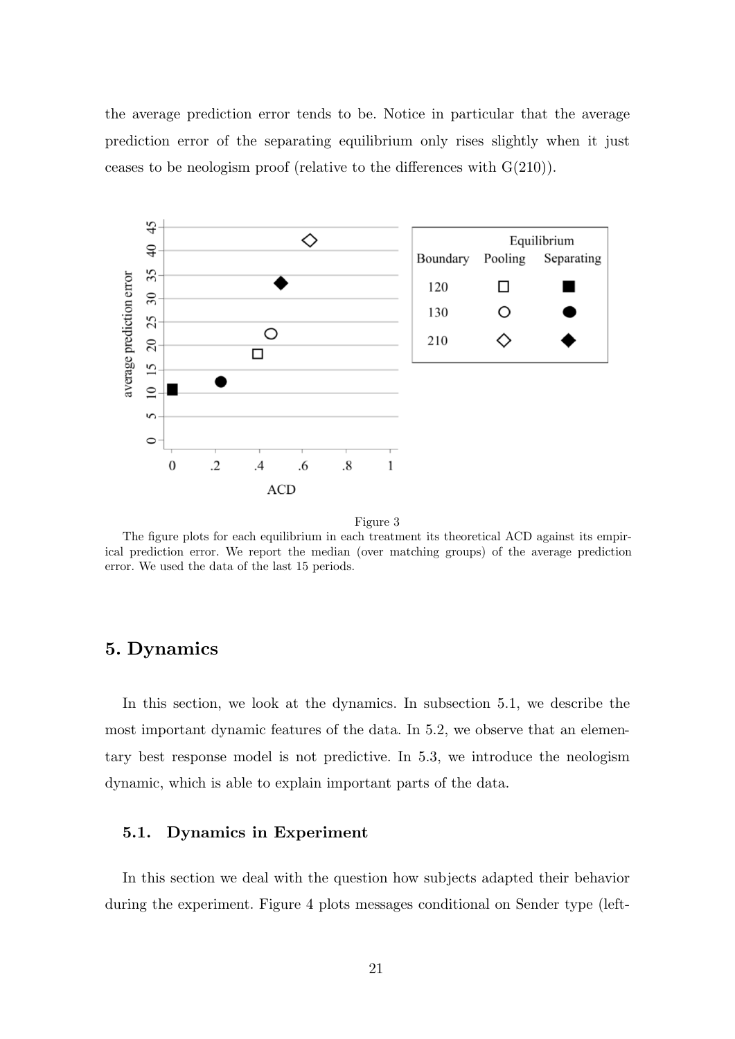the average prediction error tends to be. Notice in particular that the average prediction error of the separating equilibrium only rises slightly when it just ceases to be neologism proof (relative to the differences with G(210)).

Figure 3

The figure plots for each equilibrium in each treatment its theoretical ACD against its empirical prediction error. We report the median (over matching groups) of the average prediction error. We used the data of the last 15 periods.

## 5. Dynamics

In this section, we look at the dynamics. In subsection 5.1, we describe the most important dynamic features of the data. In 5.2, we observe that an elementary best response model is not predictive. In 5.3, we introduce the neologism dynamic, which is able to explain important parts of the data.

### 5.1. Dynamics in Experiment

In this section we deal with the question how subjects adapted their behavior during the experiment. Figure 4 plots messages conditional on Sender type (left-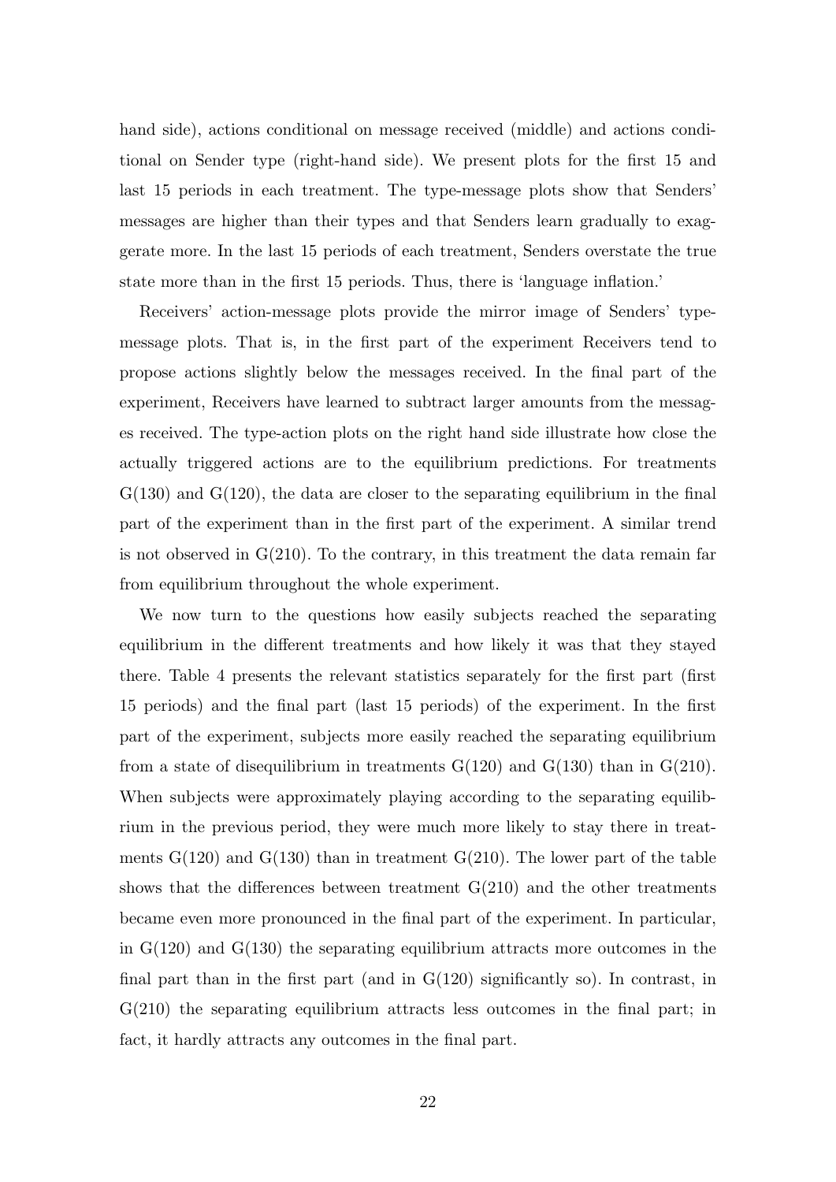hand side), actions conditional on message received (middle) and actions conditional on Sender type (right-hand side). We present plots for the first 15 and last 15 periods in each treatment. The type-message plots show that Senders' messages are higher than their types and that Senders learn gradually to exaggerate more. In the last 15 periods of each treatment, Senders overstate the true state more than in the first 15 periods. Thus, there is 'language inflation.'

Receivers' action-message plots provide the mirror image of Senders' type-message plots. That is, in the first part of the experiment Receivers tend to propose actions slightly below the messages received. In the final part of the experiment, Receivers have learned to subtract larger amounts from the messages received. The type-action plots on the right hand side illustrate how close the actually triggered actions are to the equilibrium predictions. For treatments G(130) and G(120), the data are closer to the separating equilibrium in the final part of the experiment than in the first part of the experiment. A similar trend is not observed in G(210). To the contrary, in this treatment the data remain far from equilibrium throughout the whole experiment.

We now turn to the questions how easily subjects reached the separating equilibrium in the different treatments and how likely it was that they stayed there. Table 4 presents the relevant statistics separately for the first part (first 15 periods) and the final part (last 15 periods) of the experiment. In the first part of the experiment, subjects more easily reached the separating equilibrium from a state of disequilibrium in treatments G(120) and G(130) than in G(210). When subjects were approximately playing according to the separating equilibrium in the previous period, they were much more likely to stay there in treatments G(120) and G(130) than in treatment G(210). The lower part of the table shows that the differences between treatment G(210) and the other treatments became even more pronounced in the final part of the experiment. In particular, in G(120) and G(130) the separating equilibrium attracts more outcomes in the final part than in the first part (and in G(120) significantly so). In contrast, in G(210) the separating equilibrium attracts less outcomes in the final part; in fact, it hardly attracts any outcomes in the final part.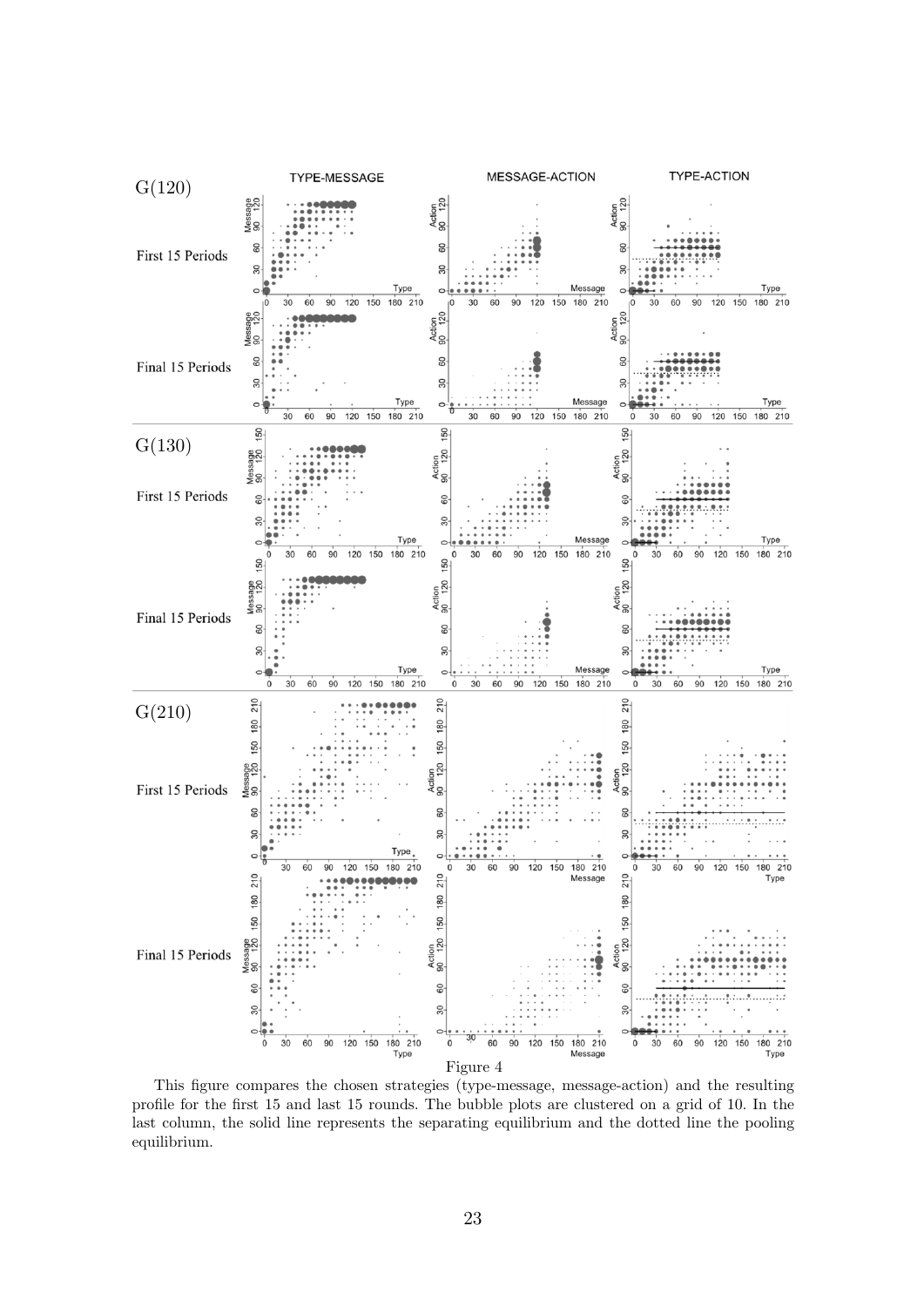Figure 4

This figure compares the chosen strategies (type-message, message-action) and the resulting profile for the first 15 and last 15 rounds. The bubble plots are clustered on a grid of 10. In the last column, the solid line represents the separating equilibrium and the dotted line the pooling equilibrium.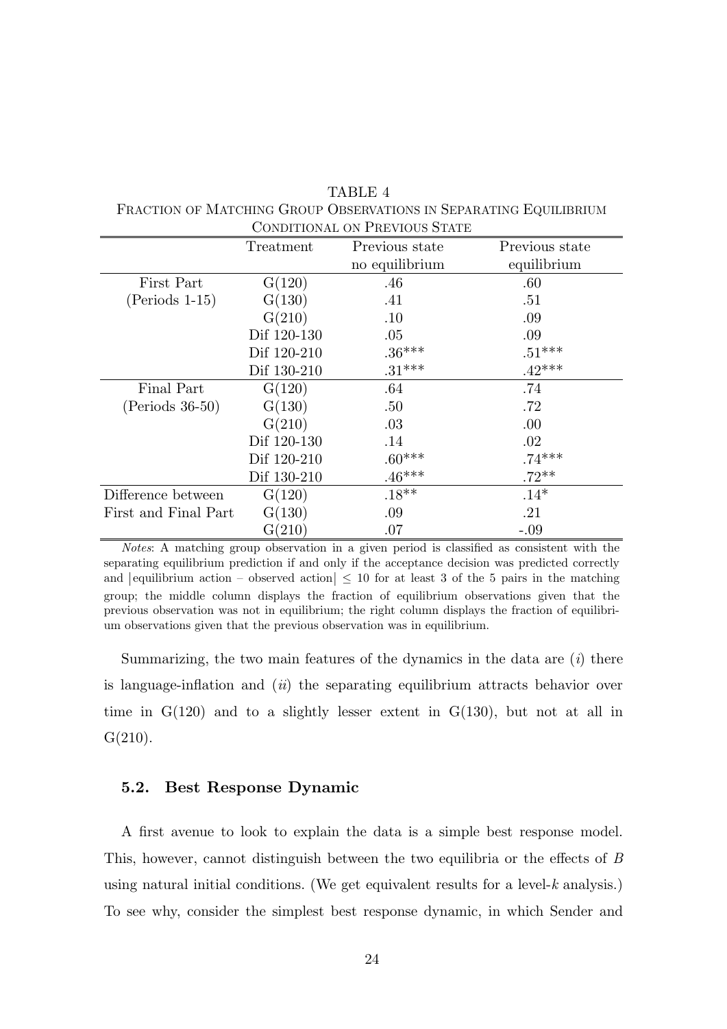TABLE 4

FRACTION OF MATCHING GROUP OBSERVATIONS IN SEPARATING EQUILIBRIUM CONDITIONAL ON PREVIOUS STATE

| | Treatment | Previous state no equilibrium | Previous state equilibrium |
|---|---|---|---|
| First Part | G(120) | .46 | .60 |
| (Periods 1-15) | G(130) | .41 | .51 |
| | G(210) | .10 | .09 |
| | Dif 120-130 | .05 | .09 |
| | Dif 120-210 | .36*** | .51*** |
| | Dif 130-210 | .31*** | .42*** |
| Final Part | G(120) | .64 | .74 |
| (Periods 36-50) | G(130) | .50 | .72 |
| | G(210) | .03 | .00 |
| | Dif 120-130 | .14 | .02 |
| | Dif 120-210 | .60*** | .74*** |
| | Dif 130-210 | .46*** | .72** |
| Difference between | G(120) | .18** | .14* |
| First and Final Part | G(130) | .09 | .21 |
| | G(210) | .07 | -.09 |

*Notes*: A matching group observation in a given period is classified as consistent with the separating equilibrium prediction if and only if the acceptance decision was predicted correctly and $|\text{equilibrium action} - \text{observed action}| \leq 10$ for at least 3 of the 5 pairs in the matching group; the middle column displays the fraction of equilibrium observations given that the previous observation was not in equilibrium; the right column displays the fraction of equilibrium observations given that the previous observation was in equilibrium.

Summarizing, the two main features of the dynamics in the data are (*i*) there is language-inflation and (*ii*) the separating equilibrium attracts behavior over time in G(120) and to a slightly lesser extent in G(130), but not at all in G(210).

### 5.2. Best Response Dynamic

A first avenue to look to explain the data is a simple best response model. This, however, cannot distinguish between the two equilibria or the effects of $B$ using natural initial conditions. (We get equivalent results for a level-$k$ analysis.) To see why, consider the simplest best response dynamic, in which Sender and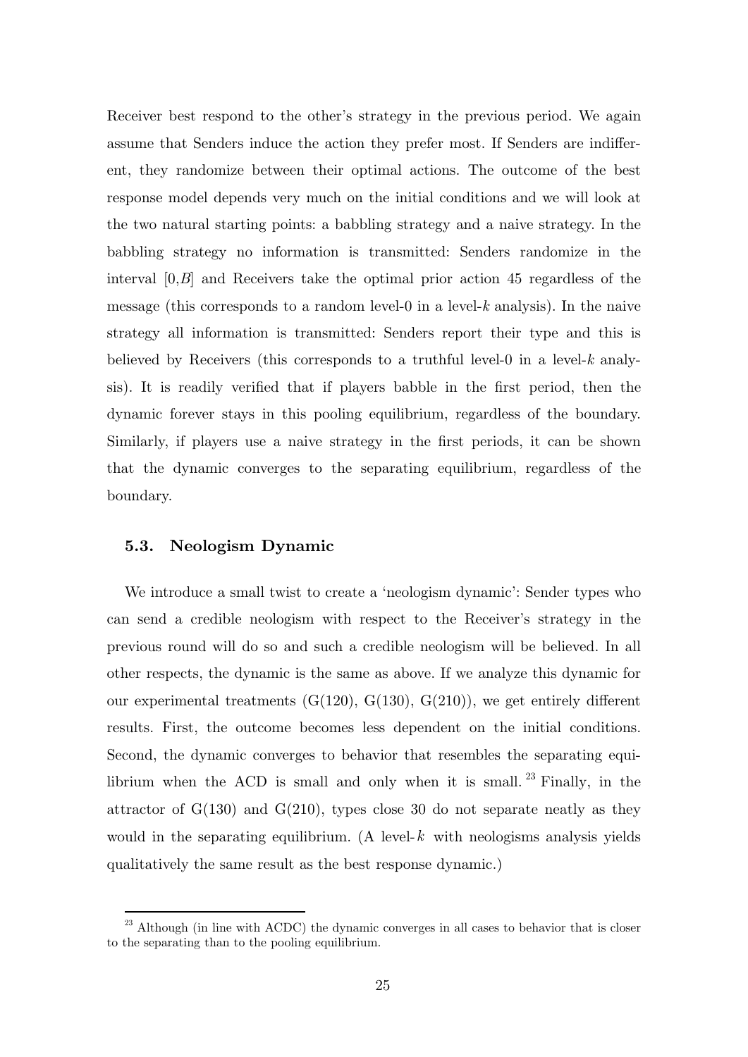Receiver best respond to the other's strategy in the previous period. We again assume that Senders induce the action they prefer most. If Senders are indifferent, they randomize between their optimal actions. The outcome of the best response model depends very much on the initial conditions and we will look at the two natural starting points: a babbling strategy and a naive strategy. In the babbling strategy no information is transmitted: Senders randomize in the interval $[0,B]$ and Receivers take the optimal prior action 45 regardless of the message (this corresponds to a random level-0 in a level-$k$ analysis). In the naive strategy all information is transmitted: Senders report their type and this is believed by Receivers (this corresponds to a truthful level-0 in a level-$k$ analysis). It is readily verified that if players babble in the first period, then the dynamic forever stays in this pooling equilibrium, regardless of the boundary. Similarly, if players use a naive strategy in the first periods, it can be shown that the dynamic converges to the separating equilibrium, regardless of the boundary.

### 5.3. Neologism Dynamic

We introduce a small twist to create a 'neologism dynamic': Sender types who can send a credible neologism with respect to the Receiver's strategy in the previous round will do so and such a credible neologism will be believed. In all other respects, the dynamic is the same as above. If we analyze this dynamic for our experimental treatments (G(120), G(130), G(210)), we get entirely different results. First, the outcome becomes less dependent on the initial conditions. Second, the dynamic converges to behavior that resembles the separating equilibrium when the ACD is small and only when it is small.[23] Finally, in the attractor of G(130) and G(210), types close 30 do not separate neatly as they would in the separating equilibrium. (A level-$k$ with neologisms analysis yields qualitatively the same result as the best response dynamic.)

[23] Although (in line with ACDC) the dynamic converges in all cases to behavior that is closer to the separating than to the pooling equilibrium.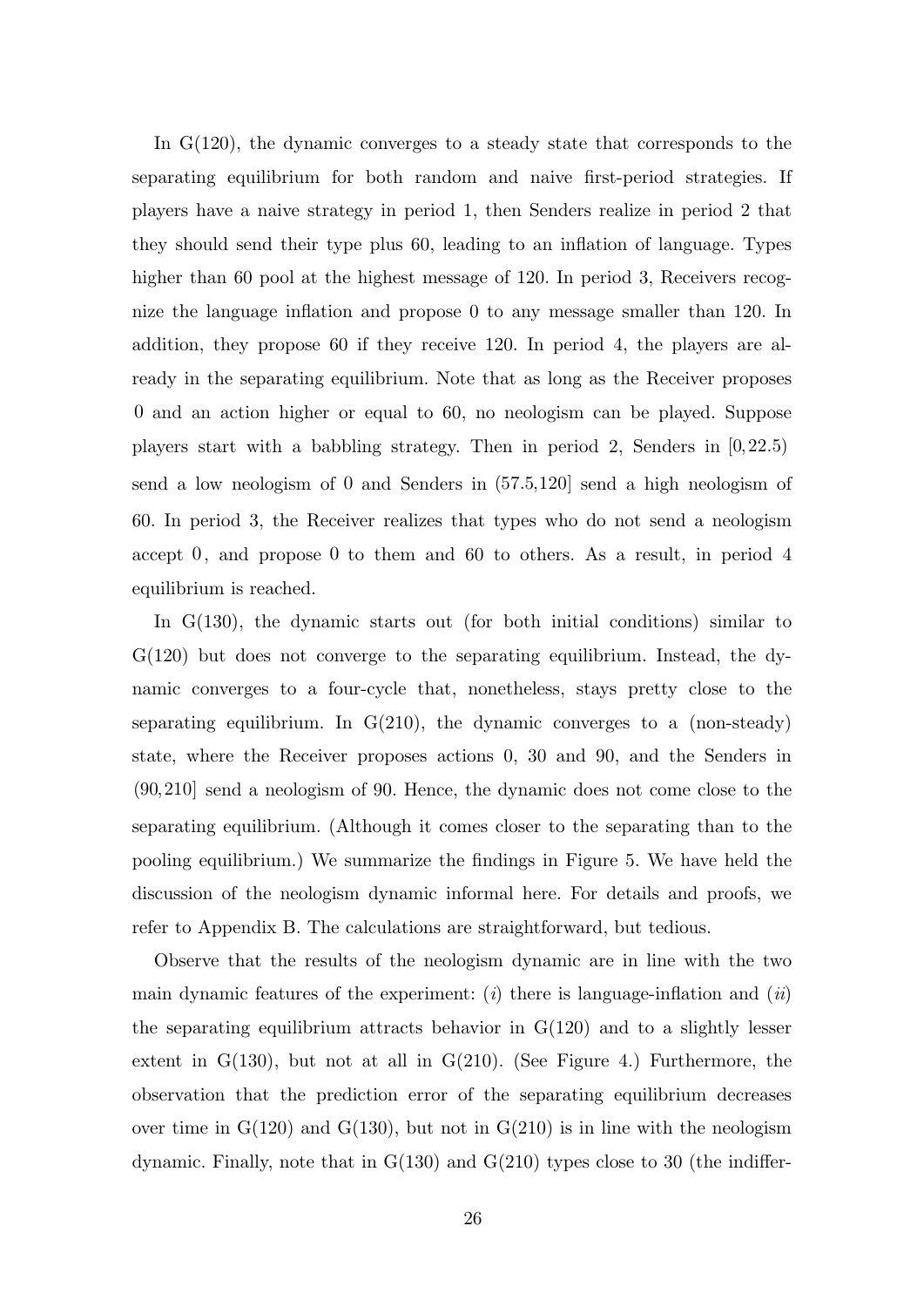In G(120), the dynamic converges to a steady state that corresponds to the separating equilibrium for both random and naive first-period strategies. If players have a naive strategy in period 1, then Senders realize in period 2 that they should send their type plus 60, leading to an inflation of language. Types higher than 60 pool at the highest message of 120. In period 3, Receivers recognize the language inflation and propose 0 to any message smaller than 120. In addition, they propose 60 if they receive 120. In period 4, the players are already in the separating equilibrium. Note that as long as the Receiver proposes 0 and an action higher or equal to 60, no neologism can be played. Suppose players start with a babbling strategy. Then in period 2, Senders in $[0, 22.5)$ send a low neologism of 0 and Senders in (57.5,120] send a high neologism of 60. In period 3, the Receiver realizes that types who do not send a neologism accept 0, and propose 0 to them and 60 to others. As a result, in period 4 equilibrium is reached.

In G(130), the dynamic starts out (for both initial conditions) similar to G(120) but does not converge to the separating equilibrium. Instead, the dynamic converges to a four-cycle that, nonetheless, stays pretty close to the separating equilibrium. In G(210), the dynamic converges to a (non-steady) state, where the Receiver proposes actions 0, 30 and 90, and the Senders in $(90, 210]$ send a neologism of 90. Hence, the dynamic does not come close to the separating equilibrium. (Although it comes closer to the separating than to the pooling equilibrium.) We summarize the findings in Figure 5. We have held the discussion of the neologism dynamic informal here. For details and proofs, we refer to Appendix B. The calculations are straightforward, but tedious.

Observe that the results of the neologism dynamic are in line with the two main dynamic features of the experiment: (*i*) there is language-inflation and (*ii*) the separating equilibrium attracts behavior in G(120) and to a slightly lesser extent in G(130), but not at all in G(210). (See Figure 4.) Furthermore, the observation that the prediction error of the separating equilibrium decreases over time in G(120) and G(130), but not in G(210) is in line with the neologism dynamic. Finally, note that in G(130) and G(210) types close to 30 (the indiffer-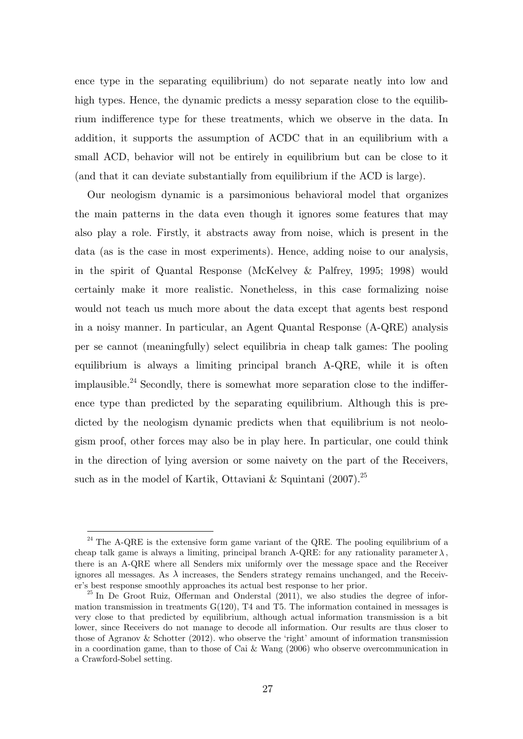ence type in the separating equilibrium) do not separate neatly into low and high types. Hence, the dynamic predicts a messy separation close to the equilibrium indifference type for these treatments, which we observe in the data. In addition, it supports the assumption of ACDC that in an equilibrium with a small ACD, behavior will not be entirely in equilibrium but can be close to it (and that it can deviate substantially from equilibrium if the ACD is large).

Our neologism dynamic is a parsimonious behavioral model that organizes the main patterns in the data even though it ignores some features that may also play a role. Firstly, it abstracts away from noise, which is present in the data (as is the case in most experiments). Hence, adding noise to our analysis, in the spirit of Quantal Response (McKelvey & Palfrey, 1995; 1998) would certainly make it more realistic. Nonetheless, in this case formalizing noise would not teach us much more about the data except that agents best respond in a noisy manner. In particular, an Agent Quantal Response (A-QRE) analysis per se cannot (meaningfully) select equilibria in cheap talk games: The pooling equilibrium is always a limiting principal branch A-QRE, while it is often implausible.[24] Secondly, there is somewhat more separation close to the indifference type than predicted by the separating equilibrium. Although this is predicted by the neologism dynamic predicts when that equilibrium is not neologism proof, other forces may also be in play here. In particular, one could think in the direction of lying aversion or some naivety on the part of the Receivers, such as in the model of Kartik, Ottaviani & Squintani (2007).[25]

---

[24] The A-QRE is the extensive form game variant of the QRE. The pooling equilibrium of a cheap talk game is always a limiting, principal branch A-QRE: for any rationality parameter $\lambda$, there is an A-QRE where all Senders mix uniformly over the message space and the Receiver ignores all messages. As $\lambda$ increases, the Senders strategy remains unchanged, and the Receiver's best response smoothly approaches its actual best response to her prior.

[25] In De Groot Ruiz, Offerman and Onderstal (2011), we also studies the degree of information transmission in treatments G(120), T4 and T5. The information contained in messages is very close to that predicted by equilibrium, although actual information transmission is a bit lower, since Receivers do not manage to decode all information. Our results are thus closer to those of Agranov & Schotter (2012). who observe the 'right' amount of information transmission in a coordination game, than to those of Cai & Wang (2006) who observe overcommunication in a Crawford-Sobel setting.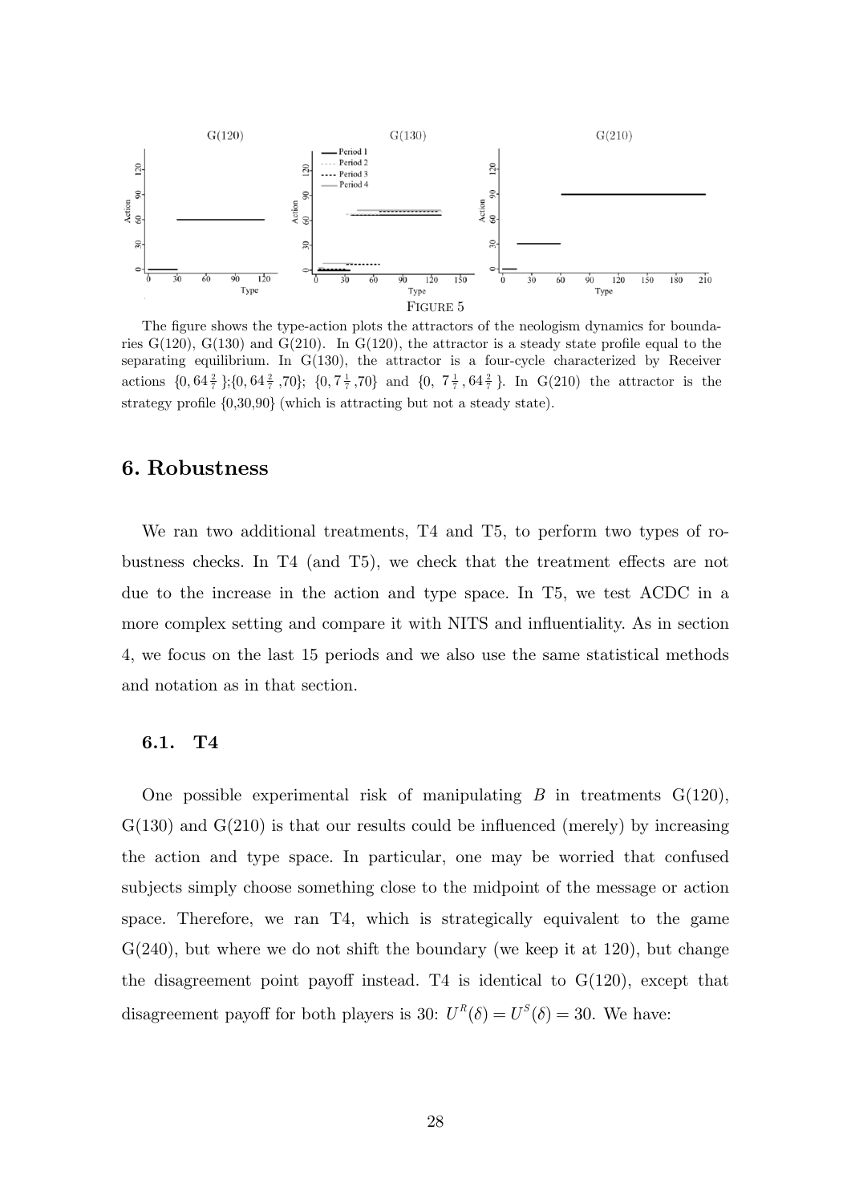FIGURE 5

The figure shows the type-action plots the attractors of the neologism dynamics for boundaries G(120), G(130) and G(210). In G(120), the attractor is a steady state profile equal to the separating equilibrium. In G(130), the attractor is a four-cycle characterized by Receiver actions $\{0, 64\frac{2}{7}\}$;$\{0, 64\frac{2}{7}, 70\}$; $\{0, 7\frac{1}{7}, 70\}$ and $\{0, 7\frac{1}{7}, 64\frac{2}{7}\}$. In G(210) the attractor is the strategy profile {0,30,90} (which is attracting but not a steady state).

## 6. Robustness

We ran two additional treatments, T4 and T5, to perform two types of robustness checks. In T4 (and T5), we check that the treatment effects are not due to the increase in the action and type space. In T5, we test ACDC in a more complex setting and compare it with NITS and influentiality. As in section 4, we focus on the last 15 periods and we also use the same statistical methods and notation as in that section.

### 6.1. T4

One possible experimental risk of manipulating $B$ in treatments G(120), G(130) and G(210) is that our results could be influenced (merely) by increasing the action and type space. In particular, one may be worried that confused subjects simply choose something close to the midpoint of the message or action space. Therefore, we ran T4, which is strategically equivalent to the game G(240), but where we do not shift the boundary (we keep it at 120), but change the disagreement point payoff instead. T4 is identical to G(120), except that disagreement payoff for both players is 30: $U^R(\delta) = U^S(\delta) = 30$. We have: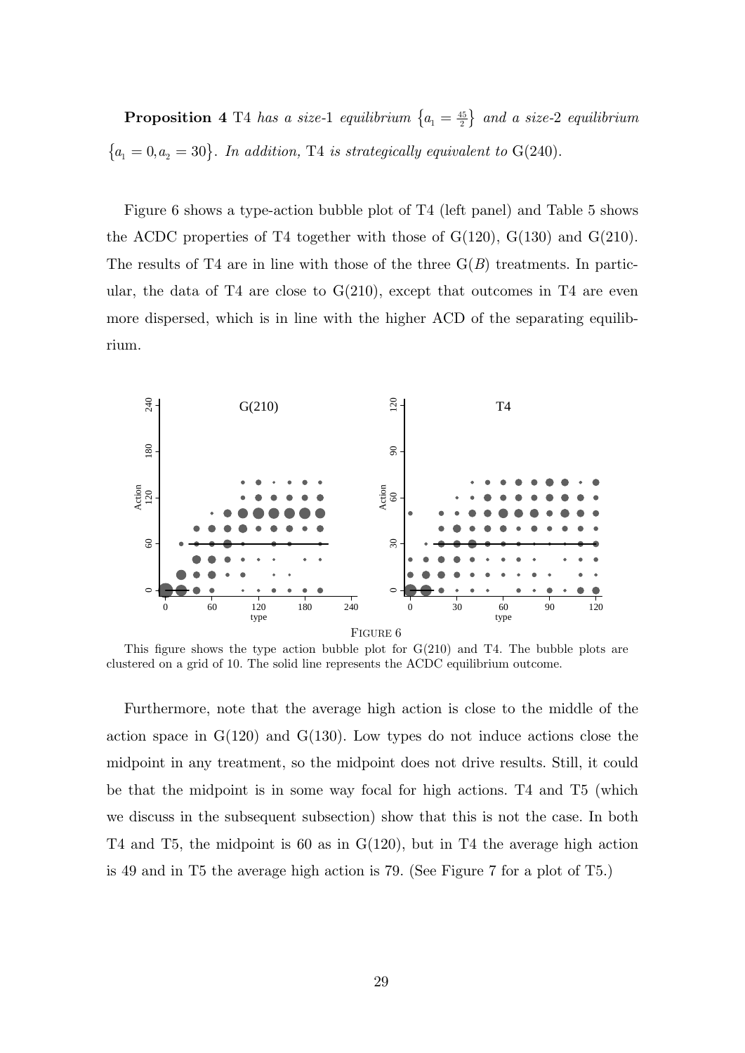**Proposition 4** *T4 has a size-1 equilibrium* $\{a_1 = \frac{45}{2}\}$ *and a size-2 equilibrium* $\{a_1 = 0, a_2 = 30\}$. *In addition,* T4 *is strategically equivalent to* G(240).

Figure 6 shows a type-action bubble plot of T4 (left panel) and Table 5 shows the ACDC properties of T4 together with those of G(120), G(130) and G(210). The results of T4 are in line with those of the three G($B$) treatments. In particular, the data of T4 are close to G(210), except that outcomes in T4 are even more dispersed, which is in line with the higher ACD of the separating equilibrium.

FIGURE 6

This figure shows the type action bubble plot for G(210) and T4. The bubble plots are clustered on a grid of 10. The solid line represents the ACDC equilibrium outcome.

Furthermore, note that the average high action is close to the middle of the action space in G(120) and G(130). Low types do not induce actions close the midpoint in any treatment, so the midpoint does not drive results. Still, it could be that the midpoint is in some way focal for high actions. T4 and T5 (which we discuss in the subsequent subsection) show that this is not the case. In both T4 and T5, the midpoint is 60 as in G(120), but in T4 the average high action is 49 and in T5 the average high action is 79. (See Figure 7 for a plot of T5.)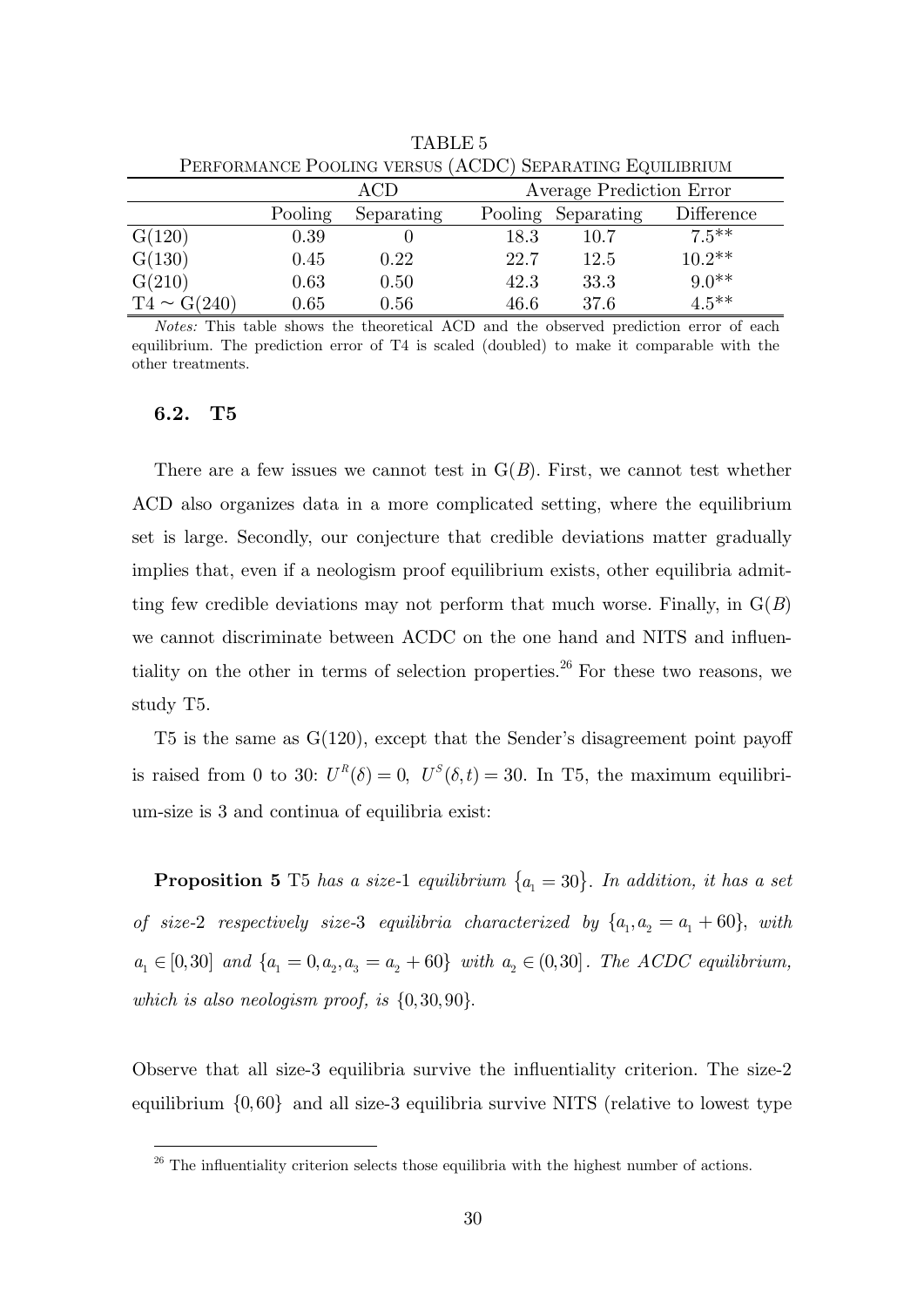TABLE 5

PERFORMANCE POOLING VERSUS (ACDC) SEPARATING EQUILIBRIUM

| | ACD | | Average Prediction Error | | |
|---|---|---|---|---|---|
| | Pooling | Separating | Pooling | Separating | Difference |
| G(120) | 0.39 | 0 | 18.3 | 10.7 | 7.5** |
| G(130) | 0.45 | 0.22 | 22.7 | 12.5 | 10.2** |
| G(210) | 0.63 | 0.50 | 42.3 | 33.3 | 9.0** |
| T4 ~ G(240) | 0.65 | 0.56 | 46.6 | 37.6 | 4.5** |

*Notes:* This table shows the theoretical ACD and the observed prediction error of each equilibrium. The prediction error of T4 is scaled (doubled) to make it comparable with the other treatments.

### 6.2. T5

There are a few issues we cannot test in G($B$). First, we cannot test whether ACD also organizes data in a more complicated setting, where the equilibrium set is large. Secondly, our conjecture that credible deviations matter gradually implies that, even if a neologism proof equilibrium exists, other equilibria admitting few credible deviations may not perform that much worse. Finally, in G($B$) we cannot discriminate between ACDC on the one hand and NITS and influentiality on the other in terms of selection properties.[26] For these two reasons, we study T5.

T5 is the same as G(120), except that the Sender's disagreement point payoff is raised from 0 to 30: $U^R(\delta) = 0,\ U^S(\delta, t) = 30$. In T5, the maximum equilibrium-size is 3 and continua of equilibria exist:

**Proposition 5** T5 *has a size-*1 *equilibrium* $\{a_1 = 30\}$. *In addition, it has a set of size-*2 *respectively size-*3 *equilibria characterized by* $\{a_1, a_2 = a_1 + 60\}$, *with* $a_1 \in [0,30]$ *and* $\{a_1 = 0, a_2, a_3 = a_2 + 60\}$ *with* $a_2 \in (0,30]$. *The ACDC equilibrium, which is also neologism proof, is* $\{0,30,90\}$.

Observe that all size-3 equilibria survive the influentiality criterion. The size-2 equilibrium $\{0,60\}$ and all size-3 equilibria survive NITS (relative to lowest type

[26] The influentiality criterion selects those equilibria with the highest number of actions.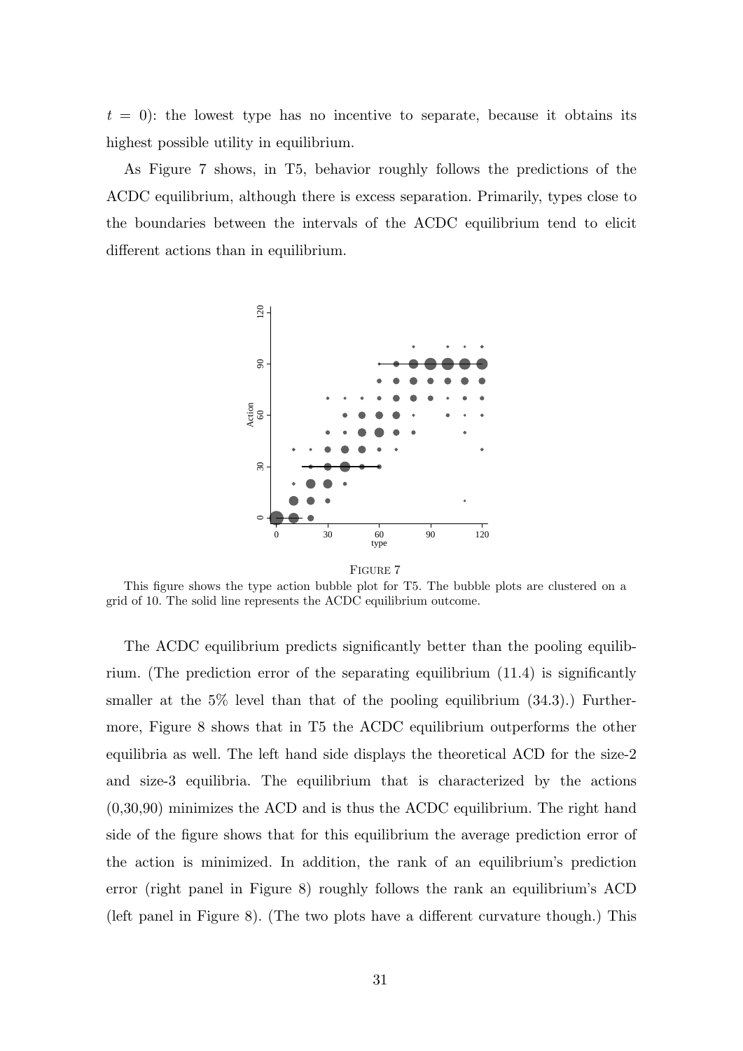$t = 0$): the lowest type has no incentive to separate, because it obtains its highest possible utility in equilibrium.

As Figure 7 shows, in T5, behavior roughly follows the predictions of the ACDC equilibrium, although there is excess separation. Primarily, types close to the boundaries between the intervals of the ACDC equilibrium tend to elicit different actions than in equilibrium.

FIGURE 7

This figure shows the type action bubble plot for T5. The bubble plots are clustered on a grid of 10. The solid line represents the ACDC equilibrium outcome.

The ACDC equilibrium predicts significantly better than the pooling equilibrium. (The prediction error of the separating equilibrium (11.4) is significantly smaller at the 5% level than that of the pooling equilibrium (34.3).) Furthermore, Figure 8 shows that in T5 the ACDC equilibrium outperforms the other equilibria as well. The left hand side displays the theoretical ACD for the size-2 and size-3 equilibria. The equilibrium that is characterized by the actions (0,30,90) minimizes the ACD and is thus the ACDC equilibrium. The right hand side of the figure shows that for this equilibrium the average prediction error of the action is minimized. In addition, the rank of an equilibrium's prediction error (right panel in Figure 8) roughly follows the rank an equilibrium's ACD (left panel in Figure 8). (The two plots have a different curvature though.) This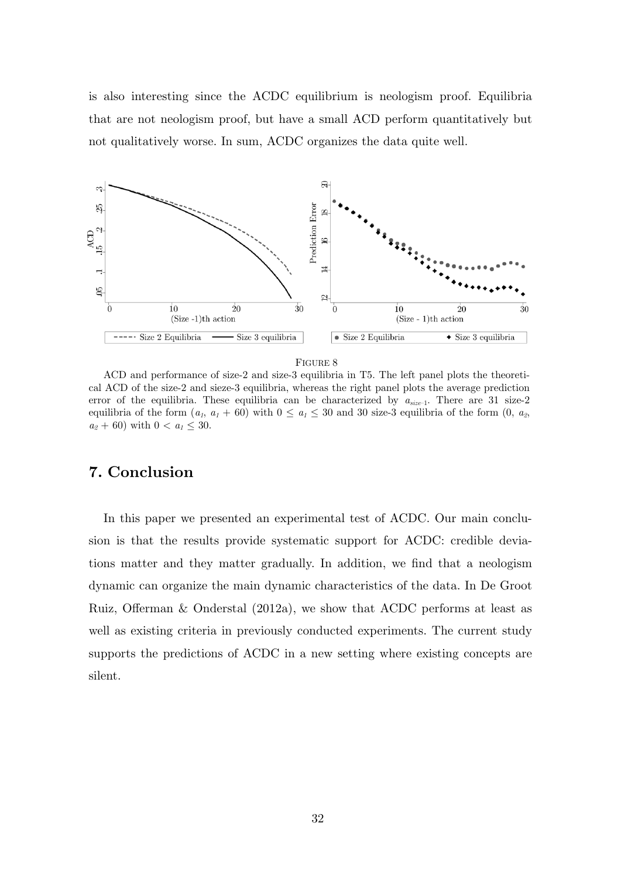is also interesting since the ACDC equilibrium is neologism proof. Equilibria that are not neologism proof, but have a small ACD perform quantitatively but not qualitatively worse. In sum, ACDC organizes the data quite well.

FIGURE 8

ACD and performance of size-2 and size-3 equilibria in T5. The left panel plots the theoretical ACD of the size-2 and sieze-3 equilibria, whereas the right panel plots the average prediction error of the equilibria. These equilibria can be characterized by $a_{size-1}$. There are 31 size-2 equilibria of the form ($a_1$, $a_1 + 60$) with $0 \leq a_1 \leq 30$ and 30 size-3 equilibria of the form (0, $a_2$, $a_2 + 60$) with $0 < a_1 \leq 30$.

## 7. Conclusion

In this paper we presented an experimental test of ACDC. Our main conclusion is that the results provide systematic support for ACDC: credible deviations matter and they matter gradually. In addition, we find that a neologism dynamic can organize the main dynamic characteristics of the data. In De Groot Ruiz, Offerman & Onderstal (2012a), we show that ACDC performs at least as well as existing criteria in previously conducted experiments. The current study supports the predictions of ACDC in a new setting where existing concepts are silent.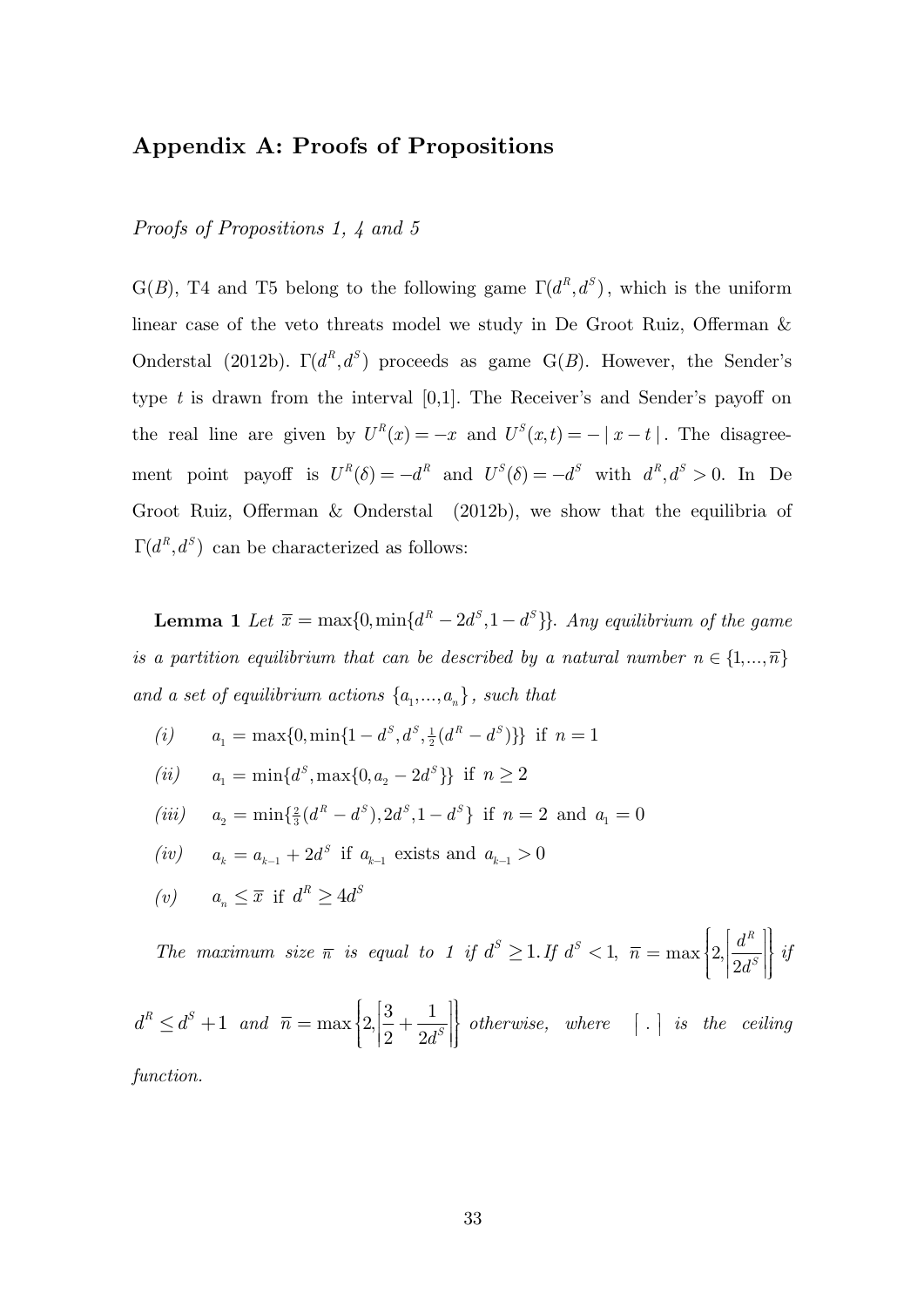## Appendix A: Proofs of Propositions

*Proofs of Propositions 1, 4 and 5*

G($B$), T4 and T5 belong to the following game $\Gamma(d^R, d^S)$, which is the uniform linear case of the veto threats model we study in De Groot Ruiz, Offerman & Onderstal (2012b). $\Gamma(d^R, d^S)$ proceeds as game G($B$). However, the Sender's type $t$ is drawn from the interval [0,1]. The Receiver's and Sender's payoff on the real line are given by $U^R(x) = -x$ and $U^S(x,t) = -|x - t|$. The disagreement point payoff is $U^R(\delta) = -d^R$ and $U^S(\delta) = -d^S$ with $d^R, d^S > 0$. In De Groot Ruiz, Offerman & Onderstal (2012b), we show that the equilibria of $\Gamma(d^R, d^S)$ can be characterized as follows:

**Lemma 1** *Let $\overline{x} = \max\{0, \min\{d^R - 2d^S, 1 - d^S\}\}$. Any equilibrium of the game is a partition equilibrium that can be described by a natural number $n \in \{1,...,\overline{n}\}$ and a set of equilibrium actions $\{a_1,...,a_n\}$, such that*

*(i)* $a_1 = \max\{0, \min\{1 - d^S, d^S, \tfrac{1}{2}(d^R - d^S)\}\}$ if $n = 1$

*(ii)* $a_1 = \min\{d^S, \max\{0, a_2 - 2d^S\}\}$ if $n \geq 2$

*(iii)* $a_2 = \min\{\tfrac{2}{3}(d^R - d^S), 2d^S, 1 - d^S\}$ if $n = 2$ and $a_1 = 0$

*(iv)* $a_k = a_{k-1} + 2d^S$ if $a_{k-1}$ exists and $a_{k-1} > 0$

*(v)* $a_n \leq \overline{x}$ if $d^R \geq 4d^S$

*The maximum size $\overline{n}$ is equal to 1 if $d^S \geq 1$. If $d^S < 1$, $\overline{n} = \max\left\{2, \left\lceil \frac{d^R}{2d^S} \right\rceil\right\}$ if $d^R \leq d^S + 1$ and $\overline{n} = \max\left\{2, \left\lceil \frac{3}{2} + \frac{1}{2d^S} \right\rceil\right\}$ otherwise, where $\lceil\, . \,\rceil$ is the ceiling function.*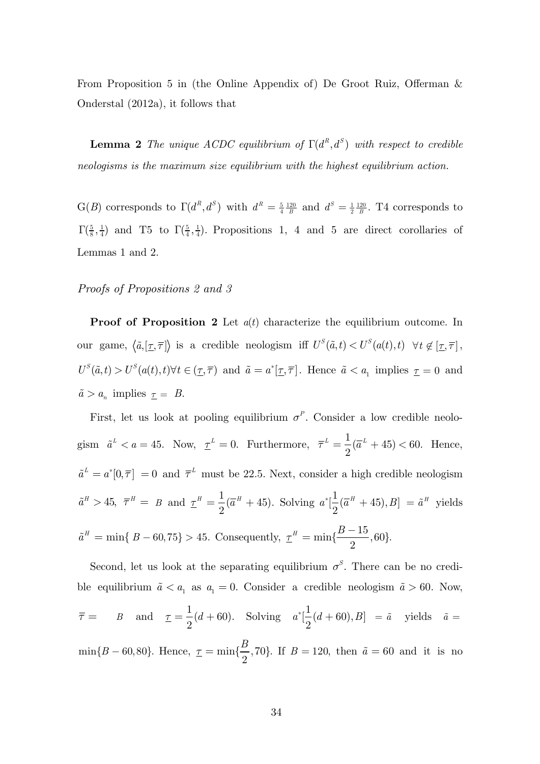From Proposition 5 in (the Online Appendix of) De Groot Ruiz, Offerman & Onderstal (2012a), it follows that

**Lemma 2** *The unique ACDC equilibrium of $\Gamma(d^R, d^S)$ with respect to credible neologisms is the maximum size equilibrium with the highest equilibrium action.*

G($B$) corresponds to $\Gamma(d^R, d^S)$ with $d^R = \frac{5}{4}\frac{120}{B}$ and $d^S = \frac{1}{2}\frac{120}{B}$. T4 corresponds to $\Gamma(\frac{5}{8}, \frac{1}{4})$ and T5 to $\Gamma(\frac{5}{4}, \frac{1}{4})$. Propositions 1, 4 and 5 are direct corollaries of Lemmas 1 and 2.

*Proofs of Propositions 2 and 3*

**Proof of Proposition 2** Let $a(t)$ characterize the equilibrium outcome. In our game, $\langle \tilde{a}, [\underline{\tau}, \overline{\tau}] \rangle$ is a credible neologism iff $U^S(\tilde{a}, t) < U^S(a(t), t) \;\; \forall t \notin [\underline{\tau}, \overline{\tau}]$, $U^S(\tilde{a}, t) > U^S(a(t), t) \forall t \in (\underline{\tau}, \overline{\tau})$ and $\tilde{a} = a^*[\underline{\tau}, \overline{\tau}]$. Hence $\tilde{a} < a_1$ implies $\underline{\tau} = 0$ and $\tilde{a} > a_n$ implies $\underline{\tau} = B$.

First, let us look at pooling equilibrium $\sigma^P$. Consider a low credible neologism $\tilde{a}^L < a = 45$. Now, $\underline{\tau}^L = 0$. Furthermore, $\overline{\tau}^L = \frac{1}{2}(\overline{a}^L + 45) < 60$. Hence, $\tilde{a}^L = a^*[0, \overline{\tau}] = 0$ and $\overline{\tau}^L$ must be 22.5. Next, consider a high credible neologism $\tilde{a}^H > 45$, $\overline{\tau}^H = B$ and $\underline{\tau}^H = \frac{1}{2}(\overline{a}^H + 45)$. Solving $a^*[\frac{1}{2}(\overline{a}^H + 45), B] = \tilde{a}^H$ yields $\tilde{a}^H = \min\{B - 60, 75\} > 45$. Consequently, $\underline{\tau}^H = \min\{\frac{B-15}{2}, 60\}$.

Second, let us look at the separating equilibrium $\sigma^S$. There can be no credible equilibrium $\tilde{a} < a_1$ as $a_1 = 0$. Consider a credible neologism $\tilde{a} > 60$. Now, $\overline{\tau} = B$ and $\underline{\tau} = \frac{1}{2}(d + 60)$. Solving $a^*[\frac{1}{2}(d + 60), B] = \tilde{a}$ yields $\tilde{a} = \min\{B - 60, 80\}$. Hence, $\underline{\tau} = \min\{\frac{B}{2}, 70\}$. If $B = 120$, then $\tilde{a} = 60$ and it is no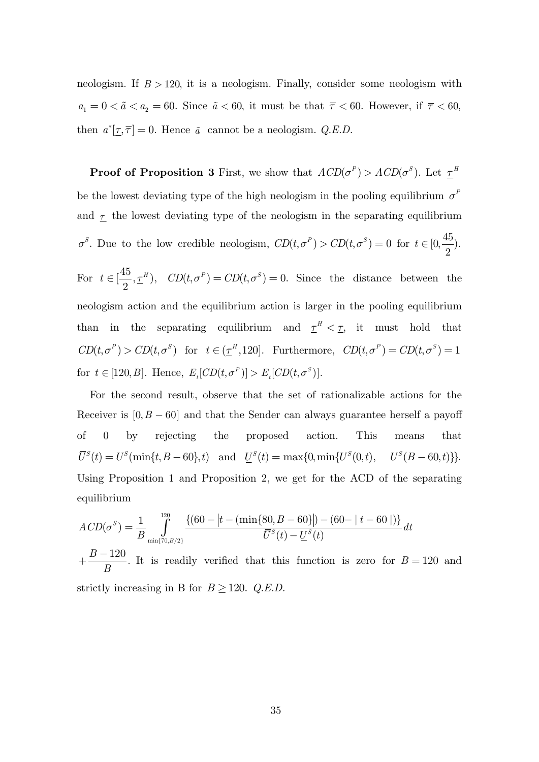neologism. If $B > 120$, it is a neologism. Finally, consider some neologism with $a_1 = 0 < \tilde{a} < a_2 = 60$. Since $\tilde{a} < 60$, it must be that $\overline{\tau} < 60$. However, if $\overline{\tau} < 60$, then $a^*[\underline{\tau}, \overline{\tau}] = 0$. Hence $\tilde{a}$ cannot be a neologism. *Q.E.D.*

**Proof of Proposition 3** First, we show that $ACD(\sigma^P) > ACD(\sigma^S)$. Let $\underline{\tau}^H$ be the lowest deviating type of the high neologism in the pooling equilibrium $\sigma^P$ and $\underline{\tau}$ the lowest deviating type of the neologism in the separating equilibrium $\sigma^S$. Due to the low credible neologism, $CD(t, \sigma^P) > CD(t, \sigma^S) = 0$ for $t \in [0, \frac{45}{2})$. For $t \in [\frac{45}{2}, \underline{\tau}^H)$, $CD(t, \sigma^P) = CD(t, \sigma^S) = 0$. Since the distance between the neologism action and the equilibrium action is larger in the pooling equilibrium than in the separating equilibrium and $\underline{\tau}^H < \underline{\tau}$, it must hold that $CD(t, \sigma^P) > CD(t, \sigma^S)$ for $t \in (\underline{\tau}^H, 120]$. Furthermore, $CD(t, \sigma^P) = CD(t, \sigma^S) = 1$ for $t \in [120, B]$. Hence, $E_t[CD(t, \sigma^P)] > E_t[CD(t, \sigma^S)]$.

For the second result, observe that the set of rationalizable actions for the Receiver is $[0, B-60]$ and that the Sender can always guarantee herself a payoff of 0 by rejecting the proposed action. This means that $\overline{U}^S(t) = U^S(\min\{t, B-60\}, t)$ and $\underline{U}^S(t) = \max\{0, \min\{U^S(0,t), \quad U^S(B-60, t)\}\}$. Using Proposition 1 and Proposition 2, we get for the ACD of the separating equilibrium

$$ACD(\sigma^S) = \frac{1}{B} \int_{\min\{70, B/2\}}^{120} \frac{\{(60 - |t - (\min\{80, B-60\}|) - (60 - |t - 60|)\}}{\overline{U}^S(t) - \underline{U}^S(t)} dt$$

$+ \dfrac{B-120}{B}$. It is readily verified that this function is zero for $B = 120$ and strictly increasing in B for $B \geq 120$. *Q.E.D.*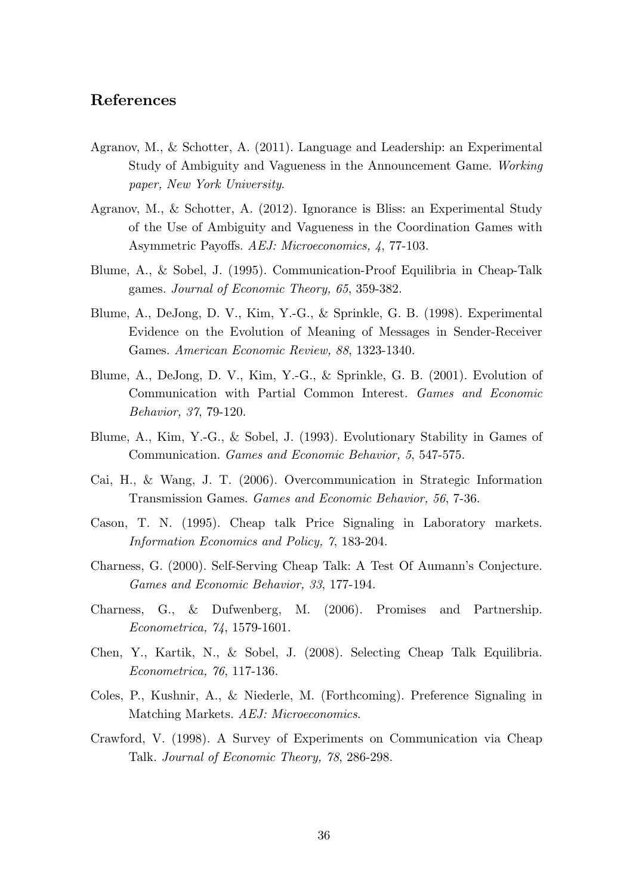## References

Agranov, M., & Schotter, A. (2011). Language and Leadership: an Experimental Study of Ambiguity and Vagueness in the Announcement Game. *Working paper, New York University*.

Agranov, M., & Schotter, A. (2012). Ignorance is Bliss: an Experimental Study of the Use of Ambiguity and Vagueness in the Coordination Games with Asymmetric Payoffs. *AEJ: Microeconomics, 4*, 77-103.

Blume, A., & Sobel, J. (1995). Communication-Proof Equilibria in Cheap-Talk games. *Journal of Economic Theory, 65*, 359-382.

Blume, A., DeJong, D. V., Kim, Y.-G., & Sprinkle, G. B. (1998). Experimental Evidence on the Evolution of Meaning of Messages in Sender-Receiver Games. *American Economic Review, 88*, 1323-1340.

Blume, A., DeJong, D. V., Kim, Y.-G., & Sprinkle, G. B. (2001). Evolution of Communication with Partial Common Interest. *Games and Economic Behavior, 37*, 79-120.

Blume, A., Kim, Y.-G., & Sobel, J. (1993). Evolutionary Stability in Games of Communication. *Games and Economic Behavior, 5*, 547-575.

Cai, H., & Wang, J. T. (2006). Overcommunication in Strategic Information Transmission Games. *Games and Economic Behavior, 56*, 7-36.

Cason, T. N. (1995). Cheap talk Price Signaling in Laboratory markets. *Information Economics and Policy, 7*, 183-204.

Charness, G. (2000). Self-Serving Cheap Talk: A Test Of Aumann's Conjecture. *Games and Economic Behavior, 33*, 177-194.

Charness, G., & Dufwenberg, M. (2006). Promises and Partnership. *Econometrica, 74*, 1579-1601.

Chen, Y., Kartik, N., & Sobel, J. (2008). Selecting Cheap Talk Equilibria. *Econometrica, 76*, 117-136.

Coles, P., Kushnir, A., & Niederle, M. (Forthcoming). Preference Signaling in Matching Markets. *AEJ: Microeconomics*.

Crawford, V. (1998). A Survey of Experiments on Communication via Cheap Talk. *Journal of Economic Theory, 78*, 286-298.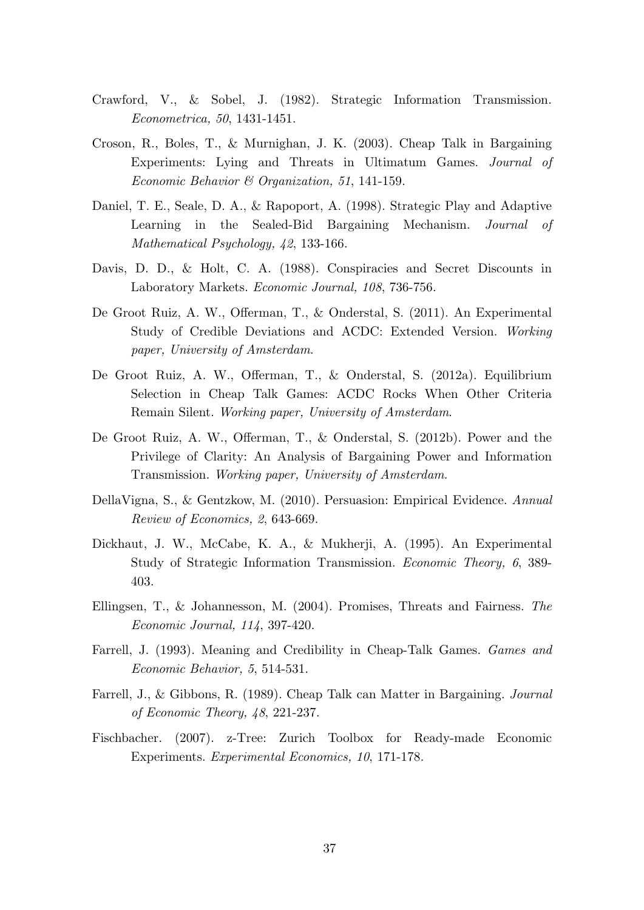Crawford, V., & Sobel, J. (1982). Strategic Information Transmission. *Econometrica, 50*, 1431-1451.

Croson, R., Boles, T., & Murnighan, J. K. (2003). Cheap Talk in Bargaining Experiments: Lying and Threats in Ultimatum Games. *Journal of Economic Behavior & Organization, 51*, 141-159.

Daniel, T. E., Seale, D. A., & Rapoport, A. (1998). Strategic Play and Adaptive Learning in the Sealed-Bid Bargaining Mechanism. *Journal of Mathematical Psychology, 42*, 133-166.

Davis, D. D., & Holt, C. A. (1988). Conspiracies and Secret Discounts in Laboratory Markets. *Economic Journal, 108*, 736-756.

De Groot Ruiz, A. W., Offerman, T., & Onderstal, S. (2011). An Experimental Study of Credible Deviations and ACDC: Extended Version. *Working paper, University of Amsterdam*.

De Groot Ruiz, A. W., Offerman, T., & Onderstal, S. (2012a). Equilibrium Selection in Cheap Talk Games: ACDC Rocks When Other Criteria Remain Silent. *Working paper, University of Amsterdam*.

De Groot Ruiz, A. W., Offerman, T., & Onderstal, S. (2012b). Power and the Privilege of Clarity: An Analysis of Bargaining Power and Information Transmission. *Working paper, University of Amsterdam*.

DellaVigna, S., & Gentzkow, M. (2010). Persuasion: Empirical Evidence. *Annual Review of Economics, 2*, 643-669.

Dickhaut, J. W., McCabe, K. A., & Mukherji, A. (1995). An Experimental Study of Strategic Information Transmission. *Economic Theory, 6*, 389-403.

Ellingsen, T., & Johannesson, M. (2004). Promises, Threats and Fairness. *The Economic Journal, 114*, 397-420.

Farrell, J. (1993). Meaning and Credibility in Cheap-Talk Games. *Games and Economic Behavior, 5*, 514-531.

Farrell, J., & Gibbons, R. (1989). Cheap Talk can Matter in Bargaining. *Journal of Economic Theory, 48*, 221-237.

Fischbacher. (2007). z-Tree: Zurich Toolbox for Ready-made Economic Experiments. *Experimental Economics, 10*, 171-178.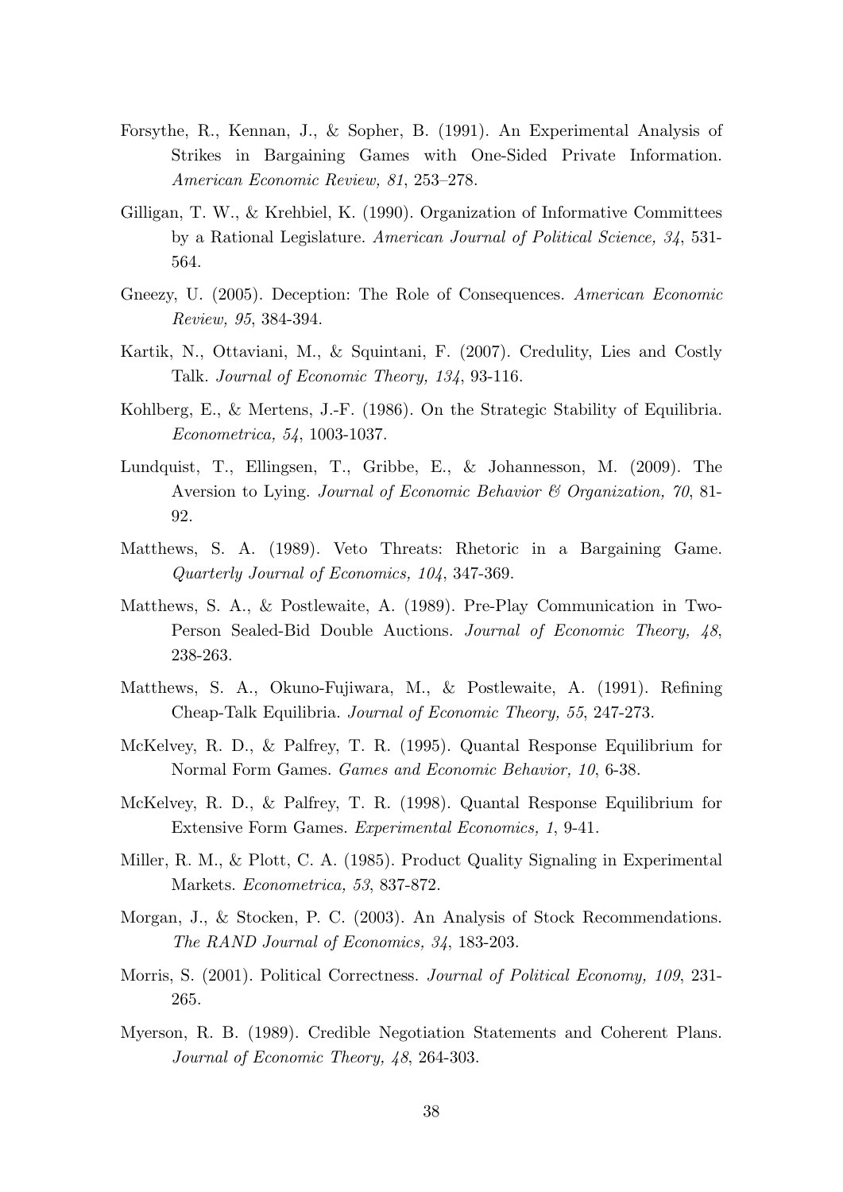Forsythe, R., Kennan, J., & Sopher, B. (1991). An Experimental Analysis of Strikes in Bargaining Games with One-Sided Private Information. *American Economic Review, 81*, 253–278.

Gilligan, T. W., & Krehbiel, K. (1990). Organization of Informative Committees by a Rational Legislature. *American Journal of Political Science, 34*, 531-564.

Gneezy, U. (2005). Deception: The Role of Consequences. *American Economic Review, 95*, 384-394.

Kartik, N., Ottaviani, M., & Squintani, F. (2007). Credulity, Lies and Costly Talk. *Journal of Economic Theory, 134*, 93-116.

Kohlberg, E., & Mertens, J.-F. (1986). On the Strategic Stability of Equilibria. *Econometrica, 54*, 1003-1037.

Lundquist, T., Ellingsen, T., Gribbe, E., & Johannesson, M. (2009). The Aversion to Lying. *Journal of Economic Behavior & Organization, 70*, 81-92.

Matthews, S. A. (1989). Veto Threats: Rhetoric in a Bargaining Game. *Quarterly Journal of Economics, 104*, 347-369.

Matthews, S. A., & Postlewaite, A. (1989). Pre-Play Communication in Two-Person Sealed-Bid Double Auctions. *Journal of Economic Theory, 48*, 238-263.

Matthews, S. A., Okuno-Fujiwara, M., & Postlewaite, A. (1991). Refining Cheap-Talk Equilibria. *Journal of Economic Theory, 55*, 247-273.

McKelvey, R. D., & Palfrey, T. R. (1995). Quantal Response Equilibrium for Normal Form Games. *Games and Economic Behavior, 10*, 6-38.

McKelvey, R. D., & Palfrey, T. R. (1998). Quantal Response Equilibrium for Extensive Form Games. *Experimental Economics, 1*, 9-41.

Miller, R. M., & Plott, C. A. (1985). Product Quality Signaling in Experimental Markets. *Econometrica, 53*, 837-872.

Morgan, J., & Stocken, P. C. (2003). An Analysis of Stock Recommendations. *The RAND Journal of Economics, 34*, 183-203.

Morris, S. (2001). Political Correctness. *Journal of Political Economy, 109*, 231-265.

Myerson, R. B. (1989). Credible Negotiation Statements and Coherent Plans. *Journal of Economic Theory, 48*, 264-303.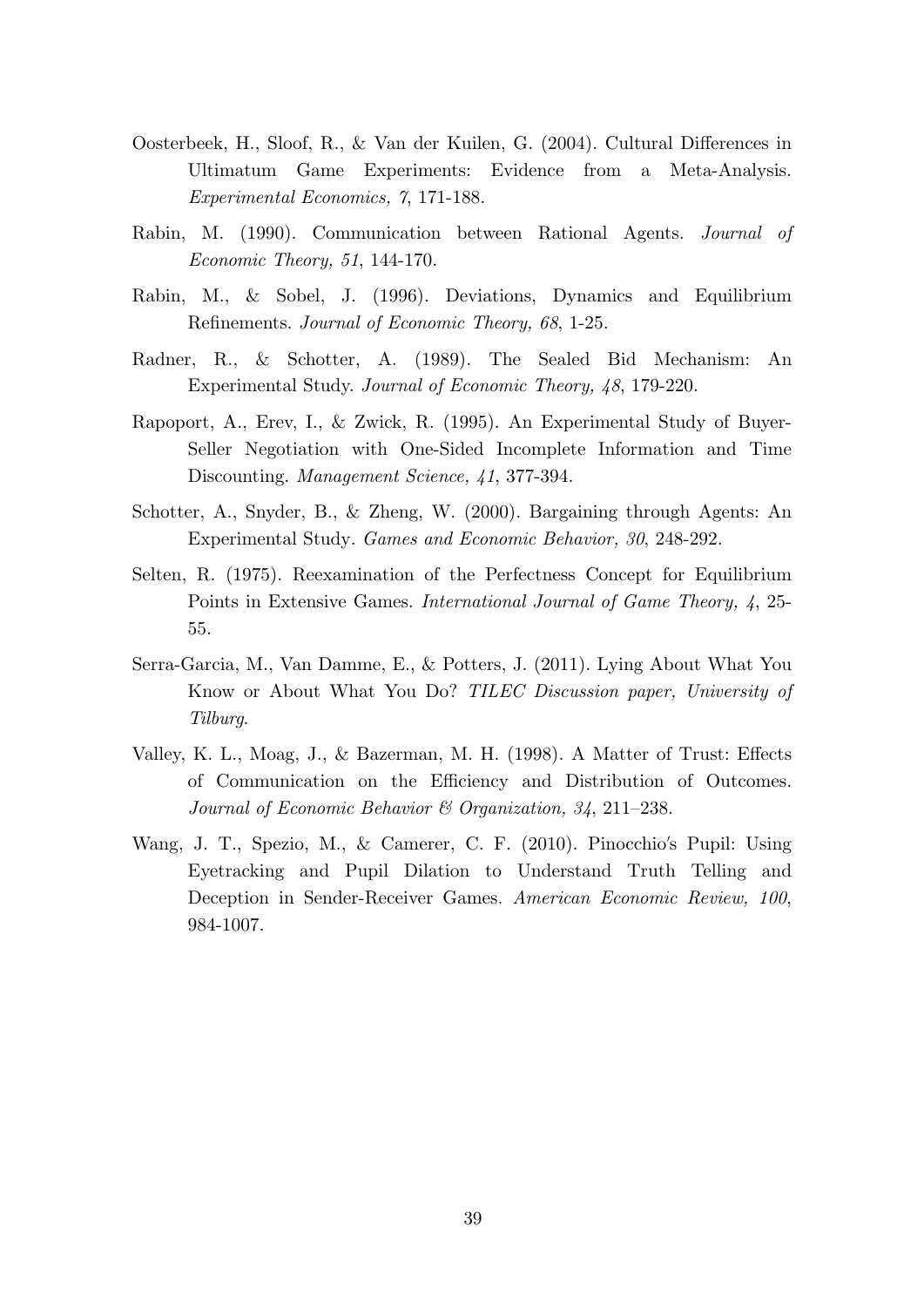Oosterbeek, H., Sloof, R., & Van der Kuilen, G. (2004). Cultural Differences in Ultimatum Game Experiments: Evidence from a Meta-Analysis. *Experimental Economics, 7*, 171-188.

Rabin, M. (1990). Communication between Rational Agents. *Journal of Economic Theory, 51*, 144-170.

Rabin, M., & Sobel, J. (1996). Deviations, Dynamics and Equilibrium Refinements. *Journal of Economic Theory, 68*, 1-25.

Radner, R., & Schotter, A. (1989). The Sealed Bid Mechanism: An Experimental Study. *Journal of Economic Theory, 48*, 179-220.

Rapoport, A., Erev, I., & Zwick, R. (1995). An Experimental Study of Buyer-Seller Negotiation with One-Sided Incomplete Information and Time Discounting. *Management Science, 41*, 377-394.

Schotter, A., Snyder, B., & Zheng, W. (2000). Bargaining through Agents: An Experimental Study. *Games and Economic Behavior, 30*, 248-292.

Selten, R. (1975). Reexamination of the Perfectness Concept for Equilibrium Points in Extensive Games. *International Journal of Game Theory, 4*, 25-55.

Serra-Garcia, M., Van Damme, E., & Potters, J. (2011). Lying About What You Know or About What You Do? *TILEC Discussion paper, University of Tilburg.*

Valley, K. L., Moag, J., & Bazerman, M. H. (1998). A Matter of Trust: Effects of Communication on the Efficiency and Distribution of Outcomes. *Journal of Economic Behavior & Organization, 34*, 211–238.

Wang, J. T., Spezio, M., & Camerer, C. F. (2010). Pinocchio's Pupil: Using Eyetracking and Pupil Dilation to Understand Truth Telling and Deception in Sender-Receiver Games. *American Economic Review, 100*, 984-1007.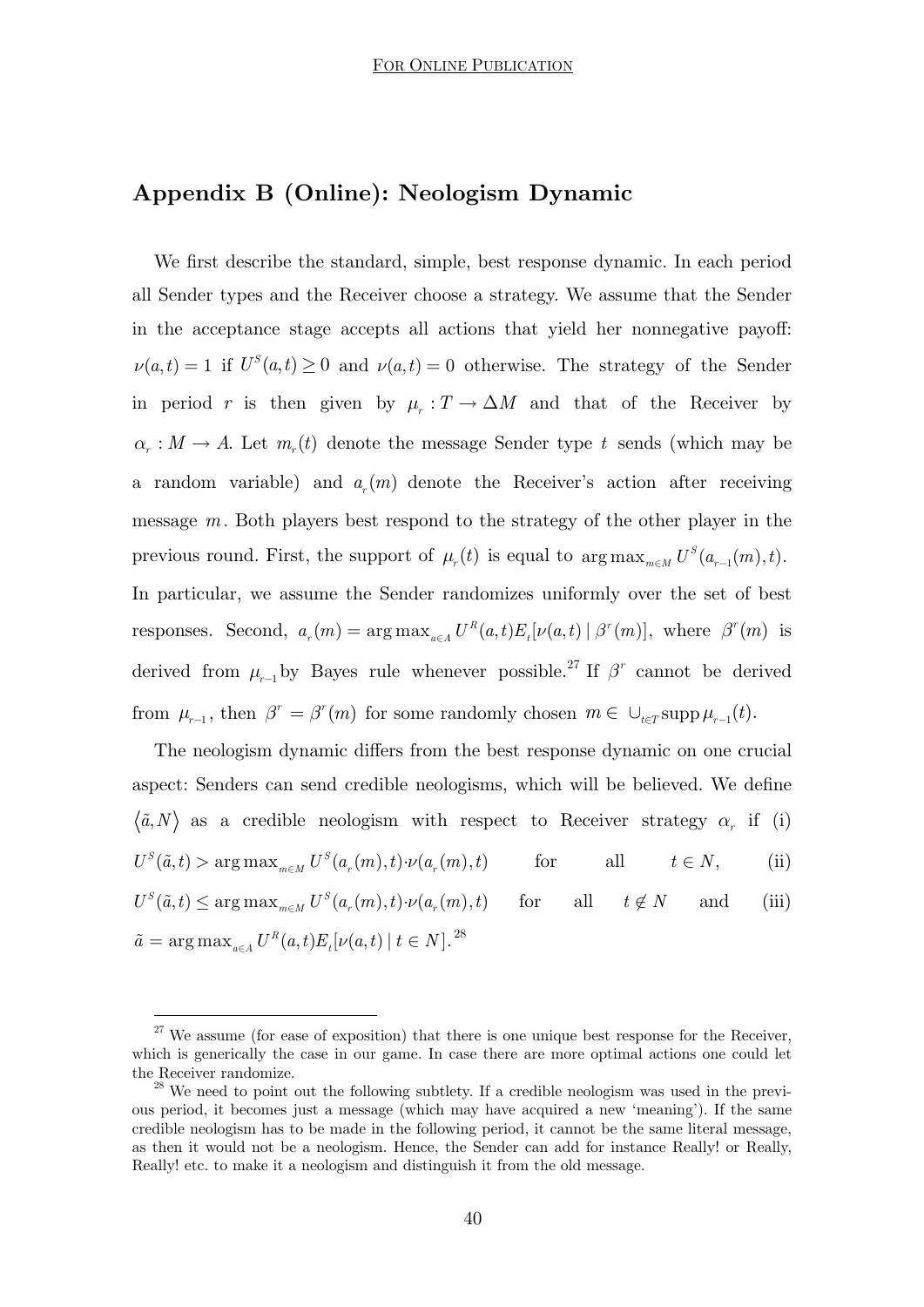# Appendix B (Online): Neologism Dynamic

We first describe the standard, simple, best response dynamic. In each period all Sender types and the Receiver choose a strategy. We assume that the Sender in the acceptance stage accepts all actions that yield her nonnegative payoff: $\nu(a,t)=1$ if $U^S(a,t)\geq 0$ and $\nu(a,t)=0$ otherwise. The strategy of the Sender in period $r$ is then given by $\mu_r: T \rightarrow \Delta M$ and that of the Receiver by $\alpha_r: M \rightarrow A$. Let $m_r(t)$ denote the message Sender type $t$ sends (which may be a random variable) and $a_r(m)$ denote the Receiver's action after receiving message $m$. Both players best respond to the strategy of the other player in the previous round. First, the support of $\mu_r(t)$ is equal to $\arg\max_{m\in M} U^S(a_{r-1}(m),t)$. In particular, we assume the Sender randomizes uniformly over the set of best responses. Second, $a_r(m)=\arg\max_{a\in A} U^R(a,t)E_t[\nu(a,t)\mid \beta^r(m)]$, where $\beta^r(m)$ is derived from $\mu_{r-1}$ by Bayes rule whenever possible.[27] If $\beta^r$ cannot be derived from $\mu_{r-1}$, then $\beta^r=\beta^r(m)$ for some randomly chosen $m\in \cup_{t\in T}\operatorname{supp}\mu_{r-1}(t)$.

The neologism dynamic differs from the best response dynamic on one crucial aspect: Senders can send credible neologisms, which will be believed. We define $\langle \tilde{a}, N\rangle$ as a credible neologism with respect to Receiver strategy $\alpha_r$ if (i) $U^S(\tilde{a},t) > \arg\max_{m\in M} U^S(a_r(m),t)\cdot\nu(a_r(m),t)$ for all $t\in N$, (ii) $U^S(\tilde{a},t) \leq \arg\max_{m\in M} U^S(a_r(m),t)\cdot\nu(a_r(m),t)$ for all $t\notin N$ and (iii) $\tilde{a}=\arg\max_{a\in A} U^R(a,t)E_t[\nu(a,t)\mid t\in N]$.[28]

[27] We assume (for ease of exposition) that there is one unique best response for the Receiver, which is generically the case in our game. In case there are more optimal actions one could let the Receiver randomize.

[28] We need to point out the following subtlety. If a credible neologism was used in the previous period, it becomes just a message (which may have acquired a new 'meaning'). If the same credible neologism has to be made in the following period, it cannot be the same literal message, as then it would not be a neologism. Hence, the Sender can add for instance Really! or Really, Really! etc. to make it a neologism and distinguish it from the old message.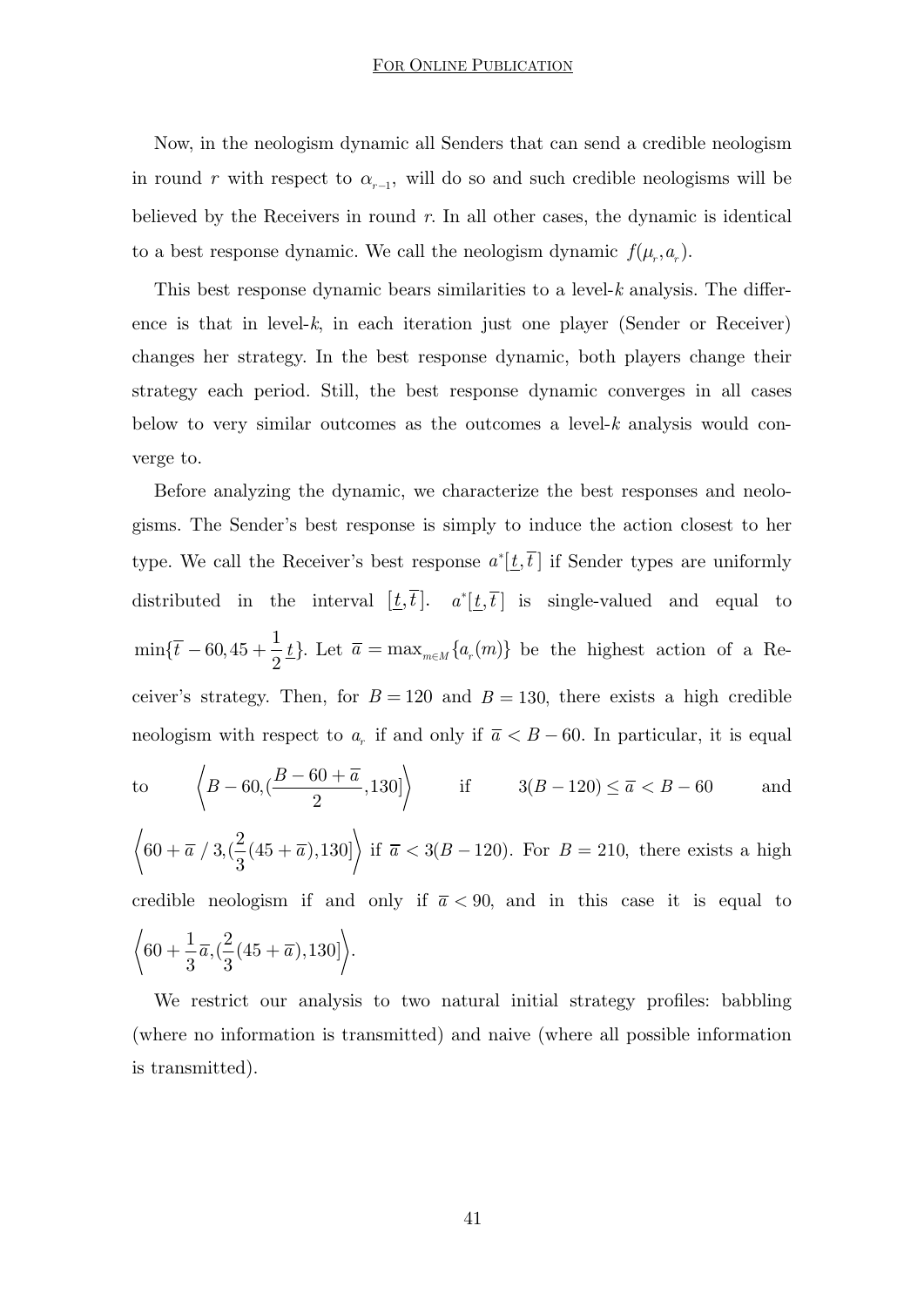Now, in the neologism dynamic all Senders that can send a credible neologism in round $r$ with respect to $\alpha_{r-1}$, will do so and such credible neologisms will be believed by the Receivers in round $r$. In all other cases, the dynamic is identical to a best response dynamic. We call the neologism dynamic $f(\mu_r, a_r)$.

This best response dynamic bears similarities to a level-$k$ analysis. The difference is that in level-$k$, in each iteration just one player (Sender or Receiver) changes her strategy. In the best response dynamic, both players change their strategy each period. Still, the best response dynamic converges in all cases below to very similar outcomes as the outcomes a level-$k$ analysis would converge to.

Before analyzing the dynamic, we characterize the best responses and neologisms. The Sender's best response is simply to induce the action closest to her type. We call the Receiver's best response $a^*[\underline{t}, \overline{t}]$ if Sender types are uniformly distributed in the interval $[\underline{t}, \overline{t}]$. $a^*[\underline{t}, \overline{t}]$ is single-valued and equal to $\min\{\overline{t} - 60, 45 + \frac{1}{2}\underline{t}\}$. Let $\overline{a} = \max_{m \in M}\{a_r(m)\}$ be the highest action of a Receiver's strategy. Then, for $B = 120$ and $B = 130$, there exists a high credible neologism with respect to $a_r$ if and only if $\overline{a} < B - 60$. In particular, it is equal to $\left\langle B - 60, (\frac{B - 60 + \overline{a}}{2}, 130] \right\rangle$ if $3(B - 120) \leq \overline{a} < B - 60$ and $\left\langle 60 + \overline{a} / 3, (\frac{2}{3}(45 + \overline{a}), 130] \right\rangle$ if $\overline{a} < 3(B - 120)$. For $B = 210$, there exists a high credible neologism if and only if $\overline{a} < 90$, and in this case it is equal to $\left\langle 60 + \frac{1}{3}\overline{a}, (\frac{2}{3}(45 + \overline{a}), 130] \right\rangle$.

We restrict our analysis to two natural initial strategy profiles: babbling (where no information is transmitted) and naive (where all possible information is transmitted).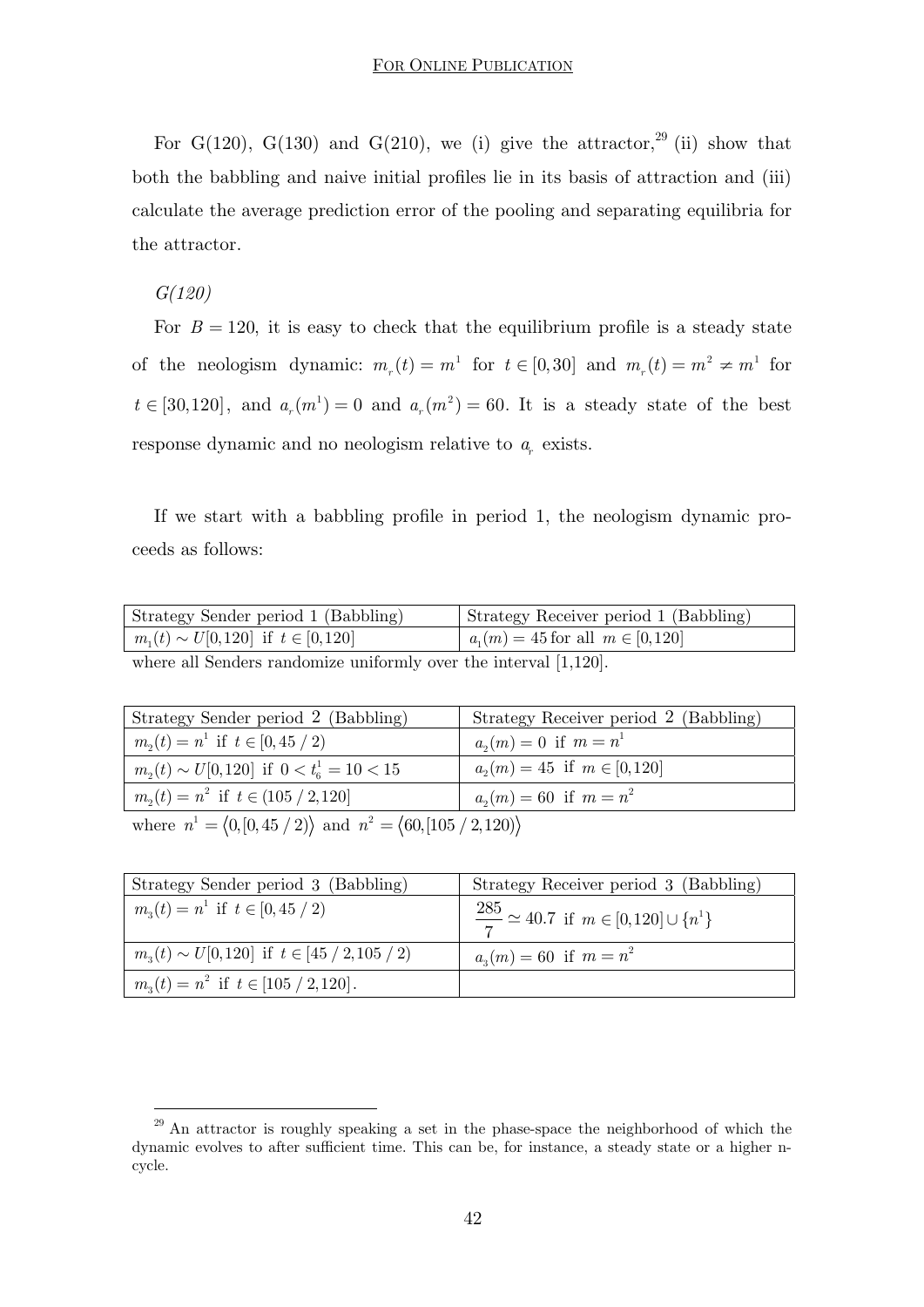For G(120), G(130) and G(210), we (i) give the attractor,[29] (ii) show that both the babbling and naive initial profiles lie in its basis of attraction and (iii) calculate the average prediction error of the pooling and separating equilibria for the attractor.

*G(120)*

For $B = 120$, it is easy to check that the equilibrium profile is a steady state of the neologism dynamic: $m_r(t) = m^1$ for $t \in [0,30]$ and $m_r(t) = m^2 \neq m^1$ for $t \in [30,120]$, and $a_r(m^1) = 0$ and $a_r(m^2) = 60$. It is a steady state of the best response dynamic and no neologism relative to $a_r$ exists.

If we start with a babbling profile in period 1, the neologism dynamic proceeds as follows:

| Strategy Sender period 1 (Babbling) | Strategy Receiver period 1 (Babbling) |
|---|---|
| $m_1(t) \sim U[0,120]$ if $t \in [0,120]$ | $a_1(m) = 45$ for all $m \in [0,120]$ |

where all Senders randomize uniformly over the interval [1,120].

| Strategy Sender period 2 (Babbling) | Strategy Receiver period 2 (Babbling) |
|---|---|
| $m_2(t) = n^1$ if $t \in [0, 45/2)$ | $a_2(m) = 0$ if $m = n^1$ |
| $m_2(t) \sim U[0,120]$ if $0 < t_6^1 = 10 < 15$ | $a_2(m) = 45$ if $m \in [0,120]$ |
| $m_2(t) = n^2$ if $t \in (105/2, 120]$ | $a_2(m) = 60$ if $m = n^2$ |

where $n^1 = \langle 0, [0, 45/2) \rangle$ and $n^2 = \langle 60, [105/2, 120) \rangle$

| Strategy Sender period 3 (Babbling) | Strategy Receiver period 3 (Babbling) |
|---|---|
| $m_3(t) = n^1$ if $t \in [0, 45/2)$ | $\frac{285}{7} \simeq 40.7$ if $m \in [0,120] \cup \{n^1\}$ |
| $m_3(t) \sim U[0,120]$ if $t \in [45/2, 105/2)$ | $a_3(m) = 60$ if $m = n^2$ |
| $m_3(t) = n^2$ if $t \in [105/2, 120]$. | |

[29] An attractor is roughly speaking a set in the phase-space the neighborhood of which the dynamic evolves to after sufficient time. This can be, for instance, a steady state or a higher n-cycle.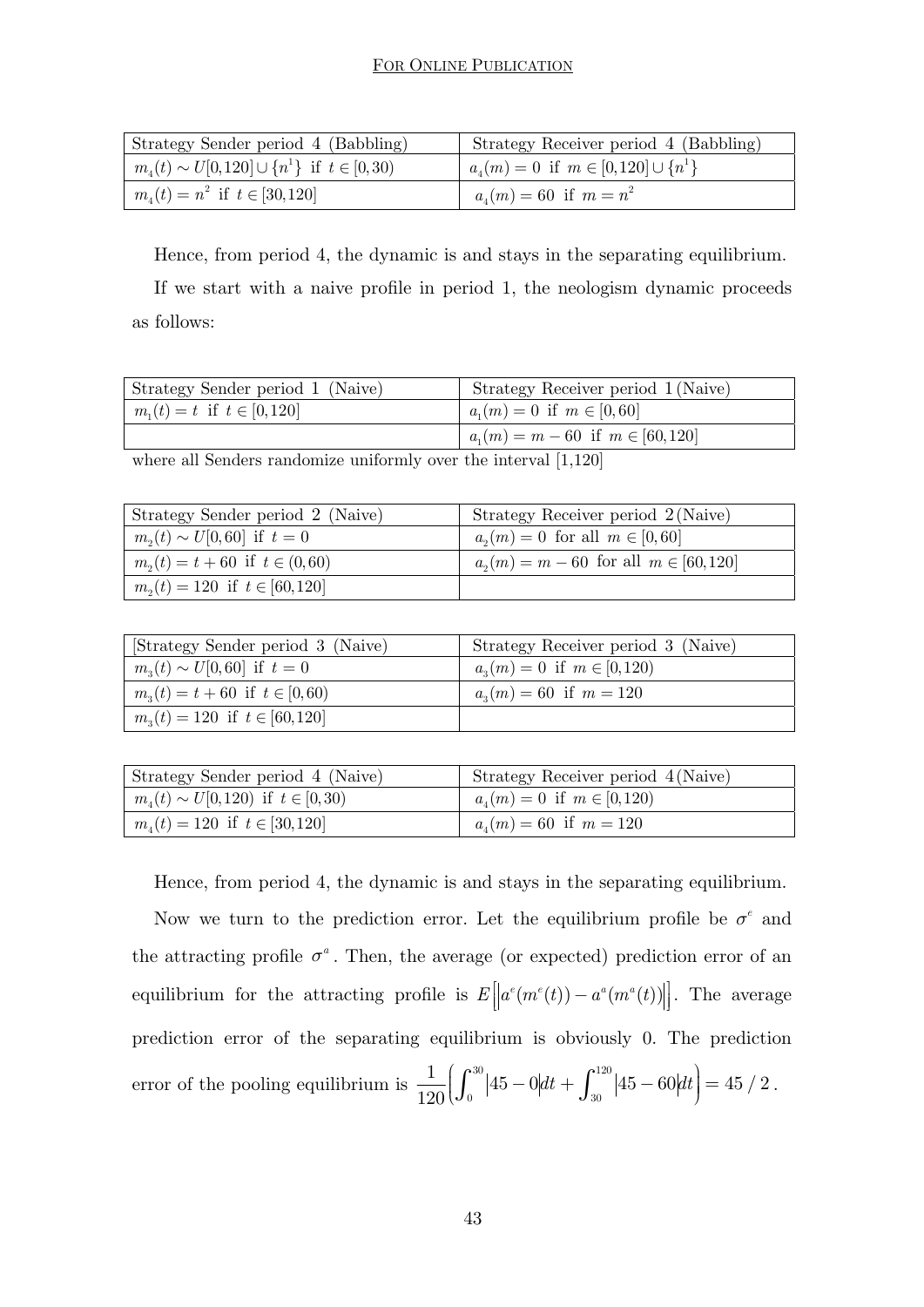| Strategy Sender period 4 (Babbling) | Strategy Receiver period 4 (Babbling) |
|---|---|
| $m_4(t) \sim U[0,120] \cup \{n^1\}$ if $t \in [0,30)$ | $a_4(m) = 0$ if $m \in [0,120] \cup \{n^1\}$ |
| $m_4(t) = n^2$ if $t \in [30,120]$ | $a_4(m) = 60$ if $m = n^2$ |

Hence, from period 4, the dynamic is and stays in the separating equilibrium.

If we start with a naive profile in period 1, the neologism dynamic proceeds as follows:

| Strategy Sender period 1 (Naive) | Strategy Receiver period 1 (Naive) |
|---|---|
| $m_1(t) = t$ if $t \in [0,120]$ | $a_1(m) = 0$ if $m \in [0,60]$ |
| | $a_1(m) = m - 60$ if $m \in [60,120]$ |

where all Senders randomize uniformly over the interval [1,120]

| Strategy Sender period 2 (Naive) | Strategy Receiver period 2 (Naive) |
|---|---|
| $m_2(t) \sim U[0,60]$ if $t = 0$ | $a_2(m) = 0$ for all $m \in [0,60]$ |
| $m_2(t) = t + 60$ if $t \in (0,60)$ | $a_2(m) = m - 60$ for all $m \in [60,120]$ |
| $m_2(t) = 120$ if $t \in [60,120]$ | |

| [Strategy Sender period 3 (Naive) | Strategy Receiver period 3 (Naive) |
|---|---|
| $m_3(t) \sim U[0,60]$ if $t = 0$ | $a_3(m) = 0$ if $m \in [0,120)$ |
| $m_3(t) = t + 60$ if $t \in [0,60)$ | $a_3(m) = 60$ if $m = 120$ |
| $m_3(t) = 120$ if $t \in [60,120]$ | |

| Strategy Sender period 4 (Naive) | Strategy Receiver period 4 (Naive) |
|---|---|
| $m_4(t) \sim U[0,120)$ if $t \in [0,30)$ | $a_4(m) = 0$ if $m \in [0,120)$ |
| $m_4(t) = 120$ if $t \in [30,120]$ | $a_4(m) = 60$ if $m = 120$ |

Hence, from period 4, the dynamic is and stays in the separating equilibrium.

Now we turn to the prediction error. Let the equilibrium profile be $\sigma^e$ and the attracting profile $\sigma^a$. Then, the average (or expected) prediction error of an equilibrium for the attracting profile is $E\left[\left|a^e(m^e(t)) - a^a(m^a(t))\right|\right]$. The average prediction error of the separating equilibrium is obviously 0. The prediction error of the pooling equilibrium is $\frac{1}{120}\left(\int_0^{30}|45-0|dt + \int_{30}^{120}|45-60|dt\right) = 45/2$.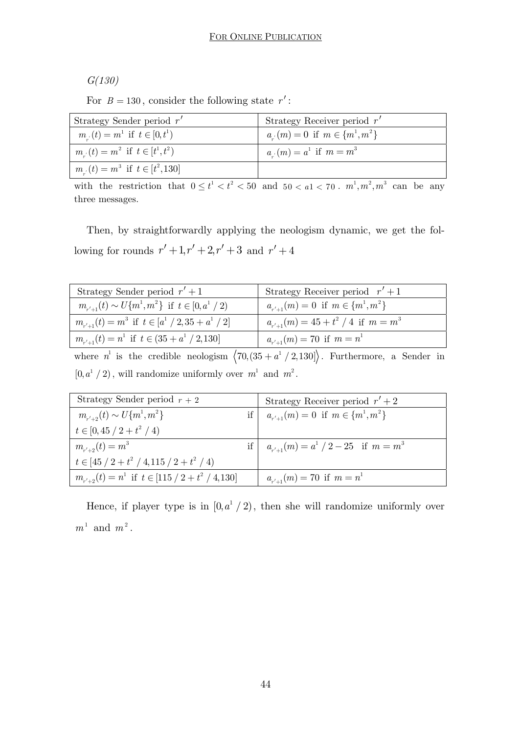*G(130)*

For $B = 130$, consider the following state $r'$:

| Strategy Sender period $r'$ | Strategy Receiver period $r'$ |
|---|---|
| $m_{r'}(t) = m^1$ if $t \in [0, t^1)$ | $a_{r'}(m) = 0$ if $m \in \{m^1, m^2\}$ |
| $m_{r'}(t) = m^2$ if $t \in [t^1, t^2)$ | $a_{r'}(m) = a^1$ if $m = m^3$ |
| $m_{r'}(t) = m^3$ if $t \in [t^2, 130]$ | |

with the restriction that $0 \leq t^1 < t^2 < 50$ and $50 < a1 < 70$. $m^1, m^2, m^3$ can be any three messages.

Then, by straightforwardly applying the neologism dynamic, we get the following for rounds $r'+1, r'+2, r'+3$ and $r'+4$

| Strategy Sender period $r'+1$ | Strategy Receiver period $r'+1$ |
|---|---|
| $m_{r'+1}(t) \sim U\{m^1, m^2\}$ if $t \in [0, a^1/2)$ | $a_{r'+1}(m) = 0$ if $m \in \{m^1, m^2\}$ |
| $m_{r'+1}(t) = m^3$ if $t \in [a^1/2, 35 + a^1/2]$ | $a_{r'+1}(m) = 45 + t^2/4$ if $m = m^3$ |
| $m_{r'+1}(t) = n^1$ if $t \in (35 + a^1/2, 130]$ | $a_{r'+1}(m) = 70$ if $m = n^1$ |

where $n^1$ is the credible neologism $\langle 70, (35 + a^1/2, 130] \rangle$. Furthermore, a Sender in $[0, a^1/2)$, will randomize uniformly over $m^1$ and $m^2$.

| Strategy Sender period $r+2$ | Strategy Receiver period $r'+2$ |
|---|---|
| $m_{r'+2}(t) \sim U\{m^1, m^2\}$ if $t \in [0, 45/2 + t^2/4)$ | $a_{r'+1}(m) = 0$ if $m \in \{m^1, m^2\}$ |
| $m_{r'+2}(t) = m^3$ if $t \in [45/2 + t^2/4, 115/2 + t^2/4)$ | $a_{r'+1}(m) = a^1/2 - 25$ if $m = m^3$ |
| $m_{r'+2}(t) = n^1$ if $t \in [115/2 + t^2/4, 130]$ | $a_{r'+1}(m) = 70$ if $m = n^1$ |

Hence, if player type is in $[0, a^1/2)$, then she will randomize uniformly over $m^1$ and $m^2$.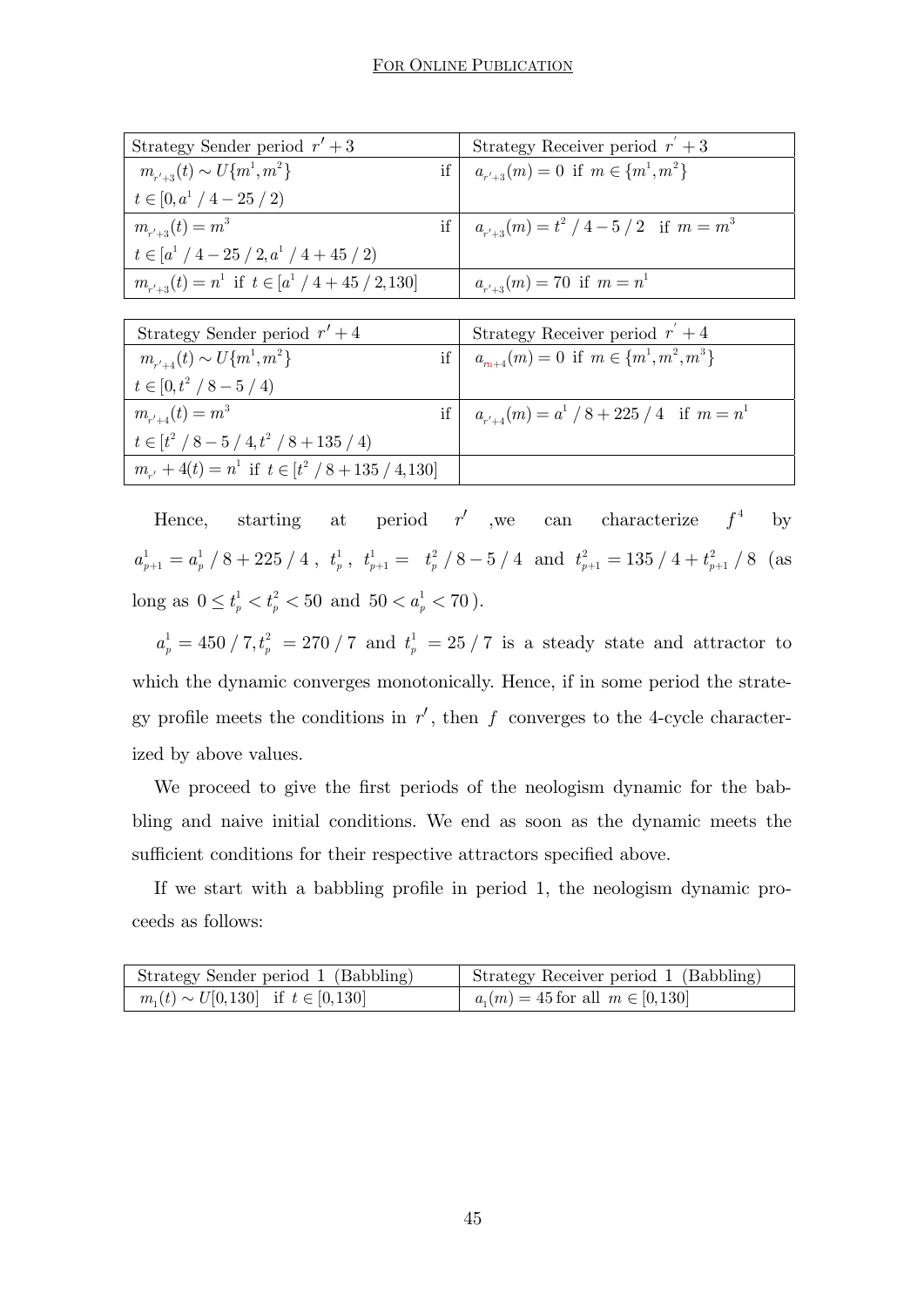| Strategy Sender period $r'+3$ | Strategy Receiver period $r'+3$ |
|---|---|
| $m_{r'+3}(t) \sim U\{m^1, m^2\}$ if $t \in [0, a^1/4 - 25/2)$ | $a_{r'+3}(m) = 0$ if $m \in \{m^1, m^2\}$ |
| $m_{r'+3}(t) = m^3$ if $t \in [a^1/4 - 25/2, a^1/4 + 45/2)$ | $a_{r'+3}(m) = t^2/4 - 5/2$ if $m = m^3$ |
| $m_{r'+3}(t) = n^1$ if $t \in [a^1/4 + 45/2, 130]$ | $a_{r'+3}(m) = 70$ if $m = n^1$ |

| Strategy Sender period $r'+4$ | Strategy Receiver period $r'+4$ |
|---|---|
| $m_{r'+4}(t) \sim U\{m^1, m^2\}$ if $t \in [0, t^2/8 - 5/4)$ | $a_{m+4}(m) = 0$ if $m \in \{m^1, m^2, m^3\}$ |
| $m_{r'+4}(t) = m^3$ if $t \in [t^2/8 - 5/4, t^2/8 + 135/4)$ | $a_{r'+4}(m) = a^1/8 + 225/4$ if $m = n^1$ |
| $m_{r'} + 4(t) = n^1$ if $t \in [t^2/8 + 135/4, 130]$ | |

Hence, starting at period $r'$ ,we can characterize $f^4$ by $a^1_{p+1} = a^1_p/8 + 225/4$ , $t^1_p$ , $t^1_{p+1} = t^2_p/8 - 5/4$ and $t^2_{p+1} = 135/4 + t^2_{p+1}/8$ (as long as $0 \leq t^1_p < t^2_p < 50$ and $50 < a^1_p < 70$).

$a^1_p = 450/7, t^2_p = 270/7$ and $t^1_p = 25/7$ is a steady state and attractor to which the dynamic converges monotonically. Hence, if in some period the strategy profile meets the conditions in $r'$, then $f$ converges to the 4-cycle characterized by above values.

We proceed to give the first periods of the neologism dynamic for the babbling and naive initial conditions. We end as soon as the dynamic meets the sufficient conditions for their respective attractors specified above.

If we start with a babbling profile in period 1, the neologism dynamic proceeds as follows:

| Strategy Sender period 1 (Babbling) | Strategy Receiver period 1 (Babbling) |
|---|---|
| $m_1(t) \sim U[0, 130]$ if $t \in [0, 130]$ | $a_1(m) = 45$ for all $m \in [0, 130]$ |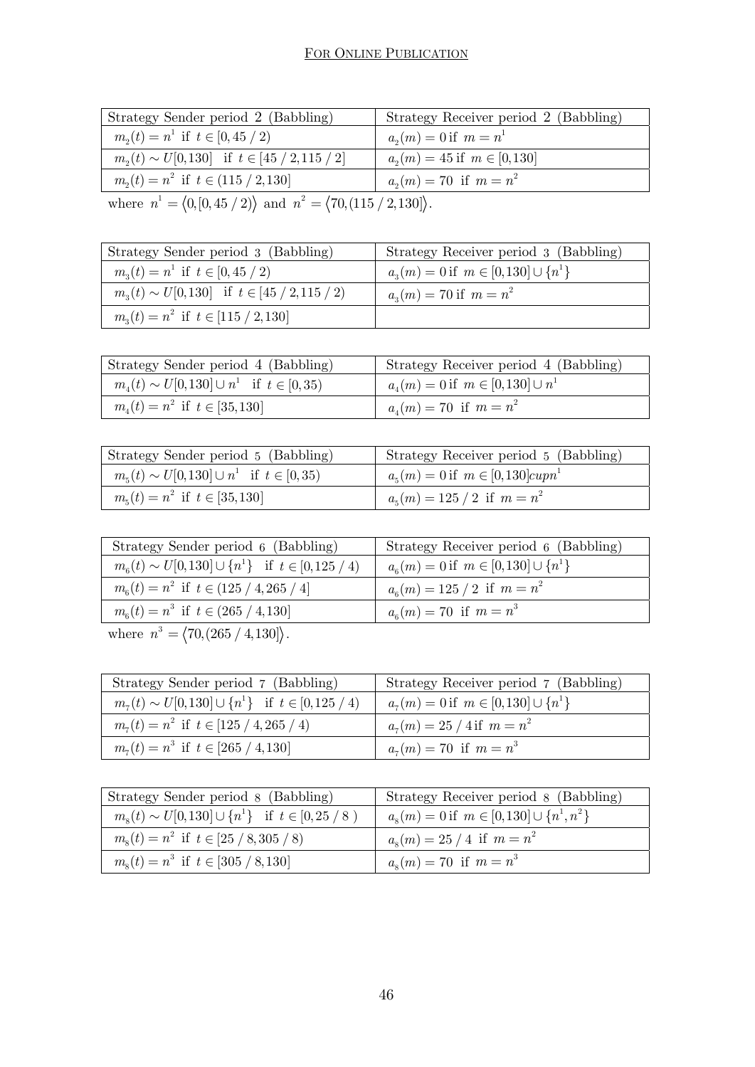| Strategy Sender period 2 (Babbling) | Strategy Receiver period 2 (Babbling) |
|---|---|
| $m_2(t) = n^1$ if $t \in [0, 45/2)$ | $a_2(m) = 0$ if $m = n^1$ |
| $m_2(t) \sim U[0,130]$ if $t \in [45/2, 115/2]$ | $a_2(m) = 45$ if $m \in [0,130]$ |
| $m_2(t) = n^2$ if $t \in (115/2, 130]$ | $a_2(m) = 70$ if $m = n^2$ |

where $n^1 = \langle 0, [0, 45/2) \rangle$ and $n^2 = \langle 70, (115/2, 130] \rangle$.

| Strategy Sender period 3 (Babbling) | Strategy Receiver period 3 (Babbling) |
|---|---|
| $m_3(t) = n^1$ if $t \in [0, 45/2)$ | $a_3(m) = 0$ if $m \in [0,130] \cup \{n^1\}$ |
| $m_3(t) \sim U[0,130]$ if $t \in [45/2, 115/2)$ | $a_3(m) = 70$ if $m = n^2$ |
| $m_3(t) = n^2$ if $t \in [115/2, 130]$ | |

| Strategy Sender period 4 (Babbling) | Strategy Receiver period 4 (Babbling) |
|---|---|
| $m_4(t) \sim U[0,130] \cup n^1$ if $t \in [0, 35)$ | $a_4(m) = 0$ if $m \in [0,130] \cup n^1$ |
| $m_4(t) = n^2$ if $t \in [35, 130]$ | $a_4(m) = 70$ if $m = n^2$ |

| Strategy Sender period 5 (Babbling) | Strategy Receiver period 5 (Babbling) |
|---|---|
| $m_5(t) \sim U[0,130] \cup n^1$ if $t \in [0, 35)$ | $a_5(m) = 0$ if $m \in [0,130] cup n^1$ |
| $m_5(t) = n^2$ if $t \in [35, 130]$ | $a_5(m) = 125/2$ if $m = n^2$ |

| Strategy Sender period 6 (Babbling) | Strategy Receiver period 6 (Babbling) |
|---|---|
| $m_6(t) \sim U[0,130] \cup \{n^1\}$ if $t \in [0, 125/4)$ | $a_6(m) = 0$ if $m \in [0,130] \cup \{n^1\}$ |
| $m_6(t) = n^2$ if $t \in (125/4, 265/4]$ | $a_6(m) = 125/2$ if $m = n^2$ |
| $m_6(t) = n^3$ if $t \in (265/4, 130]$ | $a_6(m) = 70$ if $m = n^3$ |

where $n^3 = \langle 70, (265/4, 130] \rangle$.

| Strategy Sender period 7 (Babbling) | Strategy Receiver period 7 (Babbling) |
|---|---|
| $m_7(t) \sim U[0,130] \cup \{n^1\}$ if $t \in [0, 125/4)$ | $a_7(m) = 0$ if $m \in [0,130] \cup \{n^1\}$ |
| $m_7(t) = n^2$ if $t \in [125/4, 265/4)$ | $a_7(m) = 25/4$ if $m = n^2$ |
| $m_7(t) = n^3$ if $t \in [265/4, 130]$ | $a_7(m) = 70$ if $m = n^3$ |

| Strategy Sender period 8 (Babbling) | Strategy Receiver period 8 (Babbling) |
|---|---|
| $m_8(t) \sim U[0,130] \cup \{n^1\}$ if $t \in [0, 25/8)$ | $a_8(m) = 0$ if $m \in [0,130] \cup \{n^1, n^2\}$ |
| $m_8(t) = n^2$ if $t \in [25/8, 305/8)$ | $a_8(m) = 25/4$ if $m = n^2$ |
| $m_8(t) = n^3$ if $t \in [305/8, 130]$ | $a_8(m) = 70$ if $m = n^3$ |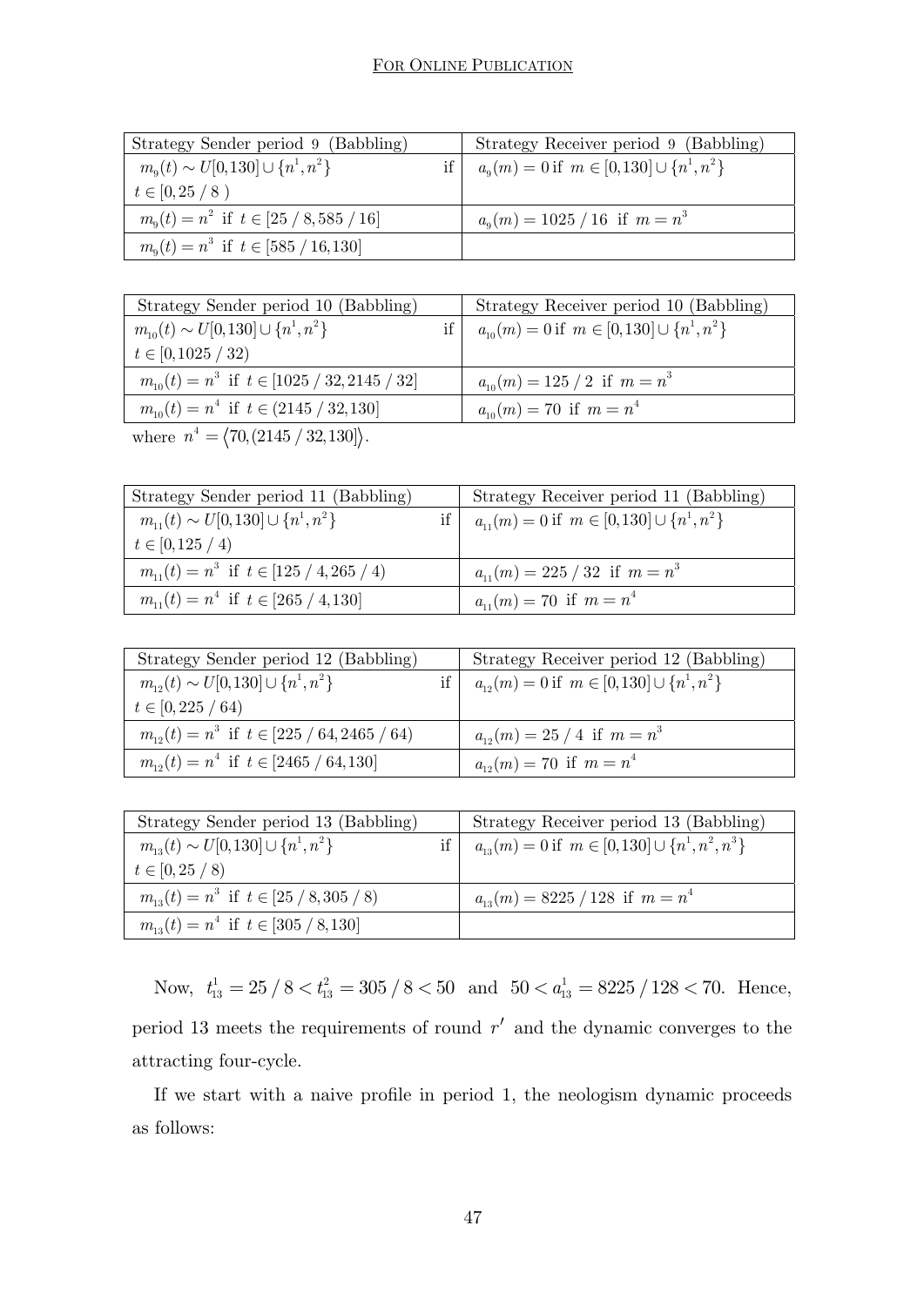| Strategy Sender period 9 (Babbling) | Strategy Receiver period 9 (Babbling) |
|---|---|
| $m_9(t) \sim U[0,130] \cup \{n^1, n^2\}$ if $t \in [0, 25/8)$ | $a_9(m) = 0$ if $m \in [0,130] \cup \{n^1, n^2\}$ |
| $m_9(t) = n^2$ if $t \in [25/8, 585/16]$ | $a_9(m) = 1025/16$ if $m = n^3$ |
| $m_9(t) = n^3$ if $t \in [585/16, 130]$ | |

| Strategy Sender period 10 (Babbling) | Strategy Receiver period 10 (Babbling) |
|---|---|
| $m_{10}(t) \sim U[0,130] \cup \{n^1, n^2\}$ if $t \in [0, 1025/32)$ | $a_{10}(m) = 0$ if $m \in [0,130] \cup \{n^1, n^2\}$ |
| $m_{10}(t) = n^3$ if $t \in [1025/32, 2145/32]$ | $a_{10}(m) = 125/2$ if $m = n^3$ |
| $m_{10}(t) = n^4$ if $t \in (2145/32, 130]$ | $a_{10}(m) = 70$ if $m = n^4$ |

where $n^4 = \langle 70, (2145/32, 130] \rangle$.

| Strategy Sender period 11 (Babbling) | Strategy Receiver period 11 (Babbling) |
|---|---|
| $m_{11}(t) \sim U[0,130] \cup \{n^1, n^2\}$ if $t \in [0, 125/4)$ | $a_{11}(m) = 0$ if $m \in [0,130] \cup \{n^1, n^2\}$ |
| $m_{11}(t) = n^3$ if $t \in [125/4, 265/4)$ | $a_{11}(m) = 225/32$ if $m = n^3$ |
| $m_{11}(t) = n^4$ if $t \in [265/4, 130]$ | $a_{11}(m) = 70$ if $m = n^4$ |

| Strategy Sender period 12 (Babbling) | Strategy Receiver period 12 (Babbling) |
|---|---|
| $m_{12}(t) \sim U[0,130] \cup \{n^1, n^2\}$ if $t \in [0, 225/64)$ | $a_{12}(m) = 0$ if $m \in [0,130] \cup \{n^1, n^2\}$ |
| $m_{12}(t) = n^3$ if $t \in [225/64, 2465/64)$ | $a_{12}(m) = 25/4$ if $m = n^3$ |
| $m_{12}(t) = n^4$ if $t \in [2465/64, 130]$ | $a_{12}(m) = 70$ if $m = n^4$ |

| Strategy Sender period 13 (Babbling) | Strategy Receiver period 13 (Babbling) |
|---|---|
| $m_{13}(t) \sim U[0,130] \cup \{n^1, n^2\}$ if $t \in [0, 25/8)$ | $a_{13}(m) = 0$ if $m \in [0,130] \cup \{n^1, n^2, n^3\}$ |
| $m_{13}(t) = n^3$ if $t \in [25/8, 305/8)$ | $a_{13}(m) = 8225/128$ if $m = n^4$ |
| $m_{13}(t) = n^4$ if $t \in [305/8, 130]$ | |

Now, $t_{13}^1 = 25/8 < t_{13}^2 = 305/8 < 50$ and $50 < a_{13}^1 = 8225/128 < 70$. Hence, period 13 meets the requirements of round $r'$ and the dynamic converges to the attracting four-cycle.

If we start with a naive profile in period 1, the neologism dynamic proceeds as follows: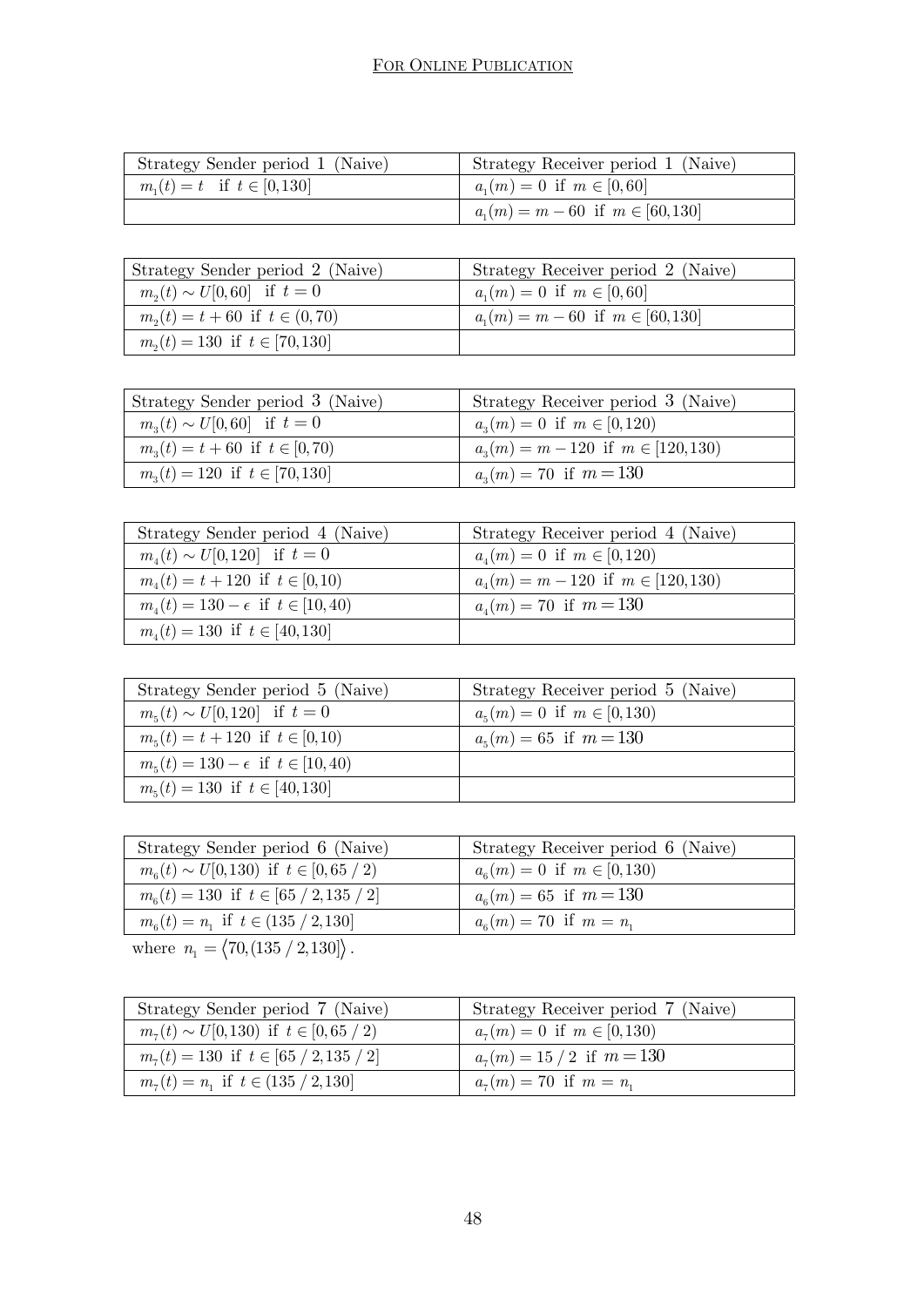| Strategy Sender period 1 (Naive) | Strategy Receiver period 1 (Naive) |
| --- | --- |
| $m_1(t) = t$ if $t \in [0,130]$ | $a_1(m) = 0$ if $m \in [0,60]$ |
| | $a_1(m) = m - 60$ if $m \in [60,130]$ |

| Strategy Sender period 2 (Naive) | Strategy Receiver period 2 (Naive) |
| --- | --- |
| $m_2(t) \sim U[0,60]$ if $t = 0$ | $a_1(m) = 0$ if $m \in [0,60]$ |
| $m_2(t) = t + 60$ if $t \in (0,70)$ | $a_1(m) = m - 60$ if $m \in [60,130]$ |
| $m_2(t) = 130$ if $t \in [70,130]$ | |

| Strategy Sender period 3 (Naive) | Strategy Receiver period 3 (Naive) |
| --- | --- |
| $m_3(t) \sim U[0,60]$ if $t = 0$ | $a_3(m) = 0$ if $m \in [0,120)$ |
| $m_3(t) = t + 60$ if $t \in [0,70)$ | $a_3(m) = m - 120$ if $m \in [120,130)$ |
| $m_3(t) = 120$ if $t \in [70,130]$ | $a_3(m) = 70$ if $m = 130$ |

| Strategy Sender period 4 (Naive) | Strategy Receiver period 4 (Naive) |
| --- | --- |
| $m_4(t) \sim U[0,120]$ if $t = 0$ | $a_4(m) = 0$ if $m \in [0,120)$ |
| $m_4(t) = t + 120$ if $t \in [0,10)$ | $a_4(m) = m - 120$ if $m \in [120,130)$ |
| $m_4(t) = 130 - \epsilon$ if $t \in [10,40)$ | $a_4(m) = 70$ if $m = 130$ |
| $m_4(t) = 130$ if $t \in [40,130]$ | |

| Strategy Sender period 5 (Naive) | Strategy Receiver period 5 (Naive) |
| --- | --- |
| $m_5(t) \sim U[0,120]$ if $t = 0$ | $a_5(m) = 0$ if $m \in [0,130)$ |
| $m_5(t) = t + 120$ if $t \in [0,10)$ | $a_5(m) = 65$ if $m = 130$ |
| $m_5(t) = 130 - \epsilon$ if $t \in [10,40)$ | |
| $m_5(t) = 130$ if $t \in [40,130]$ | |

| Strategy Sender period 6 (Naive) | Strategy Receiver period 6 (Naive) |
| --- | --- |
| $m_6(t) \sim U[0,130)$ if $t \in [0,65/2)$ | $a_6(m) = 0$ if $m \in [0,130)$ |
| $m_6(t) = 130$ if $t \in [65/2,135/2]$ | $a_6(m) = 65$ if $m = 130$ |
| $m_6(t) = n_1$ if $t \in (135/2,130]$ | $a_6(m) = 70$ if $m = n_1$ |

where $n_1 = \langle 70,(135/2,130] \rangle$.

| Strategy Sender period 7 (Naive) | Strategy Receiver period 7 (Naive) |
| --- | --- |
| $m_7(t) \sim U[0,130)$ if $t \in [0,65/2)$ | $a_7(m) = 0$ if $m \in [0,130)$ |
| $m_7(t) = 130$ if $t \in [65/2,135/2]$ | $a_7(m) = 15/2$ if $m = 130$ |
| $m_7(t) = n_1$ if $t \in (135/2,130]$ | $a_7(m) = 70$ if $m = n_1$ |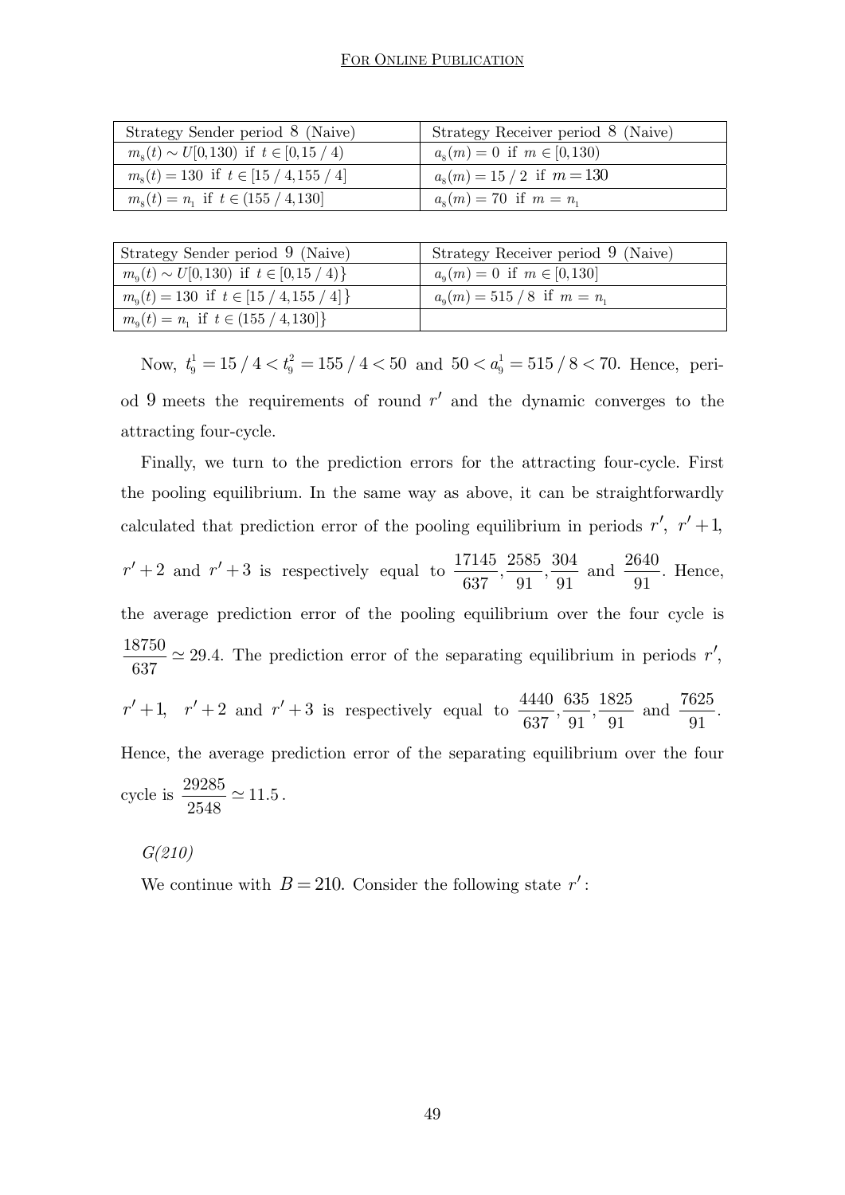| Strategy Sender period 8 (Naive) | Strategy Receiver period 8 (Naive) |
|---|---|
| $m_8(t) \sim U[0,130)$ if $t \in [0,15/4)$ | $a_8(m) = 0$ if $m \in [0,130)$ |
| $m_8(t) = 130$ if $t \in [15/4, 155/4]$ | $a_8(m) = 15/2$ if $m = 130$ |
| $m_8(t) = n_1$ if $t \in (155/4, 130]$ | $a_8(m) = 70$ if $m = n_1$ |

| Strategy Sender period 9 (Naive) | Strategy Receiver period 9 (Naive) |
|---|---|
| $m_9(t) \sim U[0,130)$ if $t \in [0,15/4)\}$ | $a_9(m) = 0$ if $m \in [0,130]$ |
| $m_9(t) = 130$ if $t \in [15/4, 155/4]\}$ | $a_9(m) = 515/8$ if $m = n_1$ |
| $m_9(t) = n_1$ if $t \in (155/4, 130]\}$ | |

Now, $t_9^1 = 15/4 < t_9^2 = 155/4 < 50$ and $50 < a_9^1 = 515/8 < 70$. Hence, period 9 meets the requirements of round $r'$ and the dynamic converges to the attracting four-cycle.

Finally, we turn to the prediction errors for the attracting four-cycle. First the pooling equilibrium. In the same way as above, it can be straightforwardly calculated that prediction error of the pooling equilibrium in periods $r'$, $r'+1$, $r'+2$ and $r'+3$ is respectively equal to $\frac{17145}{637}, \frac{2585}{91}, \frac{304}{91}$ and $\frac{2640}{91}$. Hence, the average prediction error of the pooling equilibrium over the four cycle is $\frac{18750}{637} \simeq 29.4$. The prediction error of the separating equilibrium in periods $r'$, $r'+1$, $r'+2$ and $r'+3$ is respectively equal to $\frac{4440}{637}, \frac{635}{91}, \frac{1825}{91}$ and $\frac{7625}{91}$. Hence, the average prediction error of the separating equilibrium over the four cycle is $\frac{29285}{2548} \simeq 11.5$.

*G(210)*

We continue with $B = 210$. Consider the following state $r'$: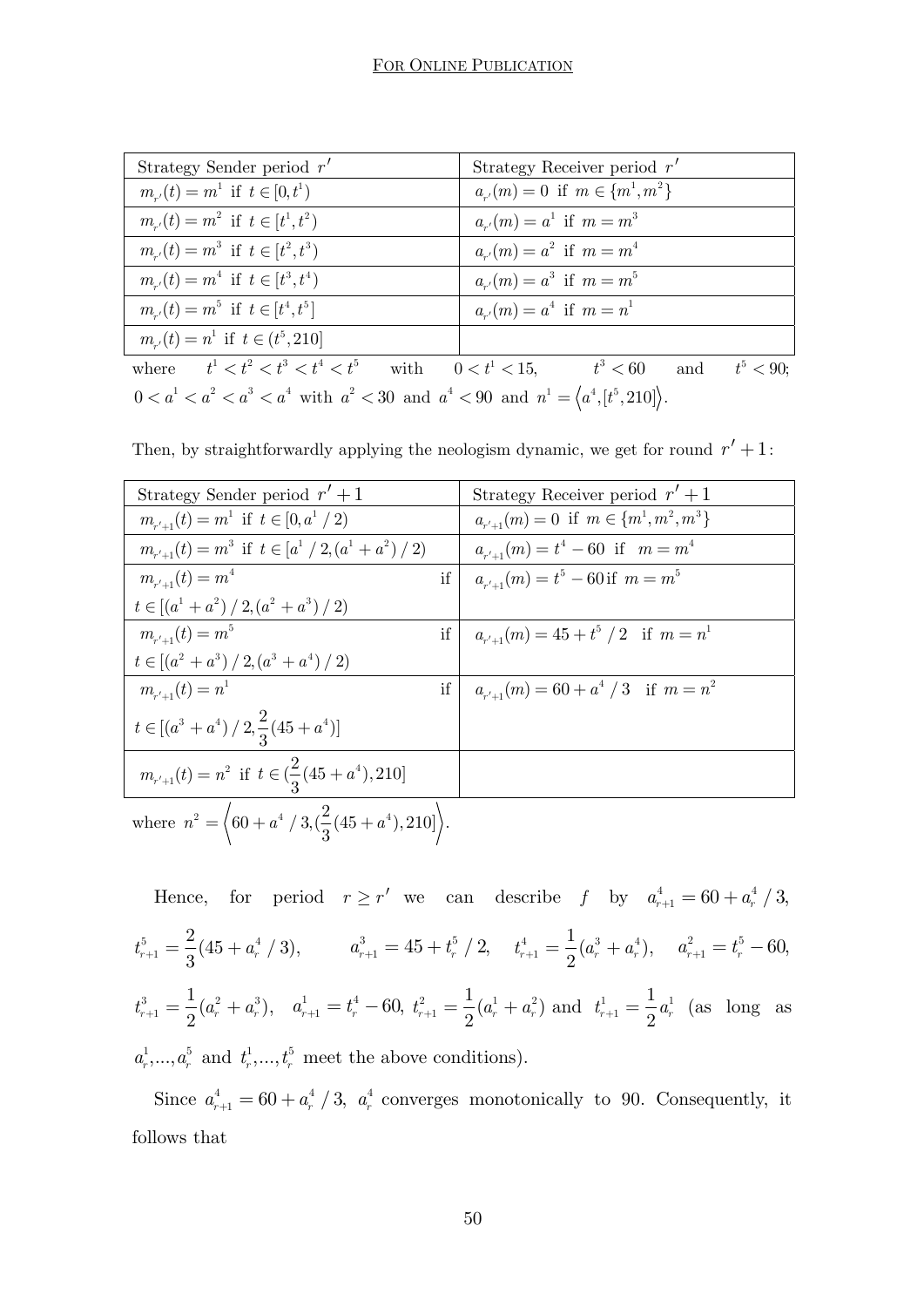| Strategy Sender period $r'$ | Strategy Receiver period $r'$ |
|---|---|
| $m_{r'}(t) = m^1$ if $t \in [0, t^1)$ | $a_{r'}(m) = 0$ if $m \in \{m^1, m^2\}$ |
| $m_{r'}(t) = m^2$ if $t \in [t^1, t^2)$ | $a_{r'}(m) = a^1$ if $m = m^3$ |
| $m_{r'}(t) = m^3$ if $t \in [t^2, t^3)$ | $a_{r'}(m) = a^2$ if $m = m^4$ |
| $m_{r'}(t) = m^4$ if $t \in [t^3, t^4)$ | $a_{r'}(m) = a^3$ if $m = m^5$ |
| $m_{r'}(t) = m^5$ if $t \in [t^4, t^5]$ | $a_{r'}(m) = a^4$ if $m = n^1$ |
| $m_{r'}(t) = n^1$ if $t \in (t^5, 210]$ | |

where $t^1 < t^2 < t^3 < t^4 < t^5$ with $0 < t^1 < 15$, $t^3 < 60$ and $t^5 < 90$; $0 < a^1 < a^2 < a^3 < a^4$ with $a^2 < 30$ and $a^4 < 90$ and $n^1 = \left\langle a^4, [t^5, 210] \right\rangle$.

Then, by straightforwardly applying the neologism dynamic, we get for round $r' + 1$:

| Strategy Sender period $r'+1$ | Strategy Receiver period $r'+1$ |
|---|---|
| $m_{r'+1}(t) = m^1$ if $t \in [0, a^1/2)$ | $a_{r'+1}(m) = 0$ if $m \in \{m^1, m^2, m^3\}$ |
| $m_{r'+1}(t) = m^3$ if $t \in [a^1/2, (a^1 + a^2)/2)$ | $a_{r'+1}(m) = t^4 - 60$ if $m = m^4$ |
| $m_{r'+1}(t) = m^4$ if $t \in [(a^1 + a^2)/2, (a^2 + a^3)/2)$ | $a_{r'+1}(m) = t^5 - 60$ if $m = m^5$ |
| $m_{r'+1}(t) = m^5$ if $t \in [(a^2 + a^3)/2, (a^3 + a^4)/2)$ | $a_{r'+1}(m) = 45 + t^5/2$ if $m = n^1$ |
| $m_{r'+1}(t) = n^1$ if $t \in [(a^3 + a^4)/2, \frac{2}{3}(45 + a^4)]$ | $a_{r'+1}(m) = 60 + a^4/3$ if $m = n^2$ |
| $m_{r'+1}(t) = n^2$ if $t \in (\frac{2}{3}(45 + a^4), 210]$ | |

where $n^2 = \left\langle 60 + a^4/3, (\frac{2}{3}(45 + a^4), 210] \right\rangle$.

Hence, for period $r \geq r'$ we can describe $f$ by $a^4_{r+1} = 60 + a^4_r/3$, $t^5_{r+1} = \frac{2}{3}(45 + a^4_r/3)$, $a^3_{r+1} = 45 + t^5_r/2$, $t^4_{r+1} = \frac{1}{2}(a^3_r + a^4_r)$, $a^2_{r+1} = t^5_r - 60$, $t^3_{r+1} = \frac{1}{2}(a^2_r + a^3_r)$, $a^1_{r+1} = t^4_r - 60$, $t^2_{r+1} = \frac{1}{2}(a^1_r + a^2_r)$ and $t^1_{r+1} = \frac{1}{2}a^1_r$ (as long as $a^1_r, ..., a^5_r$ and $t^1_r, ..., t^5_r$ meet the above conditions).

Since $a^4_{r+1} = 60 + a^4_r/3$, $a^4_r$ converges monotonically to 90. Consequently, it follows that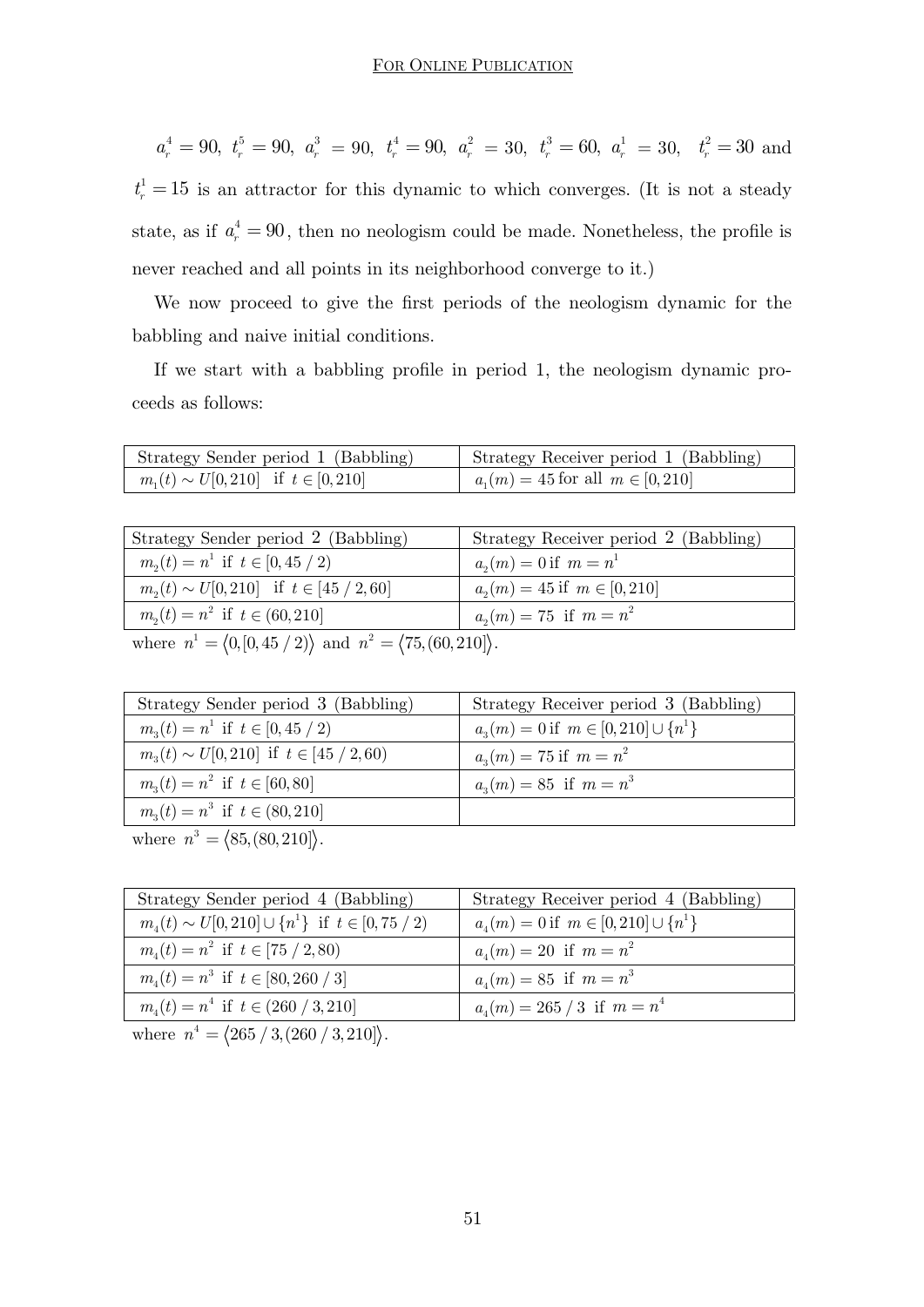$a_r^4 = 90$, $t_r^5 = 90$, $a_r^3 = 90$, $t_r^4 = 90$, $a_r^2 = 30$, $t_r^3 = 60$, $a_r^1 = 30$, $t_r^2 = 30$ and $t_r^1 = 15$ is an attractor for this dynamic to which converges. (It is not a steady state, as if $a_r^4 = 90$, then no neologism could be made. Nonetheless, the profile is never reached and all points in its neighborhood converge to it.)

We now proceed to give the first periods of the neologism dynamic for the babbling and naive initial conditions.

If we start with a babbling profile in period 1, the neologism dynamic proceeds as follows:

| Strategy Sender period 1 (Babbling) | Strategy Receiver period 1 (Babbling) |
|---|---|
| $m_1(t) \sim U[0,210]$ if $t \in [0,210]$ | $a_1(m) = 45$ for all $m \in [0,210]$ |

| Strategy Sender period 2 (Babbling) | Strategy Receiver period 2 (Babbling) |
|---|---|
| $m_2(t) = n^1$ if $t \in [0, 45/2)$ | $a_2(m) = 0$ if $m = n^1$ |
| $m_2(t) \sim U[0,210]$ if $t \in [45/2, 60]$ | $a_2(m) = 45$ if $m \in [0,210]$ |
| $m_2(t) = n^2$ if $t \in (60, 210]$ | $a_2(m) = 75$ if $m = n^2$ |

where $n^1 = \langle 0, [0, 45/2) \rangle$ and $n^2 = \langle 75, (60, 210] \rangle$.

| Strategy Sender period 3 (Babbling) | Strategy Receiver period 3 (Babbling) |
|---|---|
| $m_3(t) = n^1$ if $t \in [0, 45/2)$ | $a_3(m) = 0$ if $m \in [0,210] \cup \{n^1\}$ |
| $m_3(t) \sim U[0,210]$ if $t \in [45/2, 60)$ | $a_3(m) = 75$ if $m = n^2$ |
| $m_3(t) = n^2$ if $t \in [60, 80]$ | $a_3(m) = 85$ if $m = n^3$ |
| $m_3(t) = n^3$ if $t \in (80, 210]$ | |

where $n^3 = \langle 85, (80, 210] \rangle$.

| Strategy Sender period 4 (Babbling) | Strategy Receiver period 4 (Babbling) |
|---|---|
| $m_4(t) \sim U[0,210] \cup \{n^1\}$ if $t \in [0, 75/2)$ | $a_4(m) = 0$ if $m \in [0,210] \cup \{n^1\}$ |
| $m_4(t) = n^2$ if $t \in [75/2, 80)$ | $a_4(m) = 20$ if $m = n^2$ |
| $m_4(t) = n^3$ if $t \in [80, 260/3]$ | $a_4(m) = 85$ if $m = n^3$ |
| $m_4(t) = n^4$ if $t \in (260/3, 210]$ | $a_4(m) = 265/3$ if $m = n^4$ |

where $n^4 = \langle 265/3, (260/3, 210] \rangle$.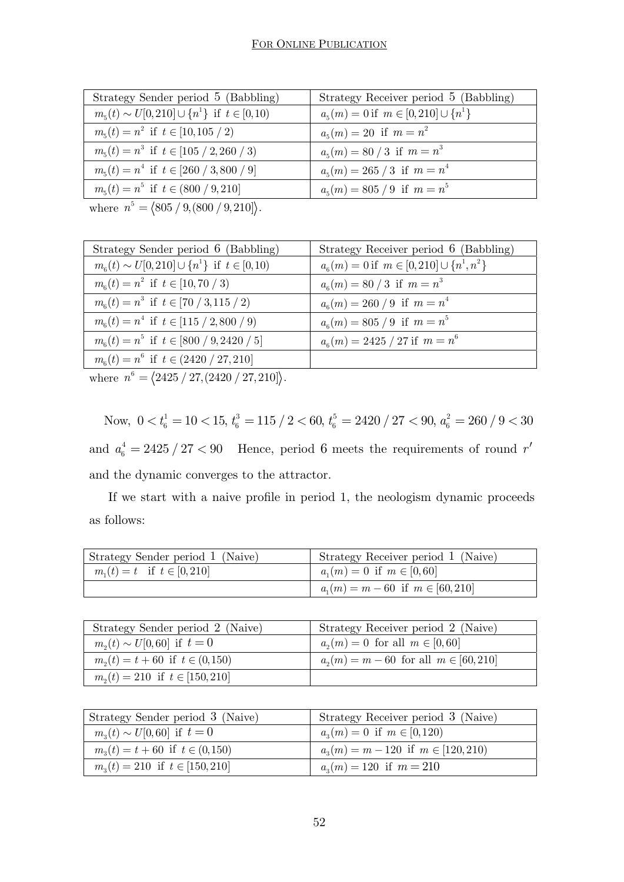| Strategy Sender period 5 (Babbling) | Strategy Receiver period 5 (Babbling) |
|---|---|
| $m_5(t) \sim U[0,210] \cup \{n^1\}$ if $t \in [0,10)$ | $a_5(m) = 0$ if $m \in [0,210] \cup \{n^1\}$ |
| $m_5(t) = n^2$ if $t \in [10, 105/2)$ | $a_5(m) = 20$ if $m = n^2$ |
| $m_5(t) = n^3$ if $t \in [105/2, 260/3)$ | $a_5(m) = 80/3$ if $m = n^3$ |
| $m_5(t) = n^4$ if $t \in [260/3, 800/9]$ | $a_5(m) = 265/3$ if $m = n^4$ |
| $m_5(t) = n^5$ if $t \in (800/9, 210]$ | $a_5(m) = 805/9$ if $m = n^5$ |

where $n^5 = \langle 805/9, (800/9, 210]\rangle$.

| Strategy Sender period 6 (Babbling) | Strategy Receiver period 6 (Babbling) |
|---|---|
| $m_6(t) \sim U[0,210] \cup \{n^1\}$ if $t \in [0,10)$ | $a_6(m) = 0$ if $m \in [0,210] \cup \{n^1, n^2\}$ |
| $m_6(t) = n^2$ if $t \in [10, 70/3)$ | $a_6(m) = 80/3$ if $m = n^3$ |
| $m_6(t) = n^3$ if $t \in [70/3, 115/2)$ | $a_6(m) = 260/9$ if $m = n^4$ |
| $m_6(t) = n^4$ if $t \in [115/2, 800/9)$ | $a_6(m) = 805/9$ if $m = n^5$ |
| $m_6(t) = n^5$ if $t \in [800/9, 2420/5]$ | $a_6(m) = 2425/27$ if $m = n^6$ |
| $m_6(t) = n^6$ if $t \in (2420/27, 210]$ | |

where $n^6 = \langle 2425/27, (2420/27, 210]\rangle$.

Now, $0 < t_6^1 = 10 < 15$, $t_6^3 = 115/2 < 60$, $t_6^5 = 2420/27 < 90$, $a_6^2 = 260/9 < 30$ and $a_6^4 = 2425/27 < 90$ Hence, period 6 meets the requirements of round $r'$ and the dynamic converges to the attractor.

If we start with a naive profile in period 1, the neologism dynamic proceeds as follows:

| Strategy Sender period 1 (Naive) | Strategy Receiver period 1 (Naive) |
|---|---|
| $m_1(t) = t$ if $t \in [0,210]$ | $a_1(m) = 0$ if $m \in [0,60]$ |
| | $a_1(m) = m - 60$ if $m \in [60,210]$ |

| Strategy Sender period 2 (Naive) | Strategy Receiver period 2 (Naive) |
|---|---|
| $m_2(t) \sim U[0,60]$ if $t = 0$ | $a_2(m) = 0$ for all $m \in [0,60]$ |
| $m_2(t) = t + 60$ if $t \in (0,150)$ | $a_2(m) = m - 60$ for all $m \in [60,210]$ |
| $m_2(t) = 210$ if $t \in [150,210]$ | |

| Strategy Sender period 3 (Naive) | Strategy Receiver period 3 (Naive) |
|---|---|
| $m_3(t) \sim U[0,60]$ if $t = 0$ | $a_3(m) = 0$ if $m \in [0,120)$ |
| $m_3(t) = t + 60$ if $t \in (0,150)$ | $a_3(m) = m - 120$ if $m \in [120,210)$ |
| $m_3(t) = 210$ if $t \in [150,210]$ | $a_3(m) = 120$ if $m = 210$ |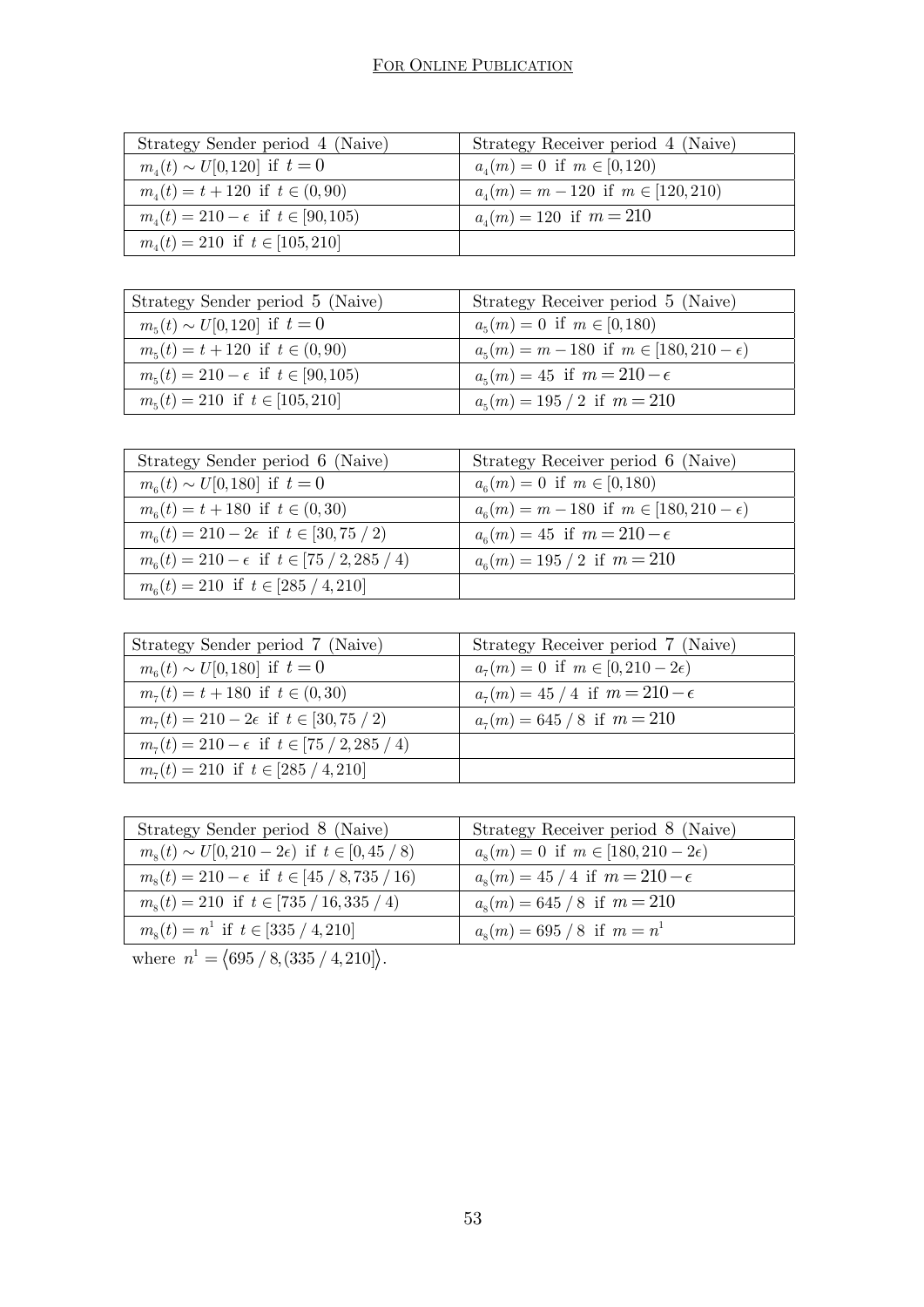| Strategy Sender period 4 (Naive) | Strategy Receiver period 4 (Naive) |
|---|---|
| $m_4(t) \sim U[0,120]$ if $t = 0$ | $a_4(m) = 0$ if $m \in [0,120)$ |
| $m_4(t) = t + 120$ if $t \in (0,90)$ | $a_4(m) = m - 120$ if $m \in [120,210)$ |
| $m_4(t) = 210 - \epsilon$ if $t \in [90,105)$ | $a_4(m) = 120$ if $m = 210$ |
| $m_4(t) = 210$ if $t \in [105,210]$ | |

| Strategy Sender period 5 (Naive) | Strategy Receiver period 5 (Naive) |
|---|---|
| $m_5(t) \sim U[0,120]$ if $t = 0$ | $a_5(m) = 0$ if $m \in [0,180)$ |
| $m_5(t) = t + 120$ if $t \in (0,90)$ | $a_5(m) = m - 180$ if $m \in [180,210-\epsilon)$ |
| $m_5(t) = 210 - \epsilon$ if $t \in [90,105)$ | $a_5(m) = 45$ if $m = 210 - \epsilon$ |
| $m_5(t) = 210$ if $t \in [105,210]$ | $a_5(m) = 195 / 2$ if $m = 210$ |

| Strategy Sender period 6 (Naive) | Strategy Receiver period 6 (Naive) |
|---|---|
| $m_6(t) \sim U[0,180]$ if $t = 0$ | $a_6(m) = 0$ if $m \in [0,180)$ |
| $m_6(t) = t + 180$ if $t \in (0,30)$ | $a_6(m) = m - 180$ if $m \in [180,210-\epsilon)$ |
| $m_6(t) = 210 - 2\epsilon$ if $t \in [30,75 / 2)$ | $a_6(m) = 45$ if $m = 210 - \epsilon$ |
| $m_6(t) = 210 - \epsilon$ if $t \in [75 / 2, 285 / 4)$ | $a_6(m) = 195 / 2$ if $m = 210$ |
| $m_6(t) = 210$ if $t \in [285 / 4, 210]$ | |

| Strategy Sender period 7 (Naive) | Strategy Receiver period 7 (Naive) |
|---|---|
| $m_6(t) \sim U[0,180]$ if $t = 0$ | $a_7(m) = 0$ if $m \in [0,210-2\epsilon)$ |
| $m_7(t) = t + 180$ if $t \in (0,30)$ | $a_7(m) = 45 / 4$ if $m = 210 - \epsilon$ |
| $m_7(t) = 210 - 2\epsilon$ if $t \in [30,75 / 2)$ | $a_7(m) = 645 / 8$ if $m = 210$ |
| $m_7(t) = 210 - \epsilon$ if $t \in [75 / 2, 285 / 4)$ | |
| $m_7(t) = 210$ if $t \in [285 / 4, 210]$ | |

| Strategy Sender period 8 (Naive) | Strategy Receiver period 8 (Naive) |
|---|---|
| $m_8(t) \sim U[0,210-2\epsilon)$ if $t \in [0,45 / 8)$ | $a_8(m) = 0$ if $m \in [180,210-2\epsilon)$ |
| $m_8(t) = 210 - \epsilon$ if $t \in [45 / 8, 735 / 16)$ | $a_8(m) = 45 / 4$ if $m = 210 - \epsilon$ |
| $m_8(t) = 210$ if $t \in [735 / 16, 335 / 4)$ | $a_8(m) = 645 / 8$ if $m = 210$ |
| $m_8(t) = n^1$ if $t \in [335 / 4, 210]$ | $a_8(m) = 695 / 8$ if $m = n^1$ |

where $n^1 = \langle 695 / 8, (335 / 4, 210] \rangle$.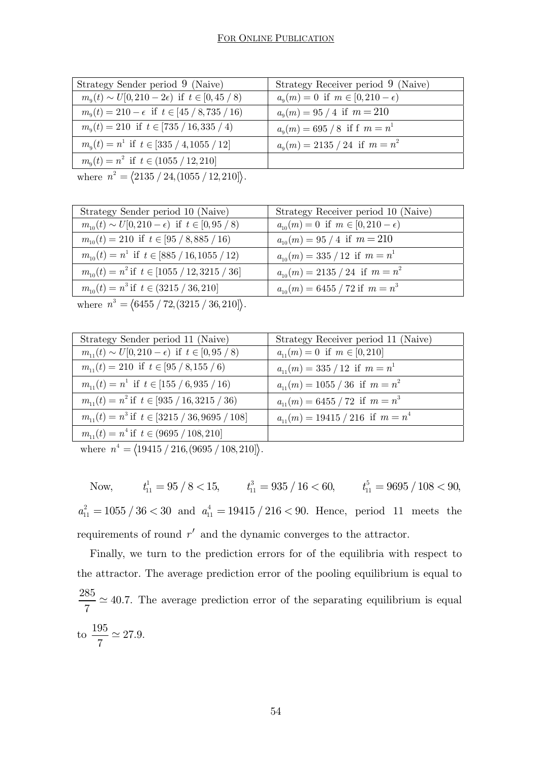| Strategy Sender period 9 (Naive) | Strategy Receiver period 9 (Naive) |
|---|---|
| $m_9(t) \sim U[0, 210 - 2\epsilon)$ if $t \in [0, 45 / 8)$ | $a_9(m) = 0$ if $m \in [0, 210 - \epsilon)$ |
| $m_9(t) = 210 - \epsilon$ if $t \in [45 / 8, 735 / 16)$ | $a_9(m) = 95 / 4$ if $m = 210$ |
| $m_9(t) = 210$ if $t \in [735 / 16, 335 / 4)$ | $a_9(m) = 695 / 8$ if f $m = n^1$ |
| $m_9(t) = n^1$ if $t \in [335 / 4, 1055 / 12]$ | $a_9(m) = 2135 / 24$ if $m = n^2$ |
| $m_9(t) = n^2$ if $t \in (1055 / 12, 210]$ | |

where $n^2 = \langle 2135 / 24, (1055 / 12, 210] \rangle$.

| Strategy Sender period 10 (Naive) | Strategy Receiver period 10 (Naive) |
|---|---|
| $m_{10}(t) \sim U[0, 210 - \epsilon)$ if $t \in [0, 95 / 8)$ | $a_{10}(m) = 0$ if $m \in [0, 210 - \epsilon)$ |
| $m_{10}(t) = 210$ if $t \in [95 / 8, 885 / 16)$ | $a_{10}(m) = 95 / 4$ if $m = 210$ |
| $m_{10}(t) = n^1$ if $t \in [885 / 16, 1055 / 12)$ | $a_{10}(m) = 335 / 12$ if $m = n^1$ |
| $m_{10}(t) = n^2$ if $t \in [1055 / 12, 3215 / 36]$ | $a_{10}(m) = 2135 / 24$ if $m = n^2$ |
| $m_{10}(t) = n^3$ if $t \in (3215 / 36, 210]$ | $a_{10}(m) = 6455 / 72$ if $m = n^3$ |

where $n^3 = \langle 6455 / 72, (3215 / 36, 210] \rangle$.

| Strategy Sender period 11 (Naive) | Strategy Receiver period 11 (Naive) |
|---|---|
| $m_{11}(t) \sim U[0, 210 - \epsilon)$ if $t \in [0, 95 / 8)$ | $a_{11}(m) = 0$ if $m \in [0, 210]$ |
| $m_{11}(t) = 210$ if $t \in [95 / 8, 155 / 6)$ | $a_{11}(m) = 335 / 12$ if $m = n^1$ |
| $m_{11}(t) = n^1$ if $t \in [155 / 6, 935 / 16)$ | $a_{11}(m) = 1055 / 36$ if $m = n^2$ |
| $m_{11}(t) = n^2$ if $t \in [935 / 16, 3215 / 36)$ | $a_{11}(m) = 6455 / 72$ if $m = n^3$ |
| $m_{11}(t) = n^3$ if $t \in [3215 / 36, 9695 / 108]$ | $a_{11}(m) = 19415 / 216$ if $m = n^4$ |
| $m_{11}(t) = n^4$ if $t \in (9695 / 108, 210]$ | |

where $n^4 = \langle 19415 / 216, (9695 / 108, 210] \rangle$.

Now, $t_{11}^1 = 95 / 8 < 15$, $t_{11}^3 = 935 / 16 < 60$, $t_{11}^5 = 9695 / 108 < 90$, $a_{11}^2 = 1055 / 36 < 30$ and $a_{11}^4 = 19415 / 216 < 90$. Hence, period 11 meets the requirements of round $r'$ and the dynamic converges to the attractor.

Finally, we turn to the prediction errors for of the equilibria with respect to the attractor. The average prediction error of the pooling equilibrium is equal to $\frac{285}{7} \simeq 40.7$. The average prediction error of the separating equilibrium is equal to $\frac{195}{7} \simeq 27.9$.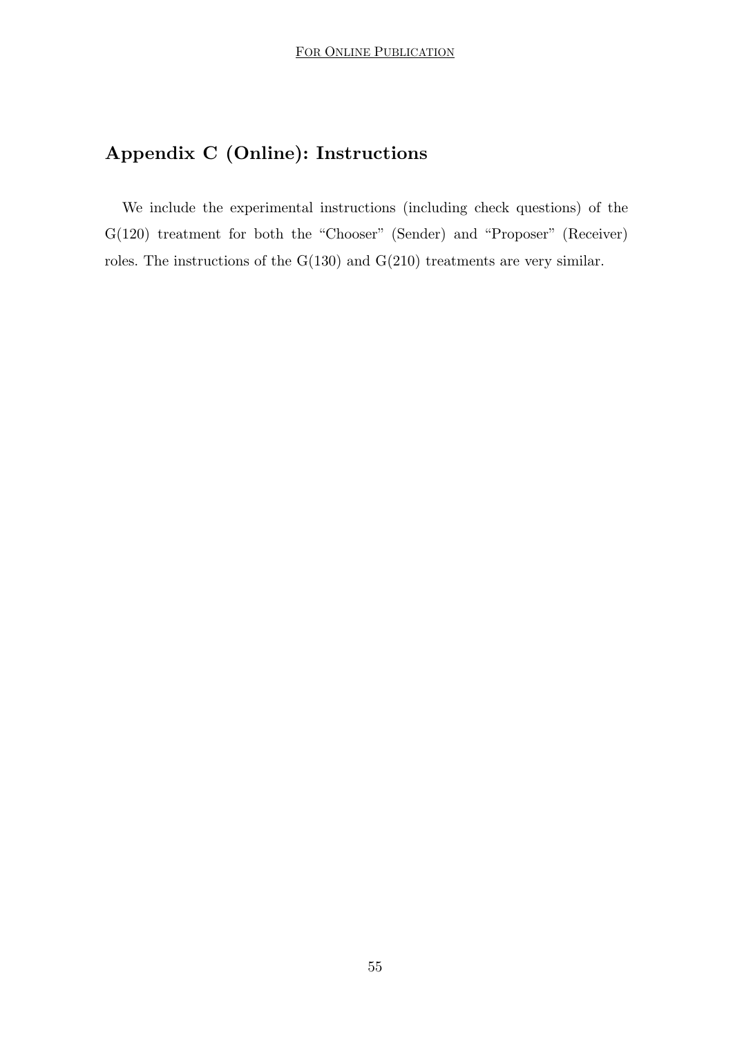## Appendix C (Online): Instructions

We include the experimental instructions (including check questions) of the G(120) treatment for both the "Chooser" (Sender) and "Proposer" (Receiver) roles. The instructions of the G(130) and G(210) treatments are very similar.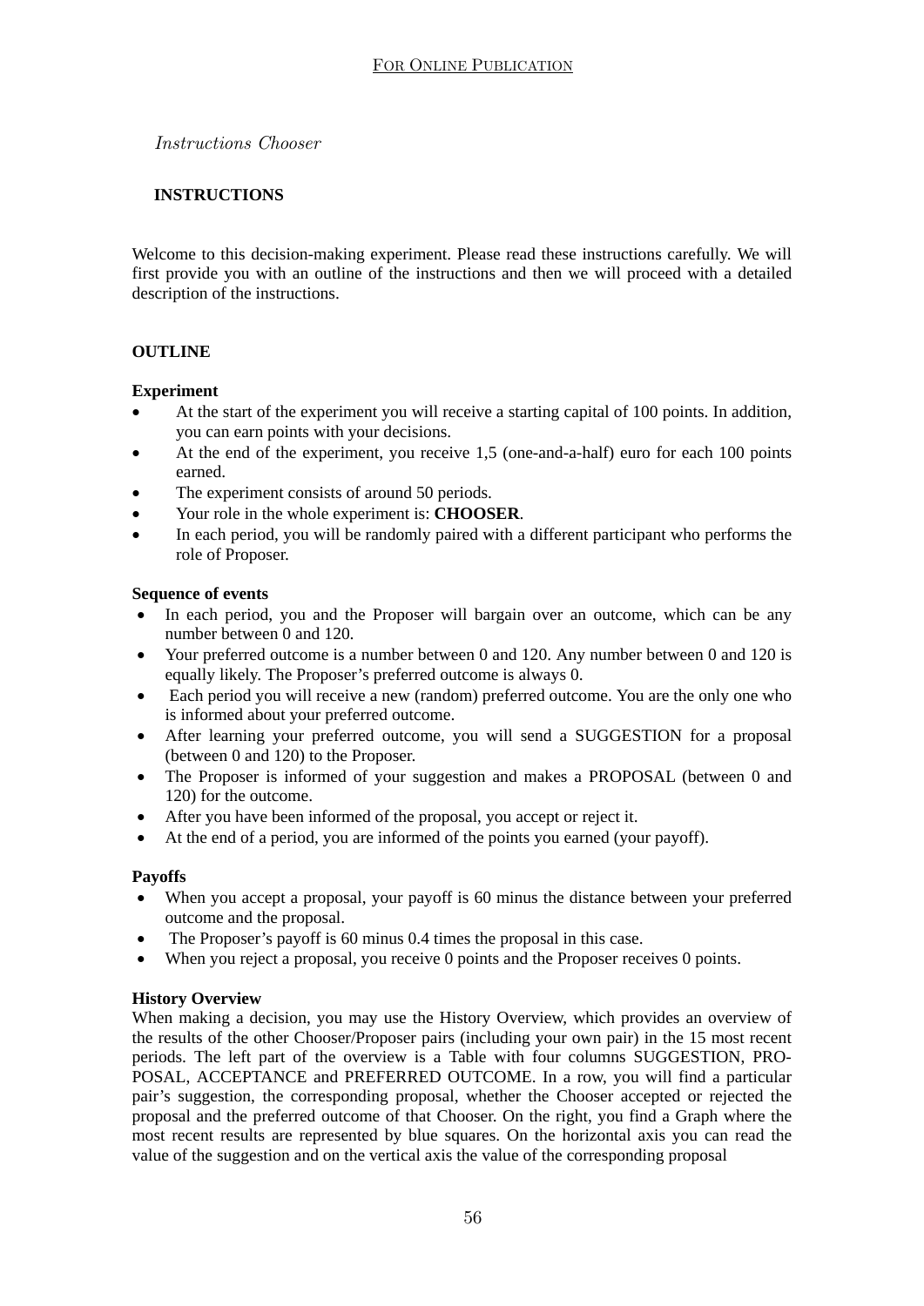*Instructions Chooser*

**INSTRUCTIONS**

Welcome to this decision-making experiment. Please read these instructions carefully. We will first provide you with an outline of the instructions and then we will proceed with a detailed description of the instructions.

**OUTLINE**

**Experiment**

- At the start of the experiment you will receive a starting capital of 100 points. In addition, you can earn points with your decisions.
- At the end of the experiment, you receive 1,5 (one-and-a-half) euro for each 100 points earned.
- The experiment consists of around 50 periods.
- Your role in the whole experiment is: **CHOOSER**.
- In each period, you will be randomly paired with a different participant who performs the role of Proposer.

**Sequence of events**

- In each period, you and the Proposer will bargain over an outcome, which can be any number between 0 and 120.
- Your preferred outcome is a number between 0 and 120. Any number between 0 and 120 is equally likely. The Proposer's preferred outcome is always 0.
- Each period you will receive a new (random) preferred outcome. You are the only one who is informed about your preferred outcome.
- After learning your preferred outcome, you will send a SUGGESTION for a proposal (between 0 and 120) to the Proposer.
- The Proposer is informed of your suggestion and makes a PROPOSAL (between 0 and 120) for the outcome.
- After you have been informed of the proposal, you accept or reject it.
- At the end of a period, you are informed of the points you earned (your payoff).

**Payoffs**

- When you accept a proposal, your payoff is 60 minus the distance between your preferred outcome and the proposal.
- The Proposer's payoff is 60 minus 0.4 times the proposal in this case.
- When you reject a proposal, you receive 0 points and the Proposer receives 0 points.

**History Overview**

When making a decision, you may use the History Overview, which provides an overview of the results of the other Chooser/Proposer pairs (including your own pair) in the 15 most recent periods. The left part of the overview is a Table with four columns SUGGESTION, PROPOSAL, ACCEPTANCE and PREFERRED OUTCOME. In a row, you will find a particular pair's suggestion, the corresponding proposal, whether the Chooser accepted or rejected the proposal and the preferred outcome of that Chooser. On the right, you find a Graph where the most recent results are represented by blue squares. On the horizontal axis you can read the value of the suggestion and on the vertical axis the value of the corresponding proposal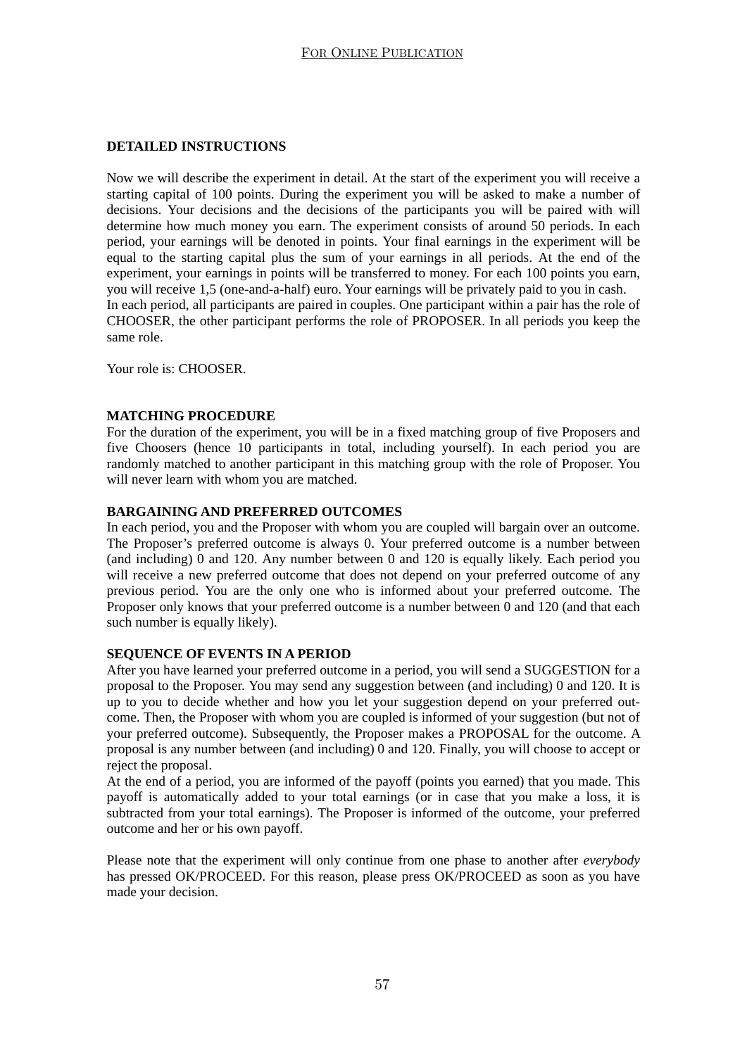**DETAILED INSTRUCTIONS**

Now we will describe the experiment in detail. At the start of the experiment you will receive a starting capital of 100 points. During the experiment you will be asked to make a number of decisions. Your decisions and the decisions of the participants you will be paired with will determine how much money you earn. The experiment consists of around 50 periods. In each period, your earnings will be denoted in points. Your final earnings in the experiment will be equal to the starting capital plus the sum of your earnings in all periods. At the end of the experiment, your earnings in points will be transferred to money. For each 100 points you earn, you will receive 1,5 (one-and-a-half) euro. Your earnings will be privately paid to you in cash.
In each period, all participants are paired in couples. One participant within a pair has the role of CHOOSER, the other participant performs the role of PROPOSER. In all periods you keep the same role.

Your role is: CHOOSER.

**MATCHING PROCEDURE**

For the duration of the experiment, you will be in a fixed matching group of five Proposers and five Choosers (hence 10 participants in total, including yourself). In each period you are randomly matched to another participant in this matching group with the role of Proposer. You will never learn with whom you are matched.

**BARGAINING AND PREFERRED OUTCOMES**

In each period, you and the Proposer with whom you are coupled will bargain over an outcome. The Proposer's preferred outcome is always 0. Your preferred outcome is a number between (and including) 0 and 120. Any number between 0 and 120 is equally likely. Each period you will receive a new preferred outcome that does not depend on your preferred outcome of any previous period. You are the only one who is informed about your preferred outcome. The Proposer only knows that your preferred outcome is a number between 0 and 120 (and that each such number is equally likely).

**SEQUENCE OF EVENTS IN A PERIOD**

After you have learned your preferred outcome in a period, you will send a SUGGESTION for a proposal to the Proposer. You may send any suggestion between (and including) 0 and 120. It is up to you to decide whether and how you let your suggestion depend on your preferred outcome. Then, the Proposer with whom you are coupled is informed of your suggestion (but not of your preferred outcome). Subsequently, the Proposer makes a PROPOSAL for the outcome. A proposal is any number between (and including) 0 and 120. Finally, you will choose to accept or reject the proposal.
At the end of a period, you are informed of the payoff (points you earned) that you made. This payoff is automatically added to your total earnings (or in case that you make a loss, it is subtracted from your total earnings). The Proposer is informed of the outcome, your preferred outcome and her or his own payoff.

Please note that the experiment will only continue from one phase to another after *everybody* has pressed OK/PROCEED. For this reason, please press OK/PROCEED as soon as you have made your decision.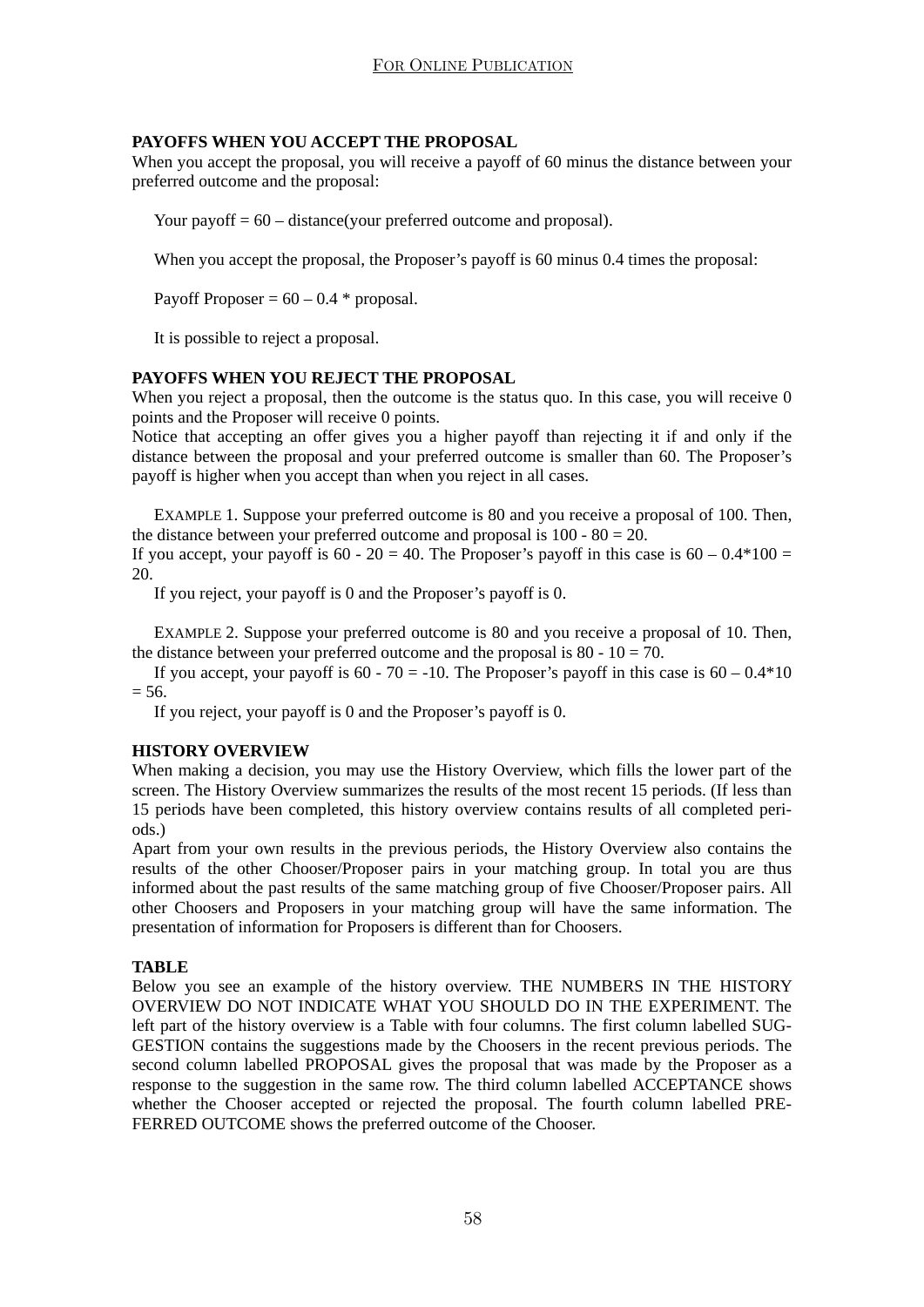**PAYOFFS WHEN YOU ACCEPT THE PROPOSAL**

When you accept the proposal, you will receive a payoff of 60 minus the distance between your preferred outcome and the proposal:

Your payoff = 60 – distance(your preferred outcome and proposal).

When you accept the proposal, the Proposer's payoff is 60 minus 0.4 times the proposal:

Payoff Proposer = 60 – 0.4 * proposal.

It is possible to reject a proposal.

**PAYOFFS WHEN YOU REJECT THE PROPOSAL**

When you reject a proposal, then the outcome is the status quo. In this case, you will receive 0 points and the Proposer will receive 0 points.

Notice that accepting an offer gives you a higher payoff than rejecting it if and only if the distance between the proposal and your preferred outcome is smaller than 60. The Proposer's payoff is higher when you accept than when you reject in all cases.

EXAMPLE 1. Suppose your preferred outcome is 80 and you receive a proposal of 100. Then, the distance between your preferred outcome and proposal is 100 - 80 = 20.

If you accept, your payoff is 60 - 20 = 40. The Proposer's payoff in this case is 60 – 0.4*100 = 20.

If you reject, your payoff is 0 and the Proposer's payoff is 0.

EXAMPLE 2. Suppose your preferred outcome is 80 and you receive a proposal of 10. Then, the distance between your preferred outcome and the proposal is 80 - 10 = 70.

If you accept, your payoff is 60 - 70 = -10. The Proposer's payoff in this case is 60 – 0.4*10 = 56.

If you reject, your payoff is 0 and the Proposer's payoff is 0.

**HISTORY OVERVIEW**

When making a decision, you may use the History Overview, which fills the lower part of the screen. The History Overview summarizes the results of the most recent 15 periods. (If less than 15 periods have been completed, this history overview contains results of all completed periods.)

Apart from your own results in the previous periods, the History Overview also contains the results of the other Chooser/Proposer pairs in your matching group. In total you are thus informed about the past results of the same matching group of five Chooser/Proposer pairs. All other Choosers and Proposers in your matching group will have the same information. The presentation of information for Proposers is different than for Choosers.

**TABLE**

Below you see an example of the history overview. THE NUMBERS IN THE HISTORY OVERVIEW DO NOT INDICATE WHAT YOU SHOULD DO IN THE EXPERIMENT. The left part of the history overview is a Table with four columns. The first column labelled SUGGESTION contains the suggestions made by the Choosers in the recent previous periods. The second column labelled PROPOSAL gives the proposal that was made by the Proposer as a response to the suggestion in the same row. The third column labelled ACCEPTANCE shows whether the Chooser accepted or rejected the proposal. The fourth column labelled PREFERRED OUTCOME shows the preferred outcome of the Chooser.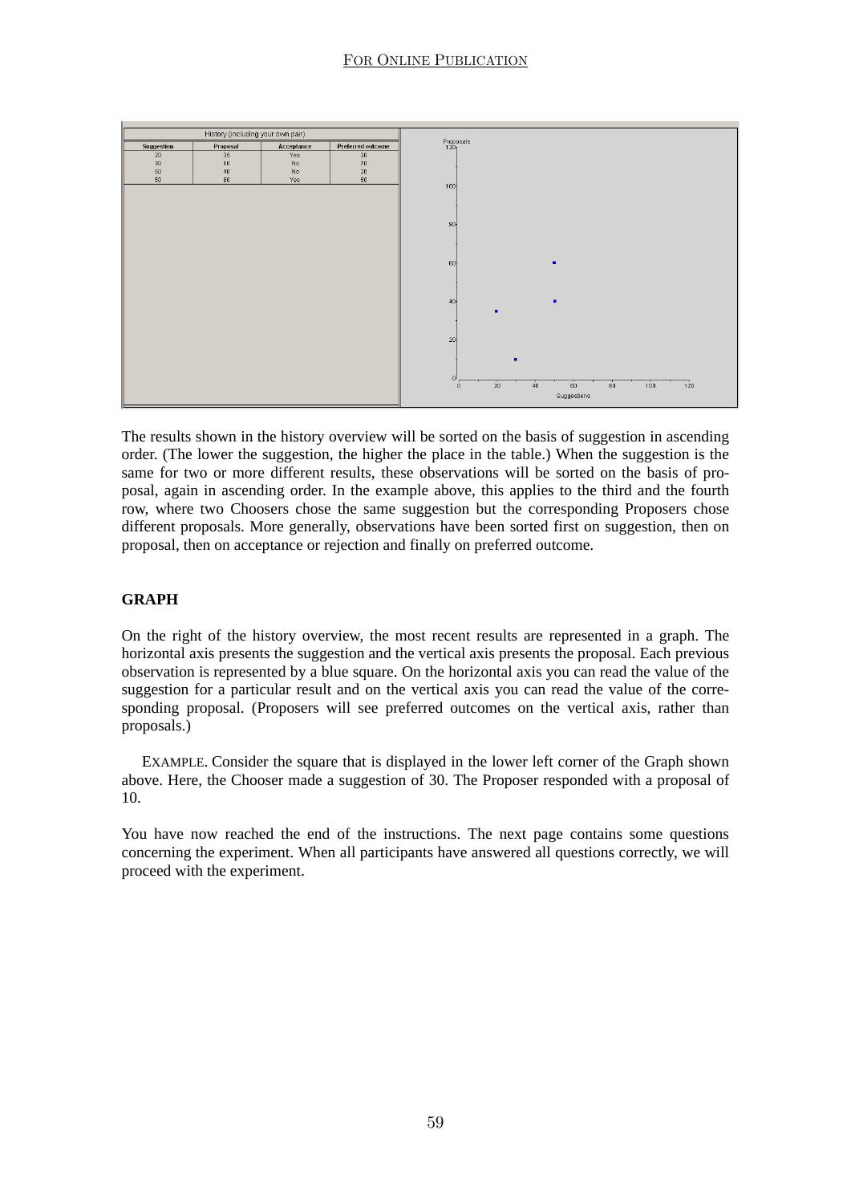| History (including your own pair) | | | |
|---|---|---|---|
| Suggestion | Proposal | Acceptance | Preferred outcome |
| 20 | 35 | Yes | 30 |
| 30 | 10 | No | 70 |
| 50 | 40 | No | 20 |
| 50 | 60 | Yes | 50 |

The results shown in the history overview will be sorted on the basis of suggestion in ascending order. (The lower the suggestion, the higher the place in the table.) When the suggestion is the same for two or more different results, these observations will be sorted on the basis of proposal, again in ascending order. In the example above, this applies to the third and the fourth row, where two Choosers chose the same suggestion but the corresponding Proposers chose different proposals. More generally, observations have been sorted first on suggestion, then on proposal, then on acceptance or rejection and finally on preferred outcome.

**GRAPH**

On the right of the history overview, the most recent results are represented in a graph. The horizontal axis presents the suggestion and the vertical axis presents the proposal. Each previous observation is represented by a blue square. On the horizontal axis you can read the value of the suggestion for a particular result and on the vertical axis you can read the value of the corresponding proposal. (Proposers will see preferred outcomes on the vertical axis, rather than proposals.)

EXAMPLE. Consider the square that is displayed in the lower left corner of the Graph shown above. Here, the Chooser made a suggestion of 30. The Proposer responded with a proposal of 10.

You have now reached the end of the instructions. The next page contains some questions concerning the experiment. When all participants have answered all questions correctly, we will proceed with the experiment.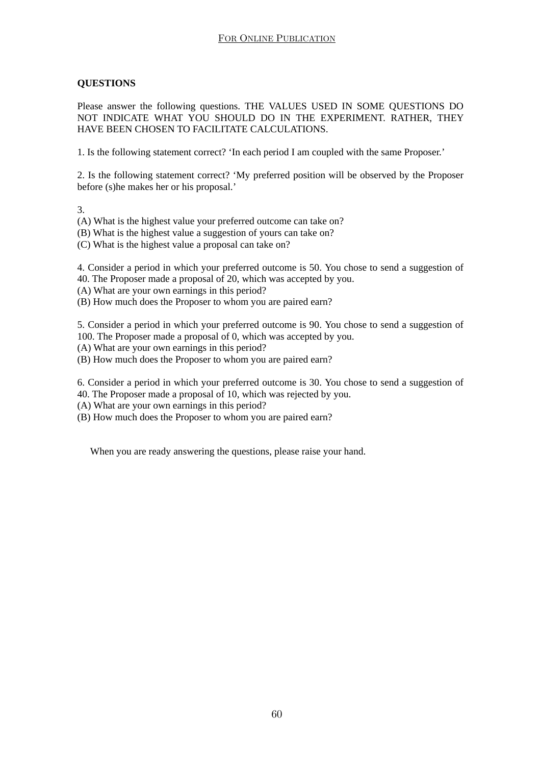**QUESTIONS**

Please answer the following questions. THE VALUES USED IN SOME QUESTIONS DO NOT INDICATE WHAT YOU SHOULD DO IN THE EXPERIMENT. RATHER, THEY HAVE BEEN CHOSEN TO FACILITATE CALCULATIONS.

1. Is the following statement correct? ‘In each period I am coupled with the same Proposer.’

2. Is the following statement correct? ‘My preferred position will be observed by the Proposer before (s)he makes her or his proposal.’

3.
(A) What is the highest value your preferred outcome can take on?
(B) What is the highest value a suggestion of yours can take on?
(C) What is the highest value a proposal can take on?

4. Consider a period in which your preferred outcome is 50. You chose to send a suggestion of 40. The Proposer made a proposal of 20, which was accepted by you.
(A) What are your own earnings in this period?
(B) How much does the Proposer to whom you are paired earn?

5. Consider a period in which your preferred outcome is 90. You chose to send a suggestion of 100. The Proposer made a proposal of 0, which was accepted by you.
(A) What are your own earnings in this period?
(B) How much does the Proposer to whom you are paired earn?

6. Consider a period in which your preferred outcome is 30. You chose to send a suggestion of 40. The Proposer made a proposal of 10, which was rejected by you.
(A) What are your own earnings in this period?
(B) How much does the Proposer to whom you are paired earn?

When you are ready answering the questions, please raise your hand.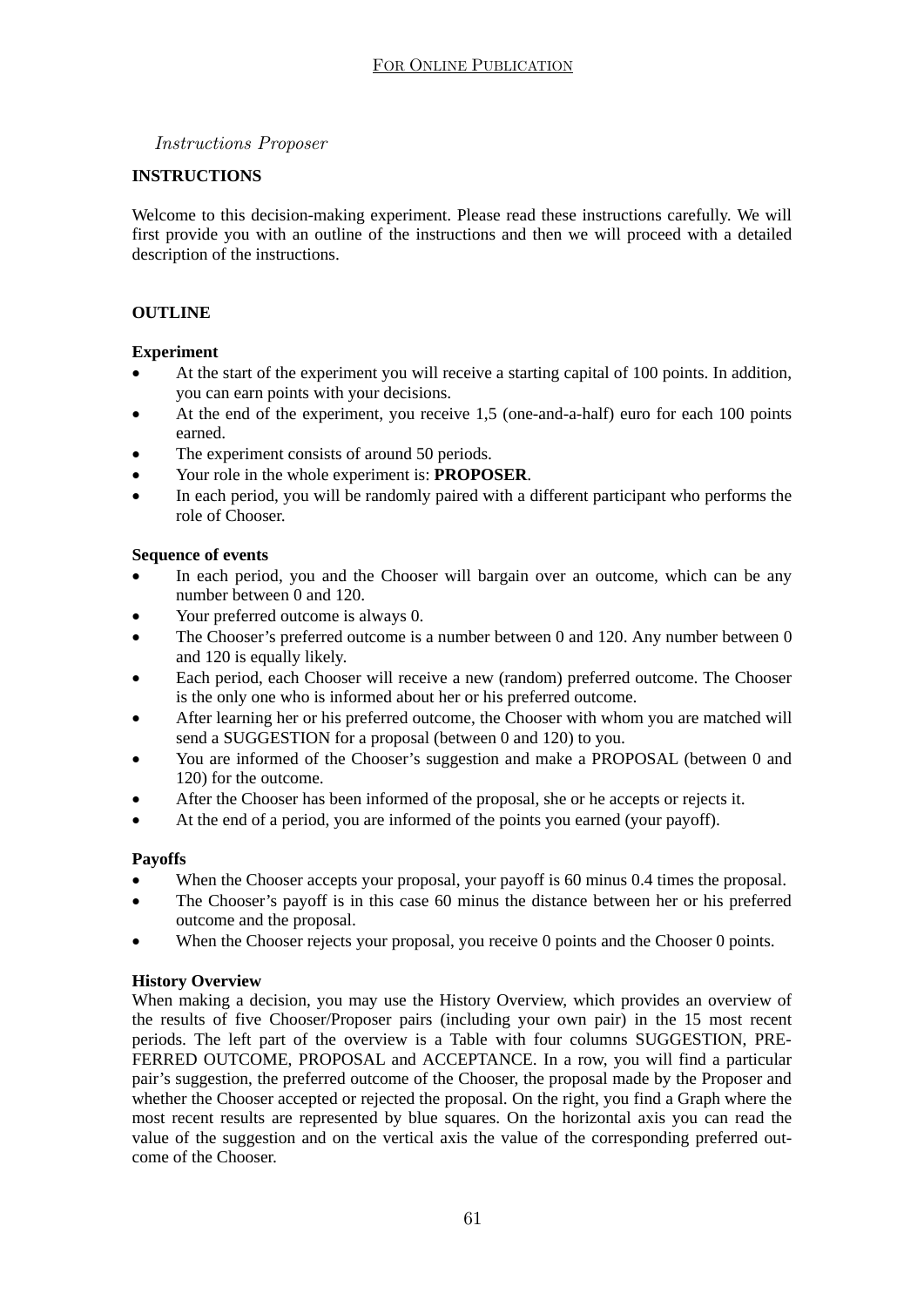*Instructions Proposer*

**INSTRUCTIONS**

Welcome to this decision-making experiment. Please read these instructions carefully. We will first provide you with an outline of the instructions and then we will proceed with a detailed description of the instructions.

**OUTLINE**

**Experiment**

- At the start of the experiment you will receive a starting capital of 100 points. In addition, you can earn points with your decisions.
- At the end of the experiment, you receive 1,5 (one-and-a-half) euro for each 100 points earned.
- The experiment consists of around 50 periods.
- Your role in the whole experiment is: **PROPOSER**.
- In each period, you will be randomly paired with a different participant who performs the role of Chooser.

**Sequence of events**

- In each period, you and the Chooser will bargain over an outcome, which can be any number between 0 and 120.
- Your preferred outcome is always 0.
- The Chooser's preferred outcome is a number between 0 and 120. Any number between 0 and 120 is equally likely.
- Each period, each Chooser will receive a new (random) preferred outcome. The Chooser is the only one who is informed about her or his preferred outcome.
- After learning her or his preferred outcome, the Chooser with whom you are matched will send a SUGGESTION for a proposal (between 0 and 120) to you.
- You are informed of the Chooser's suggestion and make a PROPOSAL (between 0 and 120) for the outcome.
- After the Chooser has been informed of the proposal, she or he accepts or rejects it.
- At the end of a period, you are informed of the points you earned (your payoff).

**Payoffs**

- When the Chooser accepts your proposal, your payoff is 60 minus 0.4 times the proposal.
- The Chooser's payoff is in this case 60 minus the distance between her or his preferred outcome and the proposal.
- When the Chooser rejects your proposal, you receive 0 points and the Chooser 0 points.

**History Overview**

When making a decision, you may use the History Overview, which provides an overview of the results of five Chooser/Proposer pairs (including your own pair) in the 15 most recent periods. The left part of the overview is a Table with four columns SUGGESTION, PREFERRED OUTCOME, PROPOSAL and ACCEPTANCE. In a row, you will find a particular pair's suggestion, the preferred outcome of the Chooser, the proposal made by the Proposer and whether the Chooser accepted or rejected the proposal. On the right, you find a Graph where the most recent results are represented by blue squares. On the horizontal axis you can read the value of the suggestion and on the vertical axis the value of the corresponding preferred outcome of the Chooser.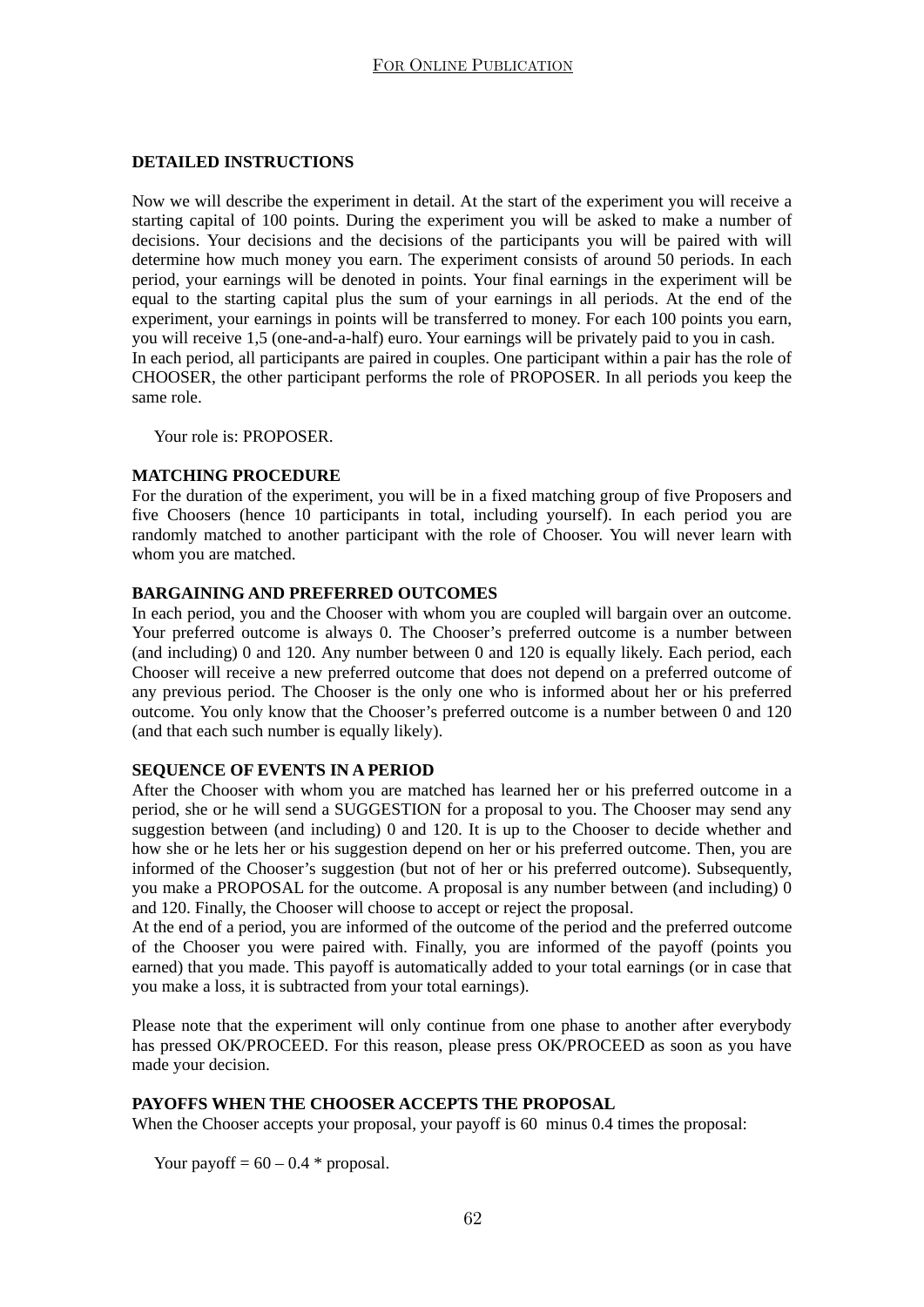## DETAILED INSTRUCTIONS

Now we will describe the experiment in detail. At the start of the experiment you will receive a starting capital of 100 points. During the experiment you will be asked to make a number of decisions. Your decisions and the decisions of the participants you will be paired with will determine how much money you earn. The experiment consists of around 50 periods. In each period, your earnings will be denoted in points. Your final earnings in the experiment will be equal to the starting capital plus the sum of your earnings in all periods. At the end of the experiment, your earnings in points will be transferred to money. For each 100 points you earn, you will receive 1,5 (one-and-a-half) euro. Your earnings will be privately paid to you in cash.
In each period, all participants are paired in couples. One participant within a pair has the role of CHOOSER, the other participant performs the role of PROPOSER. In all periods you keep the same role.

Your role is: PROPOSER.

**MATCHING PROCEDURE**
For the duration of the experiment, you will be in a fixed matching group of five Proposers and five Choosers (hence 10 participants in total, including yourself). In each period you are randomly matched to another participant with the role of Chooser. You will never learn with whom you are matched.

**BARGAINING AND PREFERRED OUTCOMES**
In each period, you and the Chooser with whom you are coupled will bargain over an outcome. Your preferred outcome is always 0. The Chooser's preferred outcome is a number between (and including) 0 and 120. Any number between 0 and 120 is equally likely. Each period, each Chooser will receive a new preferred outcome that does not depend on a preferred outcome of any previous period. The Chooser is the only one who is informed about her or his preferred outcome. You only know that the Chooser's preferred outcome is a number between 0 and 120 (and that each such number is equally likely).

**SEQUENCE OF EVENTS IN A PERIOD**
After the Chooser with whom you are matched has learned her or his preferred outcome in a period, she or he will send a SUGGESTION for a proposal to you. The Chooser may send any suggestion between (and including) 0 and 120. It is up to the Chooser to decide whether and how she or he lets her or his suggestion depend on her or his preferred outcome. Then, you are informed of the Chooser's suggestion (but not of her or his preferred outcome). Subsequently, you make a PROPOSAL for the outcome. A proposal is any number between (and including) 0 and 120. Finally, the Chooser will choose to accept or reject the proposal.
At the end of a period, you are informed of the outcome of the period and the preferred outcome of the Chooser you were paired with. Finally, you are informed of the payoff (points you earned) that you made. This payoff is automatically added to your total earnings (or in case that you make a loss, it is subtracted from your total earnings).

Please note that the experiment will only continue from one phase to another after everybody has pressed OK/PROCEED. For this reason, please press OK/PROCEED as soon as you have made your decision.

**PAYOFFS WHEN THE CHOOSER ACCEPTS THE PROPOSAL**
When the Chooser accepts your proposal, your payoff is 60 minus 0.4 times the proposal:

Your payoff = 60 – 0.4 * proposal.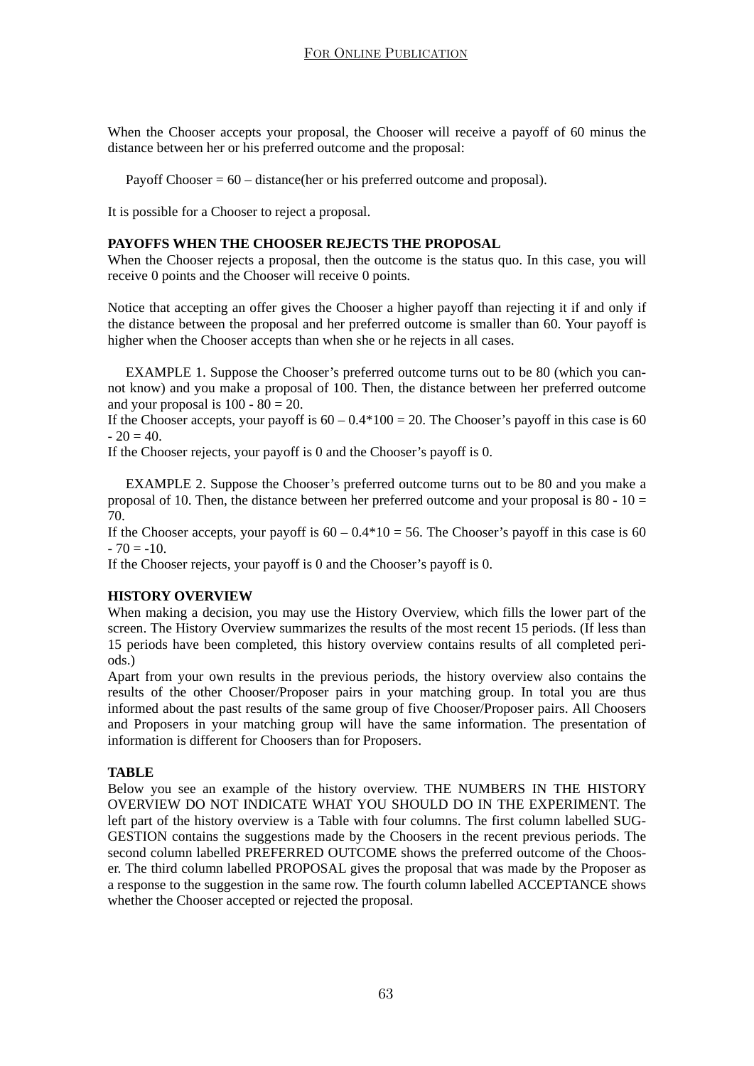When the Chooser accepts your proposal, the Chooser will receive a payoff of 60 minus the distance between her or his preferred outcome and the proposal:

Payoff Chooser = 60 – distance(her or his preferred outcome and proposal).

It is possible for a Chooser to reject a proposal.

**PAYOFFS WHEN THE CHOOSER REJECTS THE PROPOSAL**

When the Chooser rejects a proposal, then the outcome is the status quo. In this case, you will receive 0 points and the Chooser will receive 0 points.

Notice that accepting an offer gives the Chooser a higher payoff than rejecting it if and only if the distance between the proposal and her preferred outcome is smaller than 60. Your payoff is higher when the Chooser accepts than when she or he rejects in all cases.

EXAMPLE 1. Suppose the Chooser's preferred outcome turns out to be 80 (which you cannot know) and you make a proposal of 100. Then, the distance between her preferred outcome and your proposal is 100 - 80 = 20.
If the Chooser accepts, your payoff is 60 – 0.4*100 = 20. The Chooser's payoff in this case is 60 - 20 = 40.
If the Chooser rejects, your payoff is 0 and the Chooser's payoff is 0.

EXAMPLE 2. Suppose the Chooser's preferred outcome turns out to be 80 and you make a proposal of 10. Then, the distance between her preferred outcome and your proposal is 80 - 10 = 70.
If the Chooser accepts, your payoff is 60 – 0.4*10 = 56. The Chooser's payoff in this case is 60 - 70 = -10.
If the Chooser rejects, your payoff is 0 and the Chooser's payoff is 0.

**HISTORY OVERVIEW**

When making a decision, you may use the History Overview, which fills the lower part of the screen. The History Overview summarizes the results of the most recent 15 periods. (If less than 15 periods have been completed, this history overview contains results of all completed periods.)
Apart from your own results in the previous periods, the history overview also contains the results of the other Chooser/Proposer pairs in your matching group. In total you are thus informed about the past results of the same group of five Chooser/Proposer pairs. All Choosers and Proposers in your matching group will have the same information. The presentation of information is different for Choosers than for Proposers.

**TABLE**

Below you see an example of the history overview. THE NUMBERS IN THE HISTORY OVERVIEW DO NOT INDICATE WHAT YOU SHOULD DO IN THE EXPERIMENT. The left part of the history overview is a Table with four columns. The first column labelled SUGGESTION contains the suggestions made by the Choosers in the recent previous periods. The second column labelled PREFERRED OUTCOME shows the preferred outcome of the Chooser. The third column labelled PROPOSAL gives the proposal that was made by the Proposer as a response to the suggestion in the same row. The fourth column labelled ACCEPTANCE shows whether the Chooser accepted or rejected the proposal.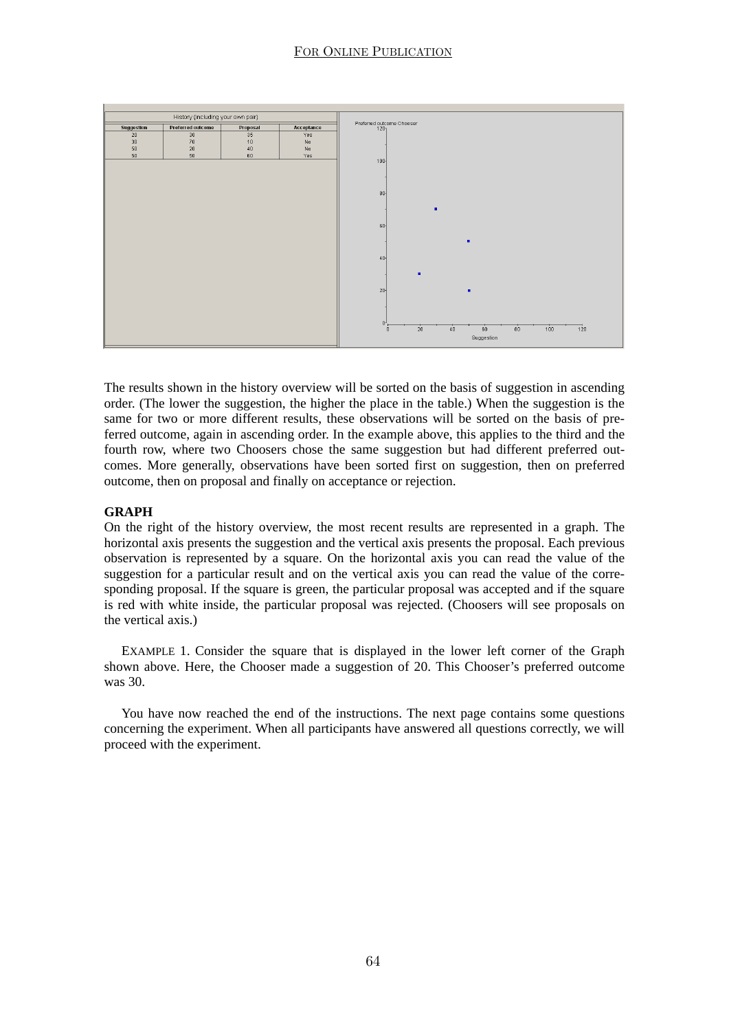| History (including your own pair) | | | |
|---|---|---|---|
| Suggestion | Preferred outcome | Proposal | Acceptance |
| 20 | 30 | 35 | Yes |
| 30 | 70 | 10 | No |
| 50 | 20 | 40 | No |
| 50 | 50 | 60 | Yes |

The results shown in the history overview will be sorted on the basis of suggestion in ascending order. (The lower the suggestion, the higher the place in the table.) When the suggestion is the same for two or more different results, these observations will be sorted on the basis of preferred outcome, again in ascending order. In the example above, this applies to the third and the fourth row, where two Choosers chose the same suggestion but had different preferred outcomes. More generally, observations have been sorted first on suggestion, then on preferred outcome, then on proposal and finally on acceptance or rejection.

**GRAPH**

On the right of the history overview, the most recent results are represented in a graph. The horizontal axis presents the suggestion and the vertical axis presents the proposal. Each previous observation is represented by a square. On the horizontal axis you can read the value of the suggestion for a particular result and on the vertical axis you can read the value of the corresponding proposal. If the square is green, the particular proposal was accepted and if the square is red with white inside, the particular proposal was rejected. (Choosers will see proposals on the vertical axis.)

EXAMPLE 1. Consider the square that is displayed in the lower left corner of the Graph shown above. Here, the Chooser made a suggestion of 20. This Chooser's preferred outcome was 30.

You have now reached the end of the instructions. The next page contains some questions concerning the experiment. When all participants have answered all questions correctly, we will proceed with the experiment.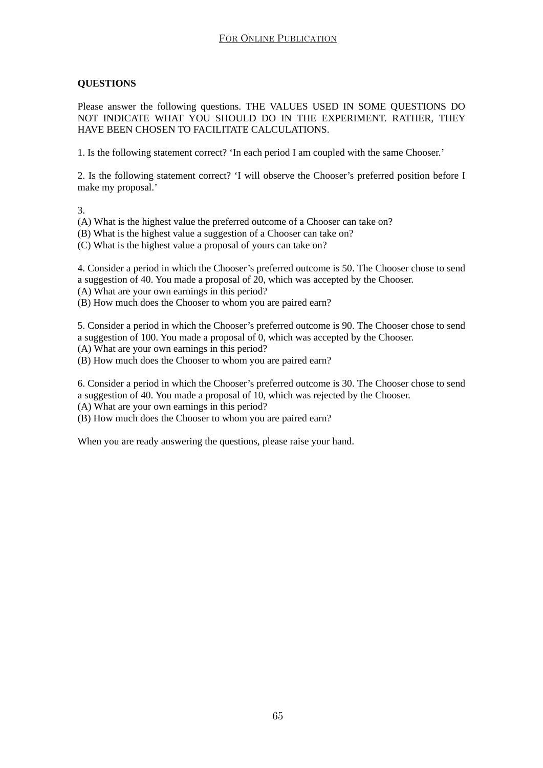**QUESTIONS**

Please answer the following questions. THE VALUES USED IN SOME QUESTIONS DO NOT INDICATE WHAT YOU SHOULD DO IN THE EXPERIMENT. RATHER, THEY HAVE BEEN CHOSEN TO FACILITATE CALCULATIONS.

1. Is the following statement correct? ‘In each period I am coupled with the same Chooser.’

2. Is the following statement correct? ‘I will observe the Chooser’s preferred position before I make my proposal.’

3.
(A) What is the highest value the preferred outcome of a Chooser can take on?
(B) What is the highest value a suggestion of a Chooser can take on?
(C) What is the highest value a proposal of yours can take on?

4. Consider a period in which the Chooser’s preferred outcome is 50. The Chooser chose to send a suggestion of 40. You made a proposal of 20, which was accepted by the Chooser.
(A) What are your own earnings in this period?
(B) How much does the Chooser to whom you are paired earn?

5. Consider a period in which the Chooser’s preferred outcome is 90. The Chooser chose to send a suggestion of 100. You made a proposal of 0, which was accepted by the Chooser.
(A) What are your own earnings in this period?
(B) How much does the Chooser to whom you are paired earn?

6. Consider a period in which the Chooser’s preferred outcome is 30. The Chooser chose to send a suggestion of 40. You made a proposal of 10, which was rejected by the Chooser.
(A) What are your own earnings in this period?
(B) How much does the Chooser to whom you are paired earn?

When you are ready answering the questions, please raise your hand.